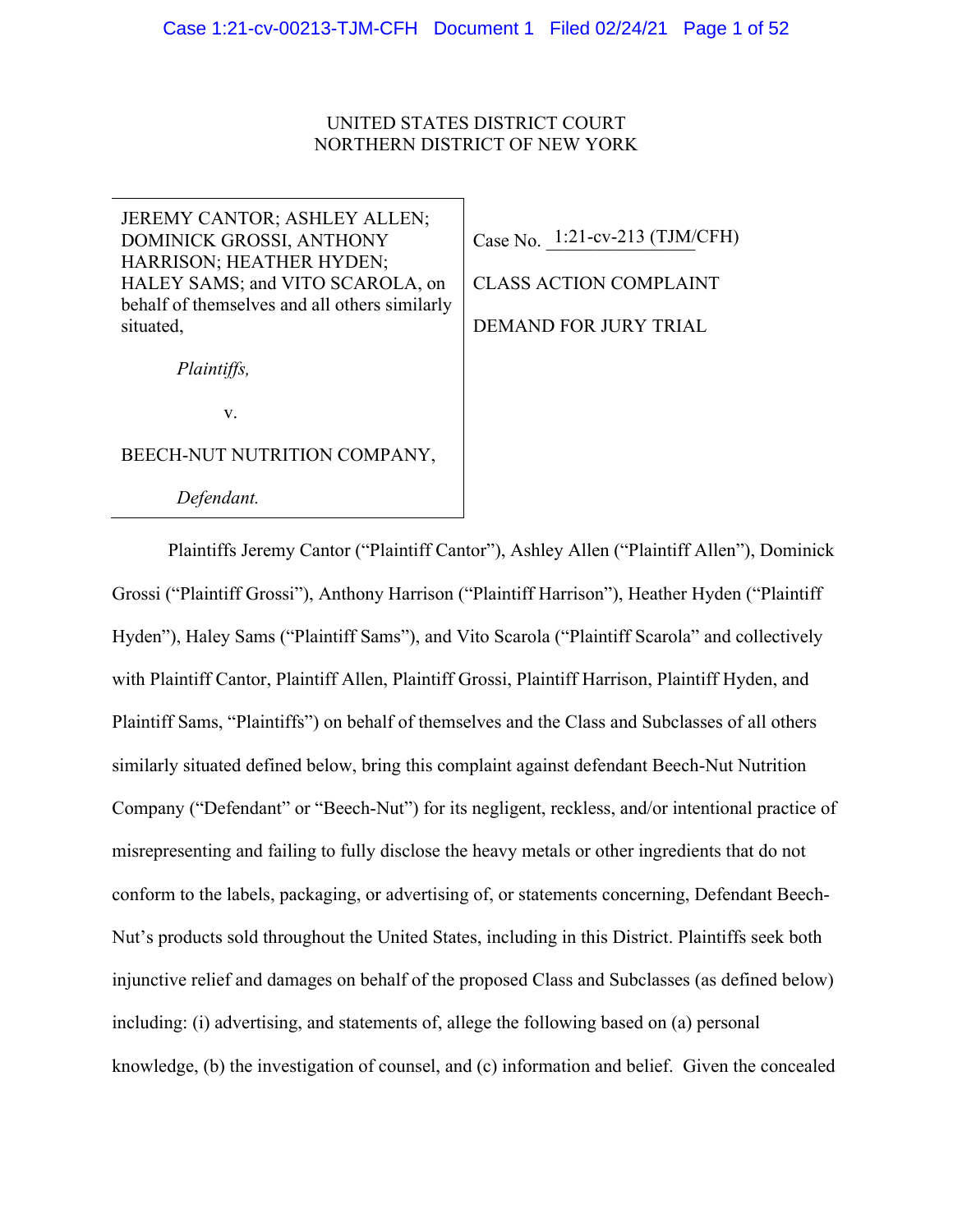UNITED STATES DISTRICT COURT
NORTHERN DISTRICT OF NEW YORK

| | |
|---|---|
| JEREMY CANTOR; ASHLEY ALLEN; DOMINICK GROSSI, ANTHONY HARRISON; HEATHER HYDEN; HALEY SAMS; and VITO SCAROLA, on behalf of themselves and all others similarly situated,<br><br>*Plaintiffs,*<br><br>v.<br><br>BEECH-NUT NUTRITION COMPANY,<br><br>*Defendant.* | Case No. 1:21-cv-213 (TJM/CFH)<br><br>CLASS ACTION COMPLAINT<br><br>DEMAND FOR JURY TRIAL |

Plaintiffs Jeremy Cantor ("Plaintiff Cantor"), Ashley Allen ("Plaintiff Allen"), Dominick Grossi ("Plaintiff Grossi"), Anthony Harrison ("Plaintiff Harrison"), Heather Hyden ("Plaintiff Hyden"), Haley Sams ("Plaintiff Sams"), and Vito Scarola ("Plaintiff Scarola" and collectively with Plaintiff Cantor, Plaintiff Allen, Plaintiff Grossi, Plaintiff Harrison, Plaintiff Hyden, and Plaintiff Sams, "Plaintiffs") on behalf of themselves and the Class and Subclasses of all others similarly situated defined below, bring this complaint against defendant Beech-Nut Nutrition Company ("Defendant" or "Beech-Nut") for its negligent, reckless, and/or intentional practice of misrepresenting and failing to fully disclose the heavy metals or other ingredients that do not conform to the labels, packaging, or advertising of, or statements concerning, Defendant Beech-Nut's products sold throughout the United States, including in this District. Plaintiffs seek both injunctive relief and damages on behalf of the proposed Class and Subclasses (as defined below) including: (i) advertising, and statements of, allege the following based on (a) personal knowledge, (b) the investigation of counsel, and (c) information and belief. Given the concealed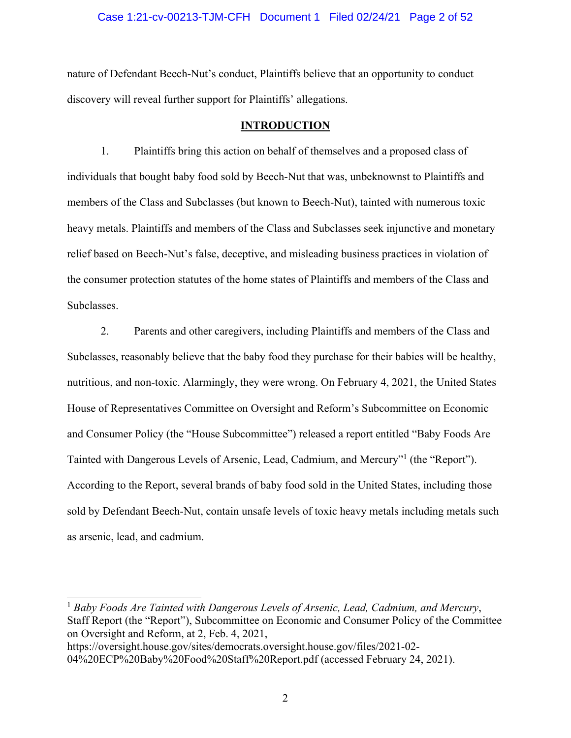nature of Defendant Beech-Nut's conduct, Plaintiffs believe that an opportunity to conduct discovery will reveal further support for Plaintiffs' allegations.

## INTRODUCTION

1. Plaintiffs bring this action on behalf of themselves and a proposed class of individuals that bought baby food sold by Beech-Nut that was, unbeknownst to Plaintiffs and members of the Class and Subclasses (but known to Beech-Nut), tainted with numerous toxic heavy metals. Plaintiffs and members of the Class and Subclasses seek injunctive and monetary relief based on Beech-Nut's false, deceptive, and misleading business practices in violation of the consumer protection statutes of the home states of Plaintiffs and members of the Class and Subclasses.

2. Parents and other caregivers, including Plaintiffs and members of the Class and Subclasses, reasonably believe that the baby food they purchase for their babies will be healthy, nutritious, and non-toxic. Alarmingly, they were wrong. On February 4, 2021, the United States House of Representatives Committee on Oversight and Reform's Subcommittee on Economic and Consumer Policy (the "House Subcommittee") released a report entitled "Baby Foods Are Tainted with Dangerous Levels of Arsenic, Lead, Cadmium, and Mercury"[1] (the "Report"). According to the Report, several brands of baby food sold in the United States, including those sold by Defendant Beech-Nut, contain unsafe levels of toxic heavy metals including metals such as arsenic, lead, and cadmium.

---

[1] *Baby Foods Are Tainted with Dangerous Levels of Arsenic, Lead, Cadmium, and Mercury*, Staff Report (the "Report"), Subcommittee on Economic and Consumer Policy of the Committee on Oversight and Reform, at 2, Feb. 4, 2021, https://oversight.house.gov/sites/democrats.oversight.house.gov/files/2021-02-04%20ECP%20Baby%20Food%20Staff%20Report.pdf (accessed February 24, 2021).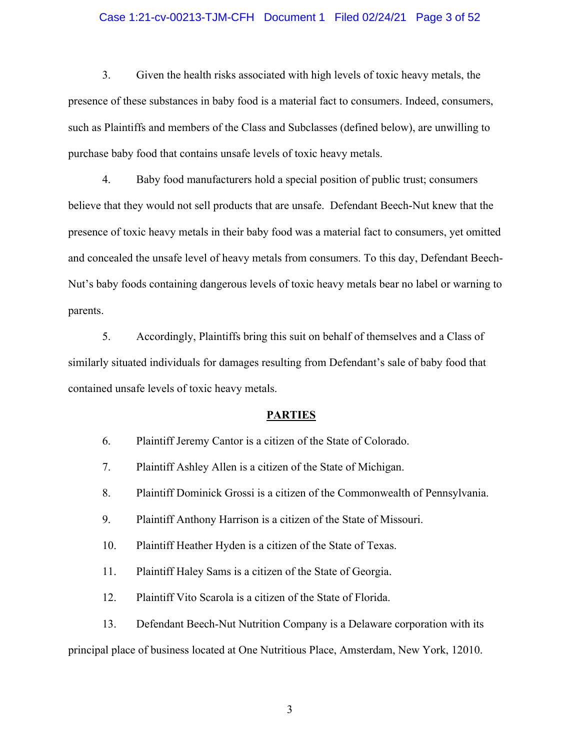3. Given the health risks associated with high levels of toxic heavy metals, the presence of these substances in baby food is a material fact to consumers. Indeed, consumers, such as Plaintiffs and members of the Class and Subclasses (defined below), are unwilling to purchase baby food that contains unsafe levels of toxic heavy metals.

4. Baby food manufacturers hold a special position of public trust; consumers believe that they would not sell products that are unsafe. Defendant Beech-Nut knew that the presence of toxic heavy metals in their baby food was a material fact to consumers, yet omitted and concealed the unsafe level of heavy metals from consumers. To this day, Defendant Beech-Nut's baby foods containing dangerous levels of toxic heavy metals bear no label or warning to parents.

5. Accordingly, Plaintiffs bring this suit on behalf of themselves and a Class of similarly situated individuals for damages resulting from Defendant's sale of baby food that contained unsafe levels of toxic heavy metals.

## PARTIES

6. Plaintiff Jeremy Cantor is a citizen of the State of Colorado.

7. Plaintiff Ashley Allen is a citizen of the State of Michigan.

8. Plaintiff Dominick Grossi is a citizen of the Commonwealth of Pennsylvania.

9. Plaintiff Anthony Harrison is a citizen of the State of Missouri.

10. Plaintiff Heather Hyden is a citizen of the State of Texas.

11. Plaintiff Haley Sams is a citizen of the State of Georgia.

12. Plaintiff Vito Scarola is a citizen of the State of Florida.

13. Defendant Beech-Nut Nutrition Company is a Delaware corporation with its principal place of business located at One Nutritious Place, Amsterdam, New York, 12010.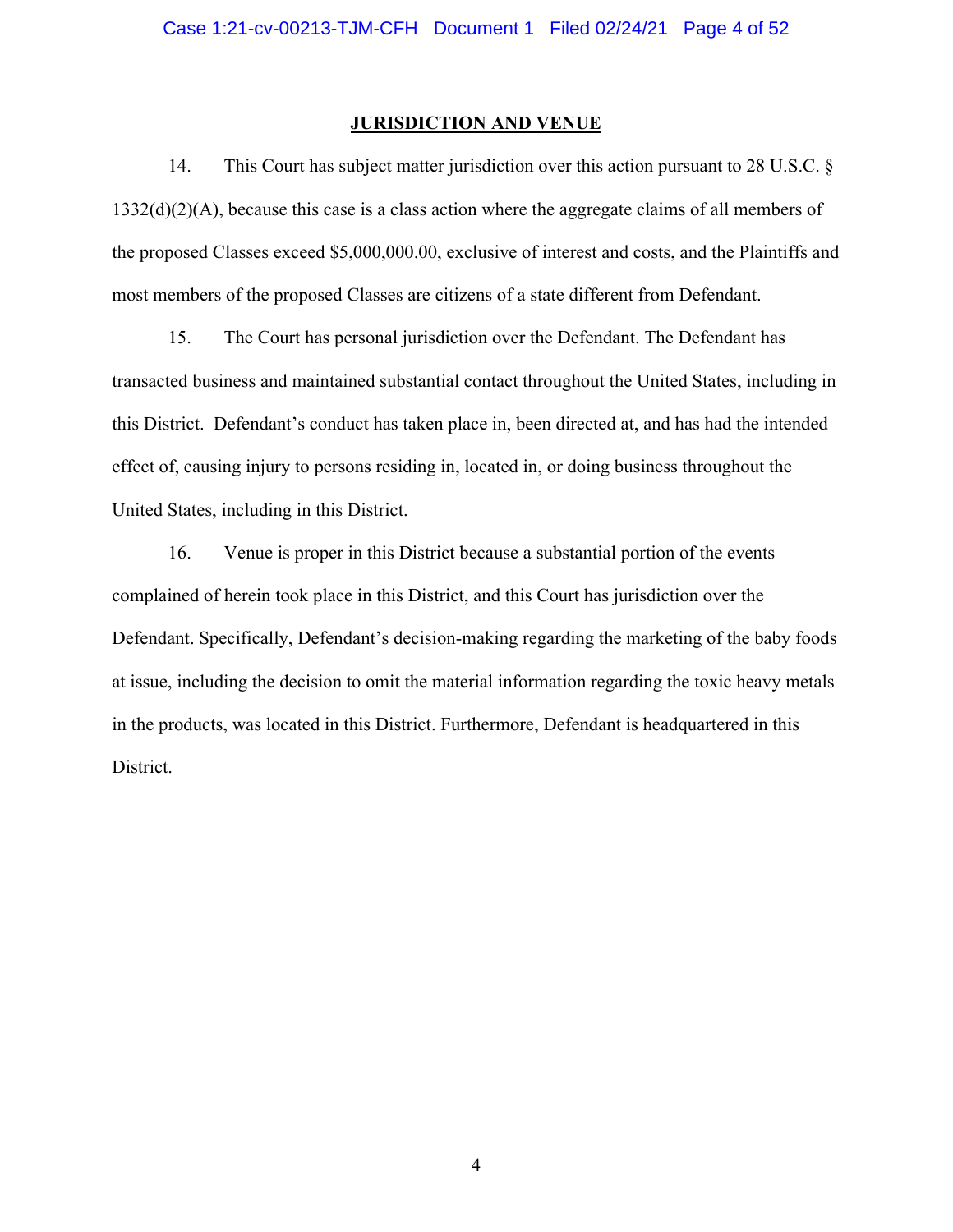## JURISDICTION AND VENUE

14. This Court has subject matter jurisdiction over this action pursuant to 28 U.S.C. § 1332(d)(2)(A), because this case is a class action where the aggregate claims of all members of the proposed Classes exceed $5,000,000.00, exclusive of interest and costs, and the Plaintiffs and most members of the proposed Classes are citizens of a state different from Defendant.

15. The Court has personal jurisdiction over the Defendant. The Defendant has transacted business and maintained substantial contact throughout the United States, including in this District. Defendant's conduct has taken place in, been directed at, and has had the intended effect of, causing injury to persons residing in, located in, or doing business throughout the United States, including in this District.

16. Venue is proper in this District because a substantial portion of the events complained of herein took place in this District, and this Court has jurisdiction over the Defendant. Specifically, Defendant's decision-making regarding the marketing of the baby foods at issue, including the decision to omit the material information regarding the toxic heavy metals in the products, was located in this District. Furthermore, Defendant is headquartered in this District.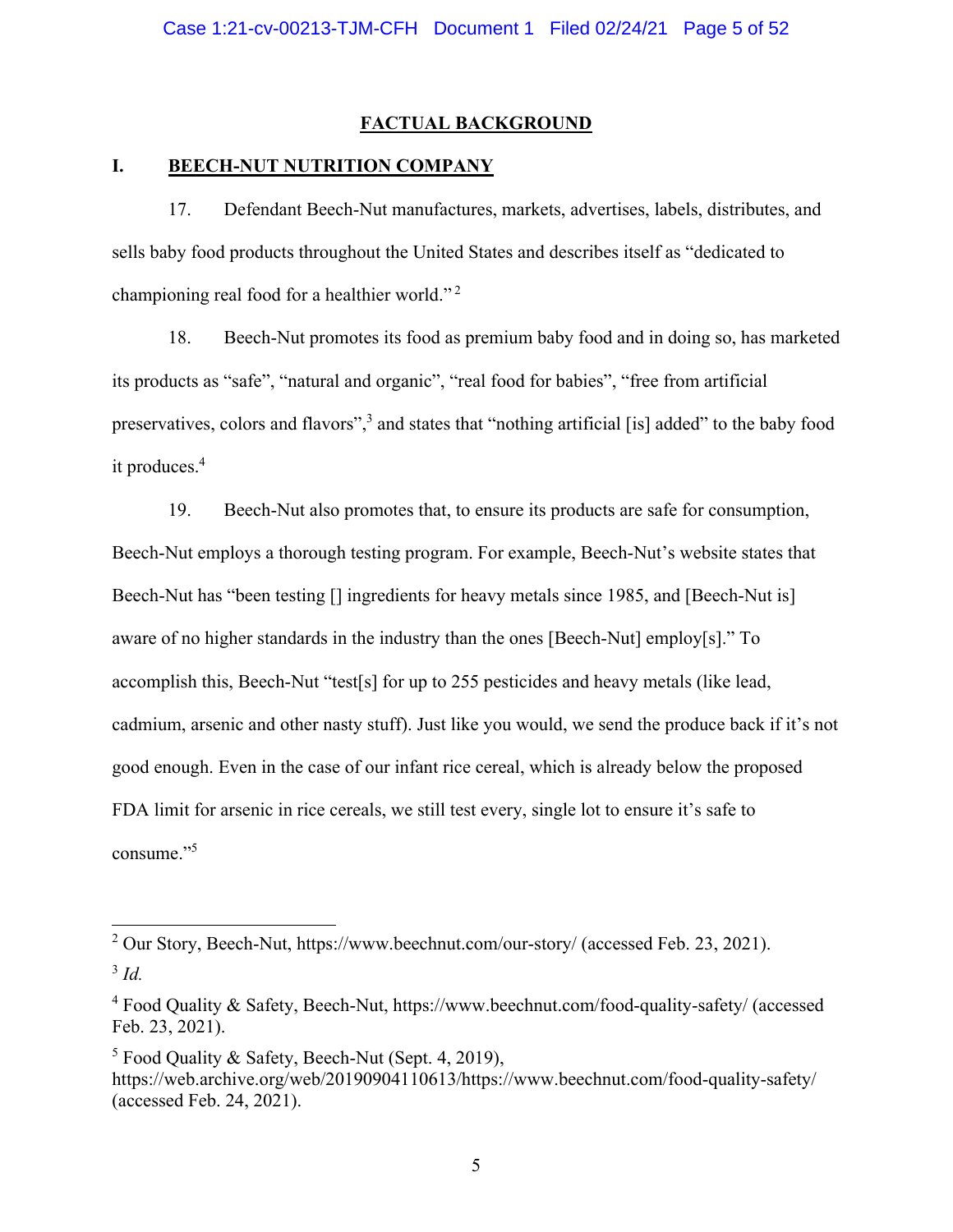## FACTUAL BACKGROUND

### I. BEECH-NUT NUTRITION COMPANY

17. Defendant Beech-Nut manufactures, markets, advertises, labels, distributes, and sells baby food products throughout the United States and describes itself as "dedicated to championing real food for a healthier world."[2]

18. Beech-Nut promotes its food as premium baby food and in doing so, has marketed its products as "safe", "natural and organic", "real food for babies", "free from artificial preservatives, colors and flavors",[3] and states that "nothing artificial [is] added" to the baby food it produces.[4]

19. Beech-Nut also promotes that, to ensure its products are safe for consumption, Beech-Nut employs a thorough testing program. For example, Beech-Nut's website states that Beech-Nut has "been testing [] ingredients for heavy metals since 1985, and [Beech-Nut is] aware of no higher standards in the industry than the ones [Beech-Nut] employ[s]." To accomplish this, Beech-Nut "test[s] for up to 255 pesticides and heavy metals (like lead, cadmium, arsenic and other nasty stuff). Just like you would, we send the produce back if it's not good enough. Even in the case of our infant rice cereal, which is already below the proposed FDA limit for arsenic in rice cereals, we still test every, single lot to ensure it's safe to consume."[5]

---

[2] Our Story, Beech-Nut, https://www.beechnut.com/our-story/ (accessed Feb. 23, 2021).

[3] *Id.*

[4] Food Quality & Safety, Beech-Nut, https://www.beechnut.com/food-quality-safety/ (accessed Feb. 23, 2021).

[5] Food Quality & Safety, Beech-Nut (Sept. 4, 2019), https://web.archive.org/web/20190904110613/https://www.beechnut.com/food-quality-safety/ (accessed Feb. 24, 2021).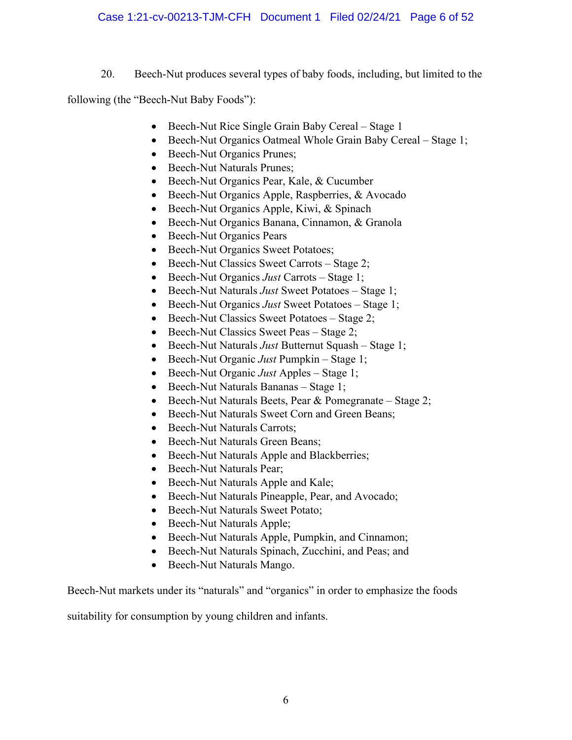20. Beech-Nut produces several types of baby foods, including, but limited to the following (the "Beech-Nut Baby Foods"):

- Beech-Nut Rice Single Grain Baby Cereal – Stage 1
- Beech-Nut Organics Oatmeal Whole Grain Baby Cereal – Stage 1;
- Beech-Nut Organics Prunes;
- Beech-Nut Naturals Prunes;
- Beech-Nut Organics Pear, Kale, & Cucumber
- Beech-Nut Organics Apple, Raspberries, & Avocado
- Beech-Nut Organics Apple, Kiwi, & Spinach
- Beech-Nut Organics Banana, Cinnamon, & Granola
- Beech-Nut Organics Pears
- Beech-Nut Organics Sweet Potatoes;
- Beech-Nut Classics Sweet Carrots – Stage 2;
- Beech-Nut Organics *Just* Carrots – Stage 1;
- Beech-Nut Naturals *Just* Sweet Potatoes – Stage 1;
- Beech-Nut Organics *Just* Sweet Potatoes – Stage 1;
- Beech-Nut Classics Sweet Potatoes – Stage 2;
- Beech-Nut Classics Sweet Peas – Stage 2;
- Beech-Nut Naturals *Just* Butternut Squash – Stage 1;
- Beech-Nut Organic *Just* Pumpkin – Stage 1;
- Beech-Nut Organic *Just* Apples – Stage 1;
- Beech-Nut Naturals Bananas – Stage 1;
- Beech-Nut Naturals Beets, Pear & Pomegranate – Stage 2;
- Beech-Nut Naturals Sweet Corn and Green Beans;
- Beech-Nut Naturals Carrots;
- Beech-Nut Naturals Green Beans;
- Beech-Nut Naturals Apple and Blackberries;
- Beech-Nut Naturals Pear;
- Beech-Nut Naturals Apple and Kale;
- Beech-Nut Naturals Pineapple, Pear, and Avocado;
- Beech-Nut Naturals Sweet Potato;
- Beech-Nut Naturals Apple;
- Beech-Nut Naturals Apple, Pumpkin, and Cinnamon;
- Beech-Nut Naturals Spinach, Zucchini, and Peas; and
- Beech-Nut Naturals Mango.

Beech-Nut markets under its "naturals" and "organics" in order to emphasize the foods suitability for consumption by young children and infants.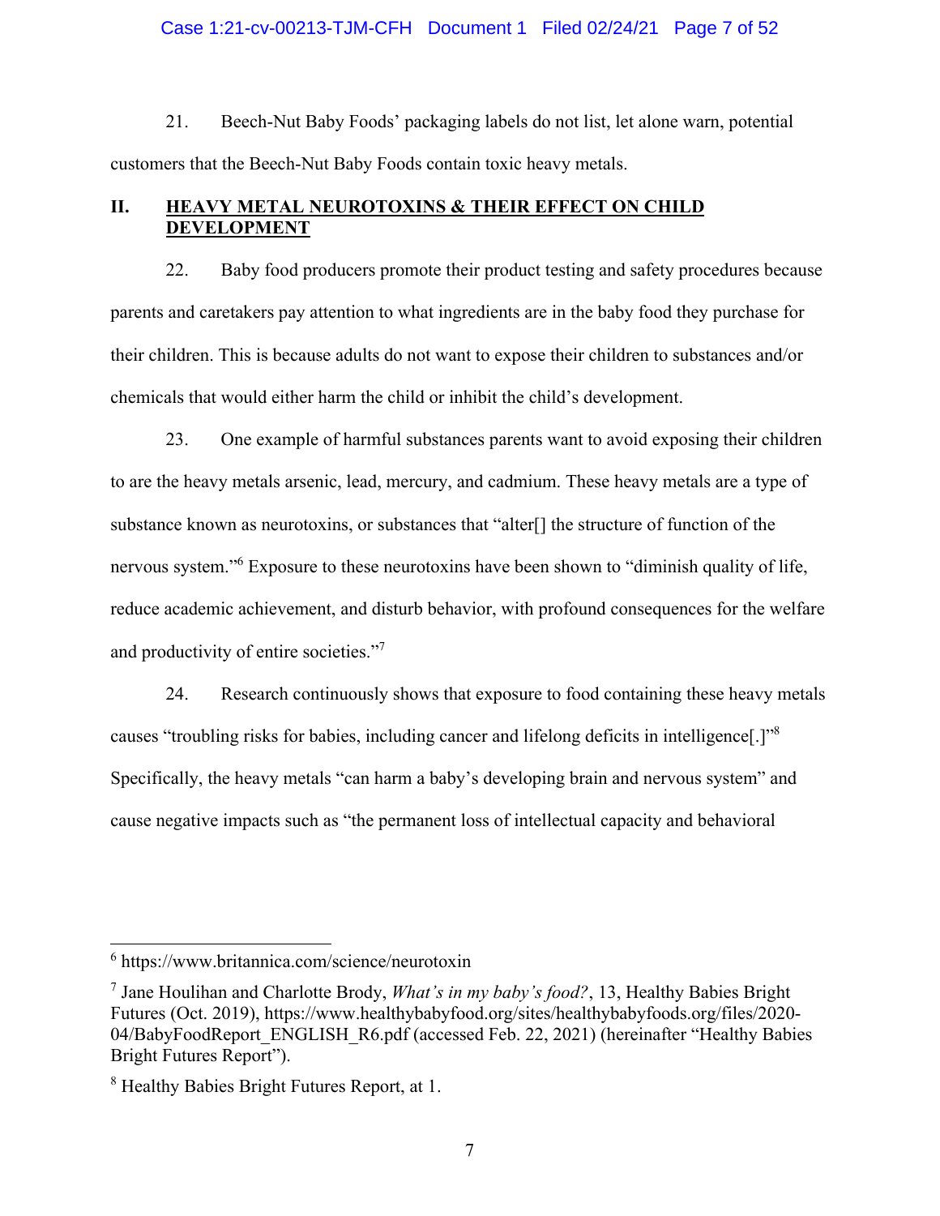21. Beech-Nut Baby Foods' packaging labels do not list, let alone warn, potential customers that the Beech-Nut Baby Foods contain toxic heavy metals.

## II. HEAVY METAL NEUROTOXINS & THEIR EFFECT ON CHILD DEVELOPMENT

22. Baby food producers promote their product testing and safety procedures because parents and caretakers pay attention to what ingredients are in the baby food they purchase for their children. This is because adults do not want to expose their children to substances and/or chemicals that would either harm the child or inhibit the child's development.

23. One example of harmful substances parents want to avoid exposing their children to are the heavy metals arsenic, lead, mercury, and cadmium. These heavy metals are a type of substance known as neurotoxins, or substances that "alter[] the structure of function of the nervous system."[6] Exposure to these neurotoxins have been shown to "diminish quality of life, reduce academic achievement, and disturb behavior, with profound consequences for the welfare and productivity of entire societies."[7]

24. Research continuously shows that exposure to food containing these heavy metals causes "troubling risks for babies, including cancer and lifelong deficits in intelligence[.]"[8] Specifically, the heavy metals "can harm a baby's developing brain and nervous system" and cause negative impacts such as "the permanent loss of intellectual capacity and behavioral

---

[6] https://www.britannica.com/science/neurotoxin

[7] Jane Houlihan and Charlotte Brody, *What's in my baby's food?*, 13, Healthy Babies Bright Futures (Oct. 2019), https://www.healthybabyfood.org/sites/healthybabyfoods.org/files/2020-04/BabyFoodReport_ENGLISH_R6.pdf (accessed Feb. 22, 2021) (hereinafter "Healthy Babies Bright Futures Report").

[8] Healthy Babies Bright Futures Report, at 1.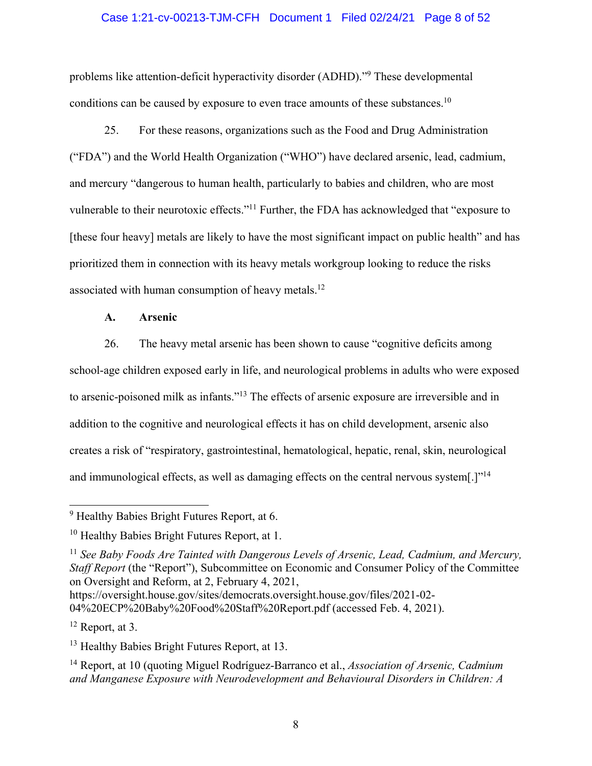problems like attention-deficit hyperactivity disorder (ADHD)."[9] These developmental conditions can be caused by exposure to even trace amounts of these substances.[10]

25. For these reasons, organizations such as the Food and Drug Administration ("FDA") and the World Health Organization ("WHO") have declared arsenic, lead, cadmium, and mercury "dangerous to human health, particularly to babies and children, who are most vulnerable to their neurotoxic effects."[11] Further, the FDA has acknowledged that "exposure to [these four heavy] metals are likely to have the most significant impact on public health" and has prioritized them in connection with its heavy metals workgroup looking to reduce the risks associated with human consumption of heavy metals.[12]

**A. Arsenic**

26. The heavy metal arsenic has been shown to cause "cognitive deficits among school-age children exposed early in life, and neurological problems in adults who were exposed to arsenic-poisoned milk as infants."[13] The effects of arsenic exposure are irreversible and in addition to the cognitive and neurological effects it has on child development, arsenic also creates a risk of "respiratory, gastrointestinal, hematological, hepatic, renal, skin, neurological and immunological effects, as well as damaging effects on the central nervous system[.]"[14]

---

[9] Healthy Babies Bright Futures Report, at 6.

[10] Healthy Babies Bright Futures Report, at 1.

[11] *See Baby Foods Are Tainted with Dangerous Levels of Arsenic, Lead, Cadmium, and Mercury, Staff Report* (the "Report"), Subcommittee on Economic and Consumer Policy of the Committee on Oversight and Reform, at 2, February 4, 2021, https://oversight.house.gov/sites/democrats.oversight.house.gov/files/2021-02-04%20ECP%20Baby%20Food%20Staff%20Report.pdf (accessed Feb. 4, 2021).

[12] Report, at 3.

[13] Healthy Babies Bright Futures Report, at 13.

[14] Report, at 10 (quoting Miguel Rodríguez-Barranco et al., *Association of Arsenic, Cadmium and Manganese Exposure with Neurodevelopment and Behavioural Disorders in Children: A*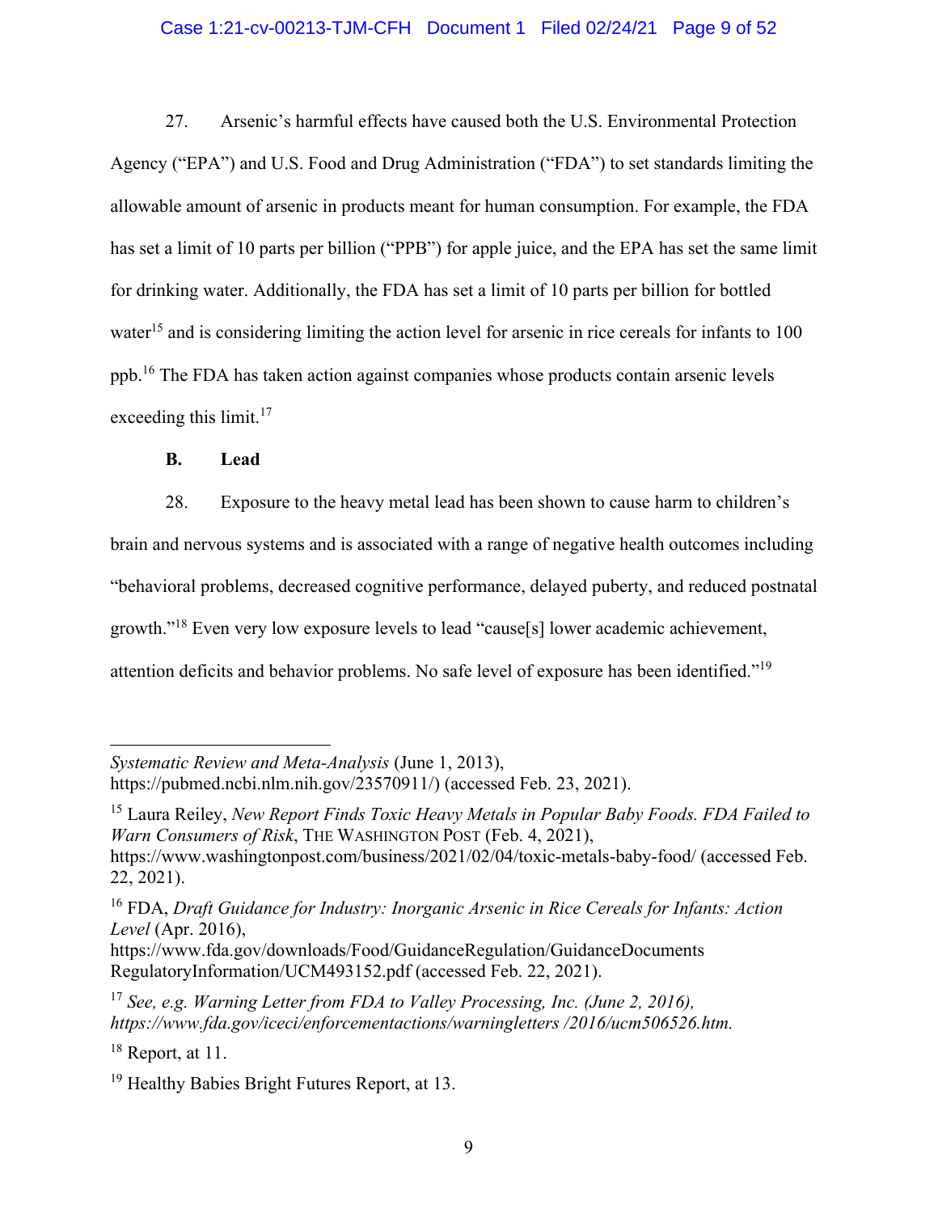27. Arsenic's harmful effects have caused both the U.S. Environmental Protection Agency ("EPA") and U.S. Food and Drug Administration ("FDA") to set standards limiting the allowable amount of arsenic in products meant for human consumption. For example, the FDA has set a limit of 10 parts per billion ("PPB") for apple juice, and the EPA has set the same limit for drinking water. Additionally, the FDA has set a limit of 10 parts per billion for bottled water[15] and is considering limiting the action level for arsenic in rice cereals for infants to 100 ppb.[16] The FDA has taken action against companies whose products contain arsenic levels exceeding this limit.[17]

**B. Lead**

28. Exposure to the heavy metal lead has been shown to cause harm to children's brain and nervous systems and is associated with a range of negative health outcomes including "behavioral problems, decreased cognitive performance, delayed puberty, and reduced postnatal growth."[18] Even very low exposure levels to lead "cause[s] lower academic achievement, attention deficits and behavior problems. No safe level of exposure has been identified."[19]

---

*Systematic Review and Meta-Analysis* (June 1, 2013), https://pubmed.ncbi.nlm.nih.gov/23570911/) (accessed Feb. 23, 2021).

[15] Laura Reiley, *New Report Finds Toxic Heavy Metals in Popular Baby Foods. FDA Failed to Warn Consumers of Risk*, THE WASHINGTON POST (Feb. 4, 2021), https://www.washingtonpost.com/business/2021/02/04/toxic-metals-baby-food/ (accessed Feb. 22, 2021).

[16] FDA, *Draft Guidance for Industry: Inorganic Arsenic in Rice Cereals for Infants: Action Level* (Apr. 2016), https://www.fda.gov/downloads/Food/GuidanceRegulation/GuidanceDocuments RegulatoryInformation/UCM493152.pdf (accessed Feb. 22, 2021).

[17] *See, e.g. Warning Letter from FDA to Valley Processing, Inc. (June 2, 2016), https://www.fda.gov/iceci/enforcementactions/warningletters /2016/ucm506526.htm.*

[18] Report, at 11.

[19] Healthy Babies Bright Futures Report, at 13.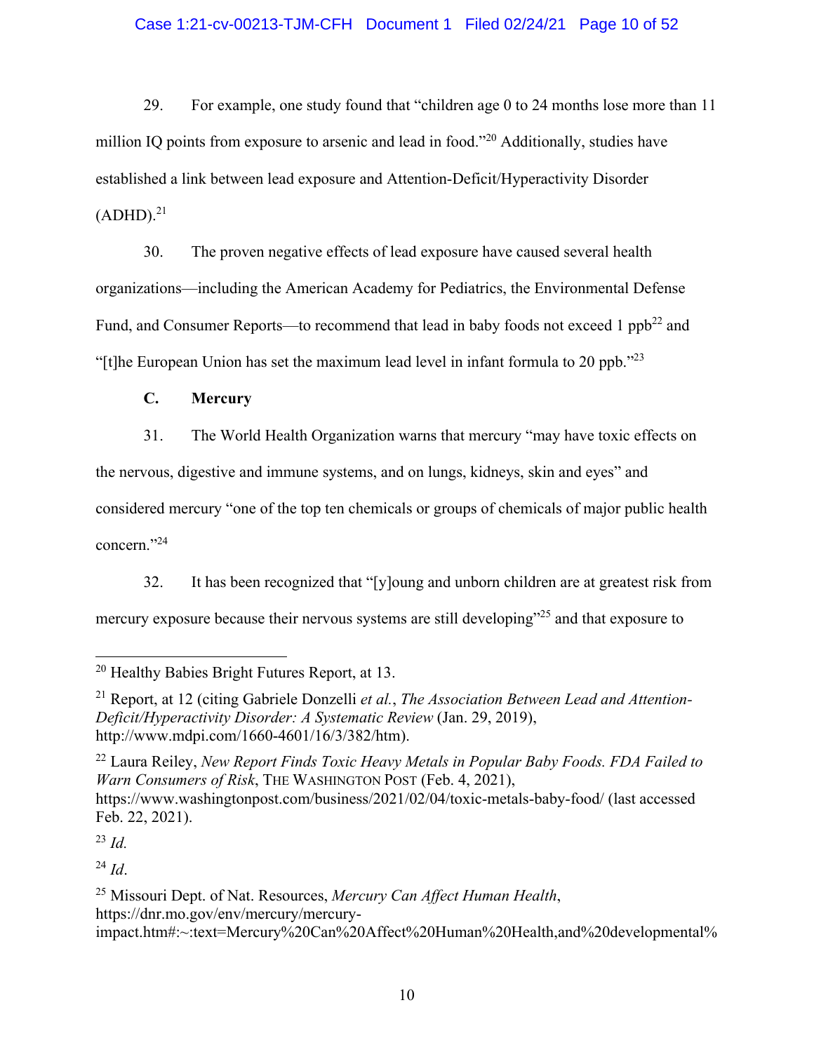29. For example, one study found that "children age 0 to 24 months lose more than 11 million IQ points from exposure to arsenic and lead in food."[20] Additionally, studies have established a link between lead exposure and Attention-Deficit/Hyperactivity Disorder (ADHD).[21]

30. The proven negative effects of lead exposure have caused several health organizations—including the American Academy for Pediatrics, the Environmental Defense Fund, and Consumer Reports—to recommend that lead in baby foods not exceed 1 ppb[22] and "[t]he European Union has set the maximum lead level in infant formula to 20 ppb."[23]

### C. Mercury

31. The World Health Organization warns that mercury "may have toxic effects on the nervous, digestive and immune systems, and on lungs, kidneys, skin and eyes" and considered mercury "one of the top ten chemicals or groups of chemicals of major public health concern."[24]

32. It has been recognized that "[y]oung and unborn children are at greatest risk from mercury exposure because their nervous systems are still developing"[25] and that exposure to

---

[20] Healthy Babies Bright Futures Report, at 13.

[21] Report, at 12 (citing Gabriele Donzelli *et al.*, *The Association Between Lead and Attention-Deficit/Hyperactivity Disorder: A Systematic Review* (Jan. 29, 2019), http://www.mdpi.com/1660-4601/16/3/382/htm).

[22] Laura Reiley, *New Report Finds Toxic Heavy Metals in Popular Baby Foods. FDA Failed to Warn Consumers of Risk*, THE WASHINGTON POST (Feb. 4, 2021), https://www.washingtonpost.com/business/2021/02/04/toxic-metals-baby-food/ (last accessed Feb. 22, 2021).

[23] *Id.*

[24] *Id*.

[25] Missouri Dept. of Nat. Resources, *Mercury Can Affect Human Health*, https://dnr.mo.gov/env/mercury/mercury-impact.htm#:~:text=Mercury%20Can%20Affect%20Human%20Health,and%20developmental%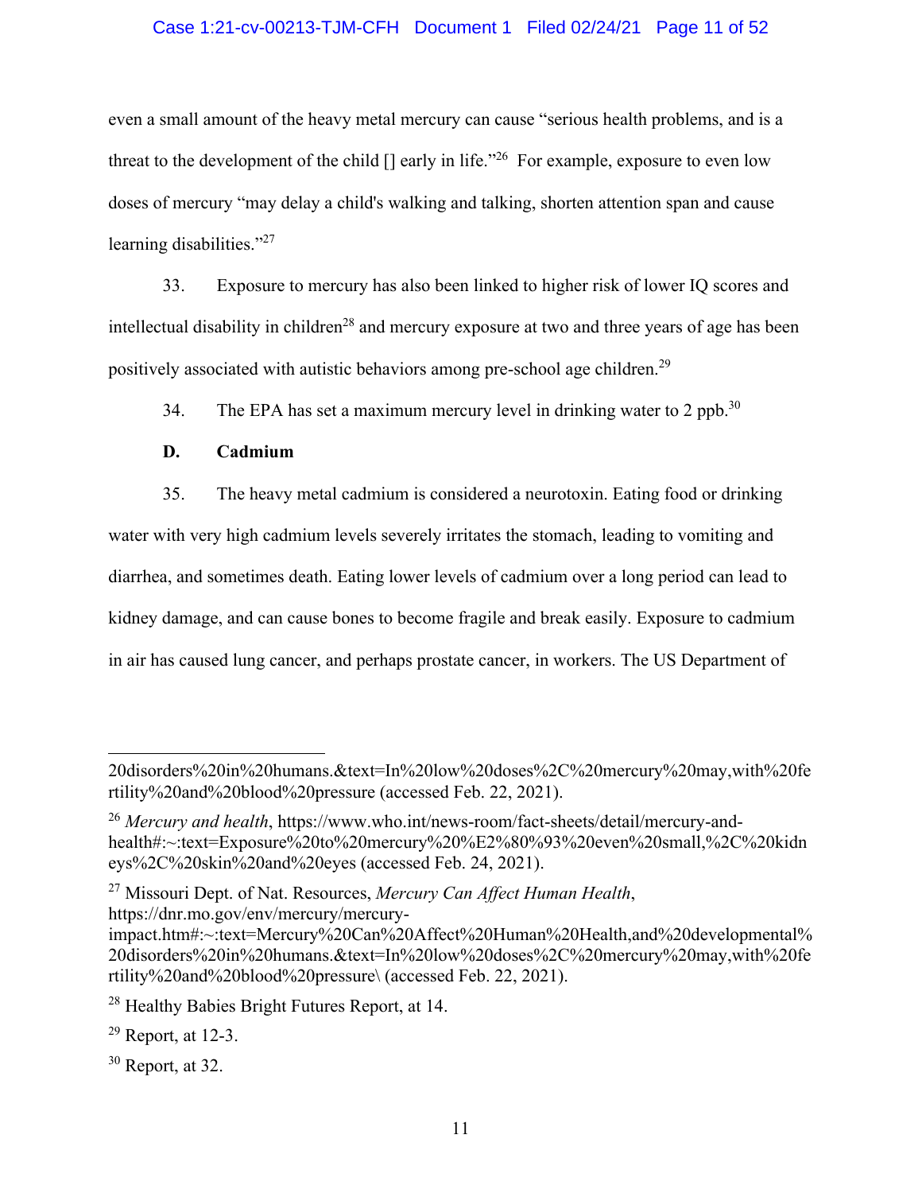even a small amount of the heavy metal mercury can cause "serious health problems, and is a threat to the development of the child [] early in life."[26] For example, exposure to even low doses of mercury "may delay a child's walking and talking, shorten attention span and cause learning disabilities."[27]

33. Exposure to mercury has also been linked to higher risk of lower IQ scores and intellectual disability in children[28] and mercury exposure at two and three years of age has been positively associated with autistic behaviors among pre-school age children.[29]

34. The EPA has set a maximum mercury level in drinking water to 2 ppb.[30]

**D. Cadmium**

35. The heavy metal cadmium is considered a neurotoxin. Eating food or drinking water with very high cadmium levels severely irritates the stomach, leading to vomiting and diarrhea, and sometimes death. Eating lower levels of cadmium over a long period can lead to kidney damage, and can cause bones to become fragile and break easily. Exposure to cadmium in air has caused lung cancer, and perhaps prostate cancer, in workers. The US Department of

---

20disorders%20in%20humans.&text=In%20low%20doses%2C%20mercury%20may,with%20fertility%20and%20blood%20pressure (accessed Feb. 22, 2021).

[26] *Mercury and health*, https://www.who.int/news-room/fact-sheets/detail/mercury-and-health#:~:text=Exposure%20to%20mercury%20%E2%80%93%20even%20small,%2C%20kidneys%2C%20skin%20and%20eyes (accessed Feb. 24, 2021).

[27] Missouri Dept. of Nat. Resources, *Mercury Can Affect Human Health*, https://dnr.mo.gov/env/mercury/mercury-impact.htm#:~:text=Mercury%20Can%20Affect%20Human%20Health,and%20developmental%20disorders%20in%20humans.&text=In%20low%20doses%2C%20mercury%20may,with%20fertility%20and%20blood%20pressure\ (accessed Feb. 22, 2021).

[28] Healthy Babies Bright Futures Report, at 14.

[29] Report, at 12-3.

[30] Report, at 32.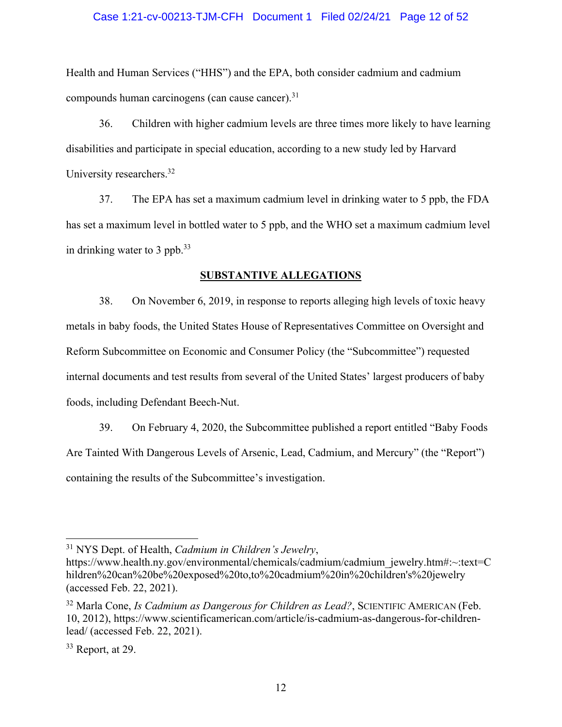Health and Human Services ("HHS") and the EPA, both consider cadmium and cadmium compounds human carcinogens (can cause cancer).[31]

36. Children with higher cadmium levels are three times more likely to have learning disabilities and participate in special education, according to a new study led by Harvard University researchers.[32]

37. The EPA has set a maximum cadmium level in drinking water to 5 ppb, the FDA has set a maximum level in bottled water to 5 ppb, and the WHO set a maximum cadmium level in drinking water to 3 ppb.[33]

## SUBSTANTIVE ALLEGATIONS

38. On November 6, 2019, in response to reports alleging high levels of toxic heavy metals in baby foods, the United States House of Representatives Committee on Oversight and Reform Subcommittee on Economic and Consumer Policy (the "Subcommittee") requested internal documents and test results from several of the United States' largest producers of baby foods, including Defendant Beech-Nut.

39. On February 4, 2020, the Subcommittee published a report entitled "Baby Foods Are Tainted With Dangerous Levels of Arsenic, Lead, Cadmium, and Mercury" (the "Report") containing the results of the Subcommittee's investigation.

---

[31] NYS Dept. of Health, *Cadmium in Children's Jewelry*, https://www.health.ny.gov/environmental/chemicals/cadmium/cadmium_jewelry.htm#:~:text=Children%20can%20be%20exposed%20to,to%20cadmium%20in%20children's%20jewelry (accessed Feb. 22, 2021).

[32] Marla Cone, *Is Cadmium as Dangerous for Children as Lead?*, SCIENTIFIC AMERICAN (Feb. 10, 2012), https://www.scientificamerican.com/article/is-cadmium-as-dangerous-for-children-lead/ (accessed Feb. 22, 2021).

[33] Report, at 29.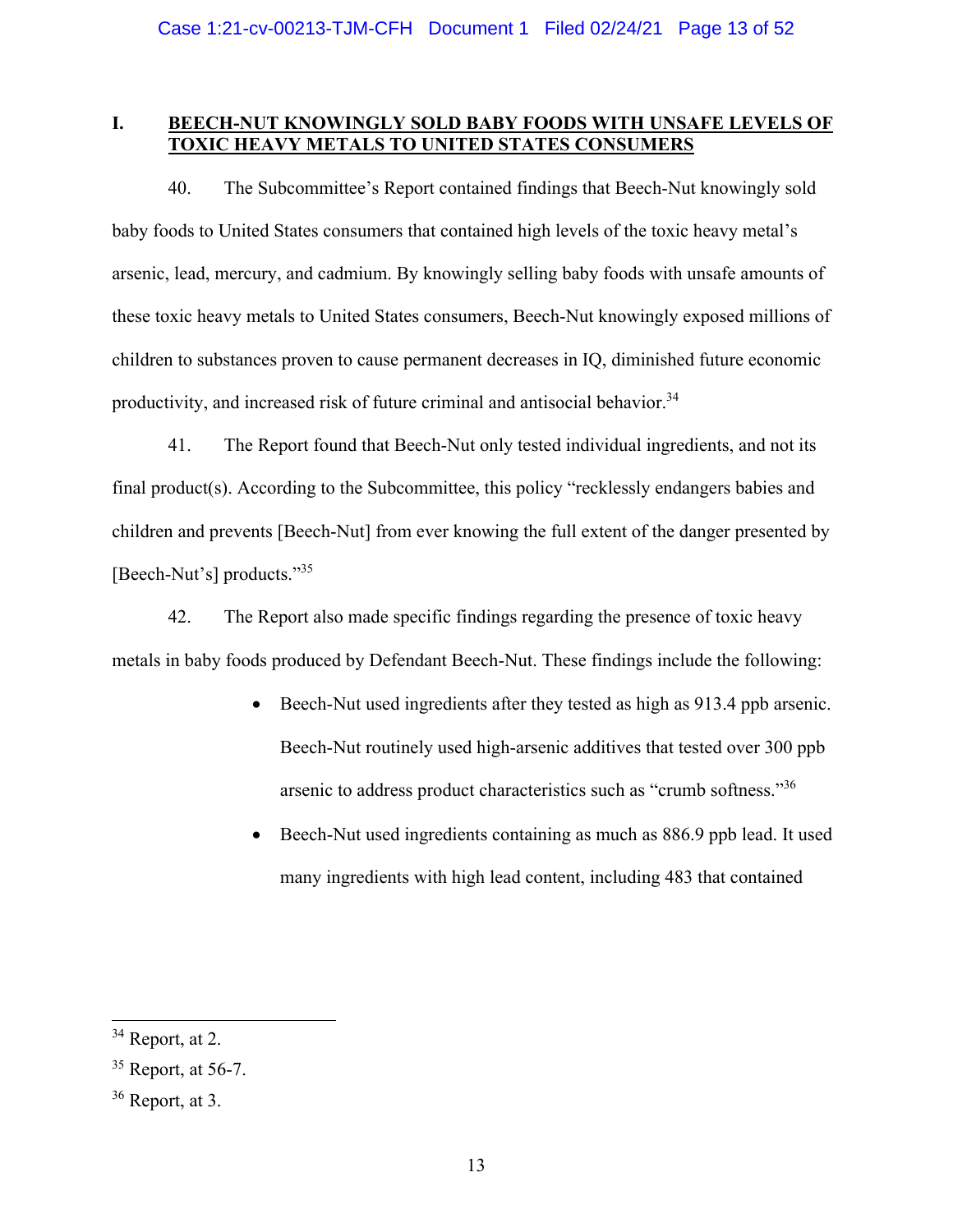## I. BEECH-NUT KNOWINGLY SOLD BABY FOODS WITH UNSAFE LEVELS OF TOXIC HEAVY METALS TO UNITED STATES CONSUMERS

40. The Subcommittee's Report contained findings that Beech-Nut knowingly sold baby foods to United States consumers that contained high levels of the toxic heavy metal's arsenic, lead, mercury, and cadmium. By knowingly selling baby foods with unsafe amounts of these toxic heavy metals to United States consumers, Beech-Nut knowingly exposed millions of children to substances proven to cause permanent decreases in IQ, diminished future economic productivity, and increased risk of future criminal and antisocial behavior.[34]

41. The Report found that Beech-Nut only tested individual ingredients, and not its final product(s). According to the Subcommittee, this policy "recklessly endangers babies and children and prevents [Beech-Nut] from ever knowing the full extent of the danger presented by [Beech-Nut's] products."[35]

42. The Report also made specific findings regarding the presence of toxic heavy metals in baby foods produced by Defendant Beech-Nut. These findings include the following:

- Beech-Nut used ingredients after they tested as high as 913.4 ppb arsenic. Beech-Nut routinely used high-arsenic additives that tested over 300 ppb arsenic to address product characteristics such as "crumb softness."[36]
- Beech-Nut used ingredients containing as much as 886.9 ppb lead. It used many ingredients with high lead content, including 483 that contained

---

[34] Report, at 2.

[35] Report, at 56-7.

[36] Report, at 3.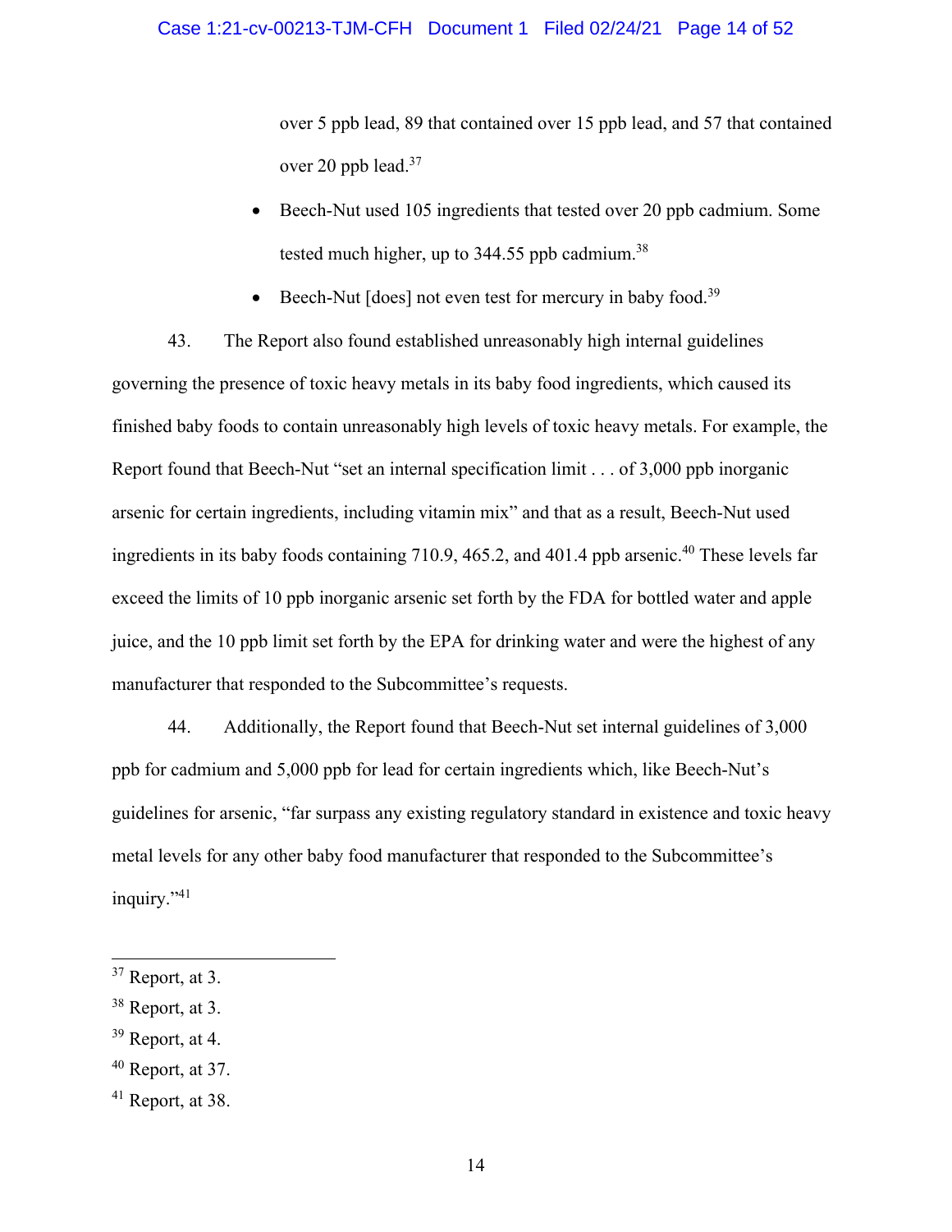over 5 ppb lead, 89 that contained over 15 ppb lead, and 57 that contained over 20 ppb lead.[37]

- Beech-Nut used 105 ingredients that tested over 20 ppb cadmium. Some tested much higher, up to 344.55 ppb cadmium.[38]
- Beech-Nut [does] not even test for mercury in baby food.[39]

43. The Report also found established unreasonably high internal guidelines governing the presence of toxic heavy metals in its baby food ingredients, which caused its finished baby foods to contain unreasonably high levels of toxic heavy metals. For example, the Report found that Beech-Nut "set an internal specification limit . . . of 3,000 ppb inorganic arsenic for certain ingredients, including vitamin mix" and that as a result, Beech-Nut used ingredients in its baby foods containing 710.9, 465.2, and 401.4 ppb arsenic.[40] These levels far exceed the limits of 10 ppb inorganic arsenic set forth by the FDA for bottled water and apple juice, and the 10 ppb limit set forth by the EPA for drinking water and were the highest of any manufacturer that responded to the Subcommittee's requests.

44. Additionally, the Report found that Beech-Nut set internal guidelines of 3,000 ppb for cadmium and 5,000 ppb for lead for certain ingredients which, like Beech-Nut's guidelines for arsenic, "far surpass any existing regulatory standard in existence and toxic heavy metal levels for any other baby food manufacturer that responded to the Subcommittee's inquiry."[41]

---

[37] Report, at 3.

[38] Report, at 3.

[39] Report, at 4.

[40] Report, at 37.

[41] Report, at 38.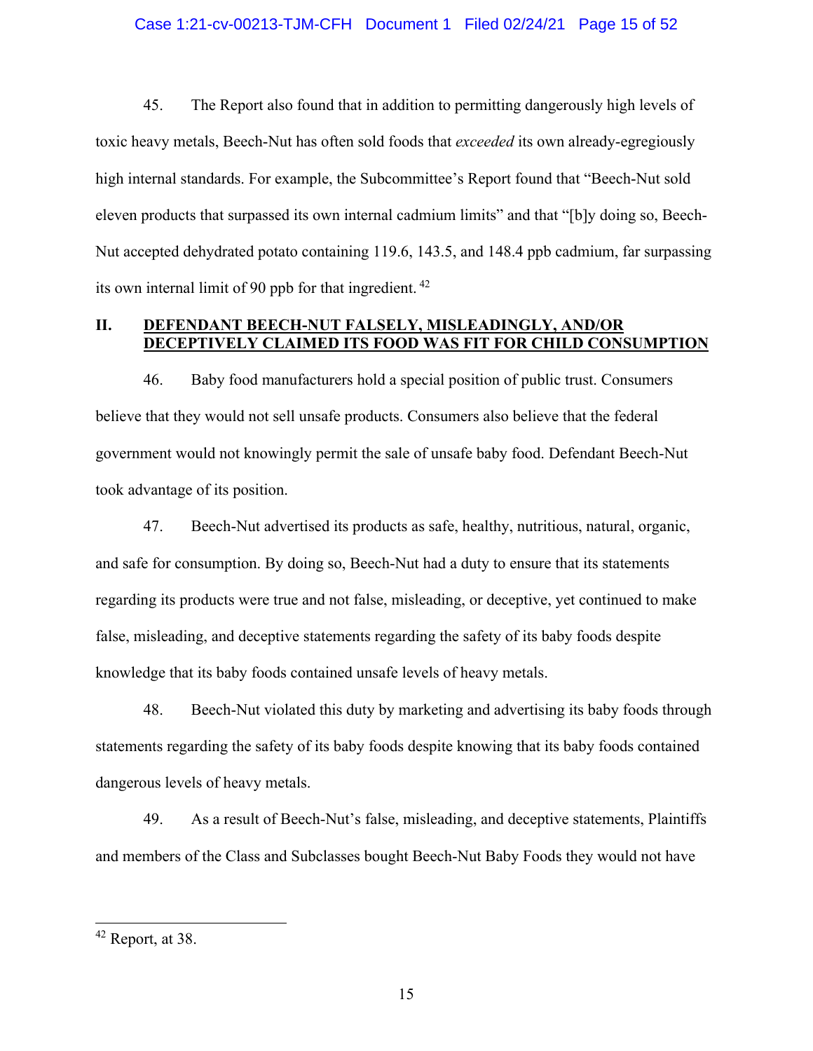45. The Report also found that in addition to permitting dangerously high levels of toxic heavy metals, Beech-Nut has often sold foods that *exceeded* its own already-egregiously high internal standards. For example, the Subcommittee's Report found that "Beech-Nut sold eleven products that surpassed its own internal cadmium limits" and that "[b]y doing so, Beech-Nut accepted dehydrated potato containing 119.6, 143.5, and 148.4 ppb cadmium, far surpassing its own internal limit of 90 ppb for that ingredient.[42]

## II. DEFENDANT BEECH-NUT FALSELY, MISLEADINGLY, AND/OR DECEPTIVELY CLAIMED ITS FOOD WAS FIT FOR CHILD CONSUMPTION

46. Baby food manufacturers hold a special position of public trust. Consumers believe that they would not sell unsafe products. Consumers also believe that the federal government would not knowingly permit the sale of unsafe baby food. Defendant Beech-Nut took advantage of its position.

47. Beech-Nut advertised its products as safe, healthy, nutritious, natural, organic, and safe for consumption. By doing so, Beech-Nut had a duty to ensure that its statements regarding its products were true and not false, misleading, or deceptive, yet continued to make false, misleading, and deceptive statements regarding the safety of its baby foods despite knowledge that its baby foods contained unsafe levels of heavy metals.

48. Beech-Nut violated this duty by marketing and advertising its baby foods through statements regarding the safety of its baby foods despite knowing that its baby foods contained dangerous levels of heavy metals.

49. As a result of Beech-Nut's false, misleading, and deceptive statements, Plaintiffs and members of the Class and Subclasses bought Beech-Nut Baby Foods they would not have

---

[42] Report, at 38.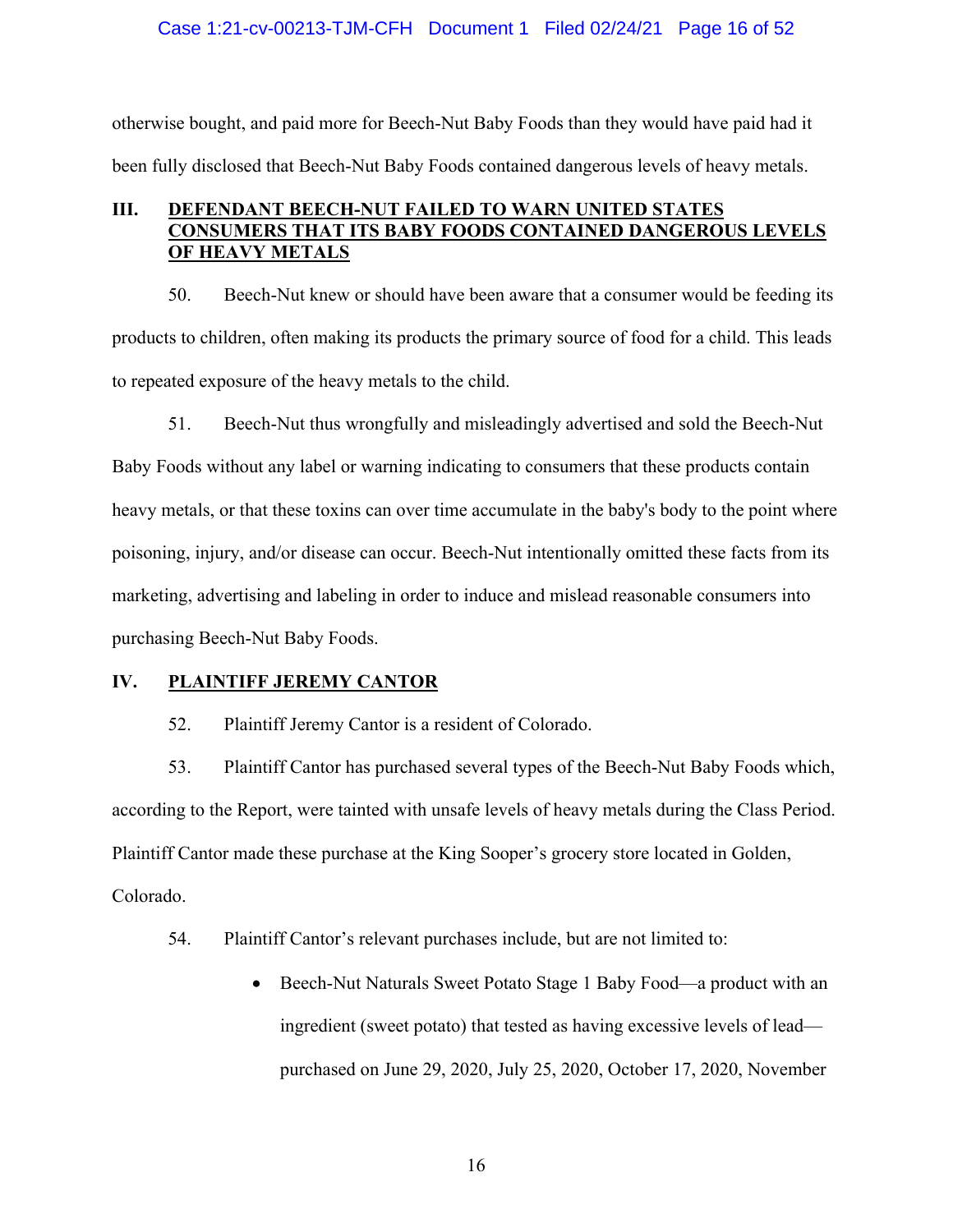otherwise bought, and paid more for Beech-Nut Baby Foods than they would have paid had it been fully disclosed that Beech-Nut Baby Foods contained dangerous levels of heavy metals.

## III. DEFENDANT BEECH-NUT FAILED TO WARN UNITED STATES CONSUMERS THAT ITS BABY FOODS CONTAINED DANGEROUS LEVELS OF HEAVY METALS

50. Beech-Nut knew or should have been aware that a consumer would be feeding its products to children, often making its products the primary source of food for a child. This leads to repeated exposure of the heavy metals to the child.

51. Beech-Nut thus wrongfully and misleadingly advertised and sold the Beech-Nut Baby Foods without any label or warning indicating to consumers that these products contain heavy metals, or that these toxins can over time accumulate in the baby's body to the point where poisoning, injury, and/or disease can occur. Beech-Nut intentionally omitted these facts from its marketing, advertising and labeling in order to induce and mislead reasonable consumers into purchasing Beech-Nut Baby Foods.

## IV. PLAINTIFF JEREMY CANTOR

52. Plaintiff Jeremy Cantor is a resident of Colorado.

53. Plaintiff Cantor has purchased several types of the Beech-Nut Baby Foods which, according to the Report, were tainted with unsafe levels of heavy metals during the Class Period. Plaintiff Cantor made these purchase at the King Sooper's grocery store located in Golden, Colorado.

54. Plaintiff Cantor's relevant purchases include, but are not limited to:

- Beech-Nut Naturals Sweet Potato Stage 1 Baby Food—a product with an ingredient (sweet potato) that tested as having excessive levels of lead—purchased on June 29, 2020, July 25, 2020, October 17, 2020, November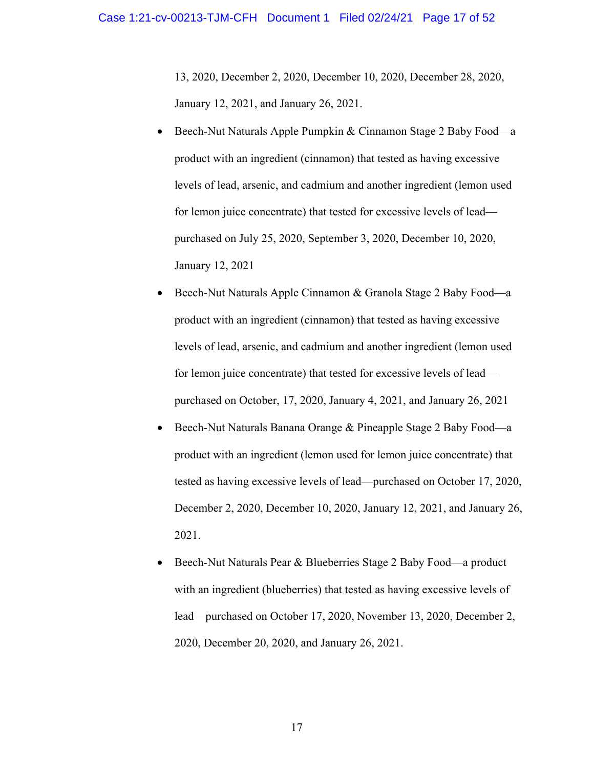13, 2020, December 2, 2020, December 10, 2020, December 28, 2020, January 12, 2021, and January 26, 2021.

- Beech-Nut Naturals Apple Pumpkin & Cinnamon Stage 2 Baby Food—a product with an ingredient (cinnamon) that tested as having excessive levels of lead, arsenic, and cadmium and another ingredient (lemon used for lemon juice concentrate) that tested for excessive levels of lead—purchased on July 25, 2020, September 3, 2020, December 10, 2020, January 12, 2021
- Beech-Nut Naturals Apple Cinnamon & Granola Stage 2 Baby Food—a product with an ingredient (cinnamon) that tested as having excessive levels of lead, arsenic, and cadmium and another ingredient (lemon used for lemon juice concentrate) that tested for excessive levels of lead—purchased on October, 17, 2020, January 4, 2021, and January 26, 2021
- Beech-Nut Naturals Banana Orange & Pineapple Stage 2 Baby Food—a product with an ingredient (lemon used for lemon juice concentrate) that tested as having excessive levels of lead—purchased on October 17, 2020, December 2, 2020, December 10, 2020, January 12, 2021, and January 26, 2021.
- Beech-Nut Naturals Pear & Blueberries Stage 2 Baby Food—a product with an ingredient (blueberries) that tested as having excessive levels of lead—purchased on October 17, 2020, November 13, 2020, December 2, 2020, December 20, 2020, and January 26, 2021.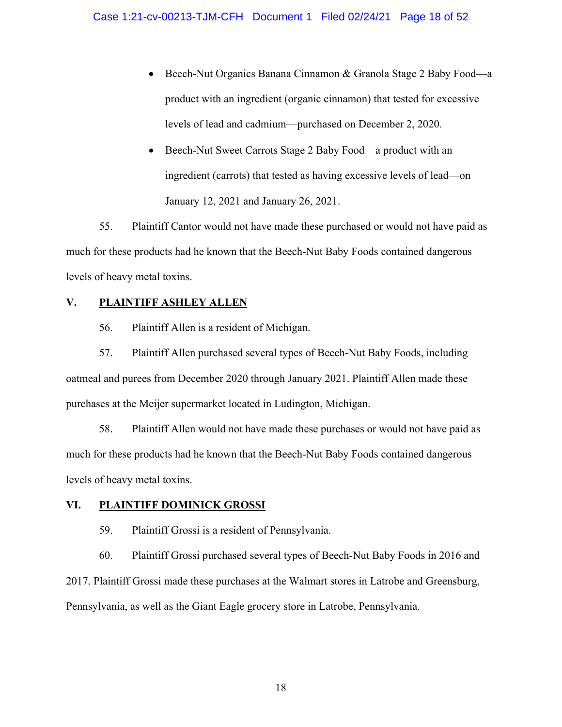- Beech-Nut Organics Banana Cinnamon & Granola Stage 2 Baby Food—a product with an ingredient (organic cinnamon) that tested for excessive levels of lead and cadmium—purchased on December 2, 2020.
- Beech-Nut Sweet Carrots Stage 2 Baby Food—a product with an ingredient (carrots) that tested as having excessive levels of lead—on January 12, 2021 and January 26, 2021.

55. Plaintiff Cantor would not have made these purchased or would not have paid as much for these products had he known that the Beech-Nut Baby Foods contained dangerous levels of heavy metal toxins.

## V. PLAINTIFF ASHLEY ALLEN

56. Plaintiff Allen is a resident of Michigan.

57. Plaintiff Allen purchased several types of Beech-Nut Baby Foods, including oatmeal and purees from December 2020 through January 2021. Plaintiff Allen made these purchases at the Meijer supermarket located in Ludington, Michigan.

58. Plaintiff Allen would not have made these purchases or would not have paid as much for these products had he known that the Beech-Nut Baby Foods contained dangerous levels of heavy metal toxins.

## VI. PLAINTIFF DOMINICK GROSSI

59. Plaintiff Grossi is a resident of Pennsylvania.

60. Plaintiff Grossi purchased several types of Beech-Nut Baby Foods in 2016 and 2017. Plaintiff Grossi made these purchases at the Walmart stores in Latrobe and Greensburg, Pennsylvania, as well as the Giant Eagle grocery store in Latrobe, Pennsylvania.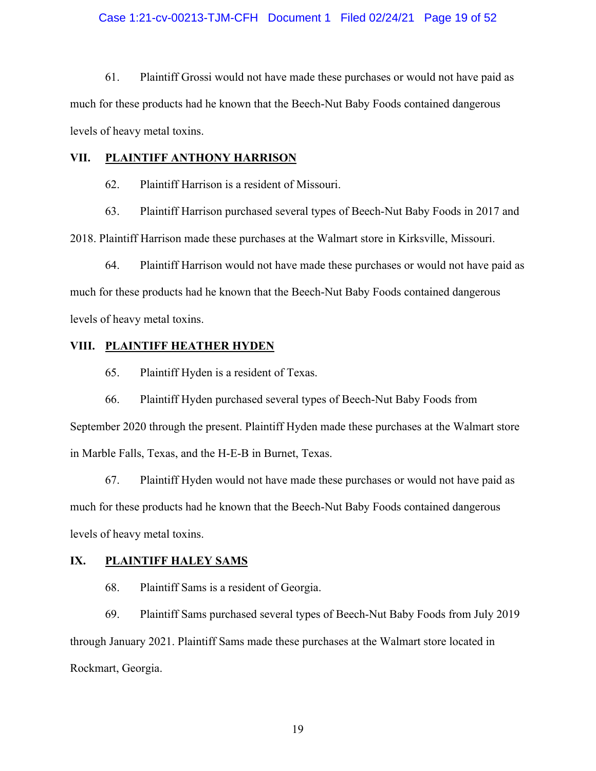61. Plaintiff Grossi would not have made these purchases or would not have paid as much for these products had he known that the Beech-Nut Baby Foods contained dangerous levels of heavy metal toxins.

## VII. PLAINTIFF ANTHONY HARRISON

62. Plaintiff Harrison is a resident of Missouri.

63. Plaintiff Harrison purchased several types of Beech-Nut Baby Foods in 2017 and 2018. Plaintiff Harrison made these purchases at the Walmart store in Kirksville, Missouri.

64. Plaintiff Harrison would not have made these purchases or would not have paid as much for these products had he known that the Beech-Nut Baby Foods contained dangerous levels of heavy metal toxins.

## VIII. PLAINTIFF HEATHER HYDEN

65. Plaintiff Hyden is a resident of Texas.

66. Plaintiff Hyden purchased several types of Beech-Nut Baby Foods from September 2020 through the present. Plaintiff Hyden made these purchases at the Walmart store in Marble Falls, Texas, and the H-E-B in Burnet, Texas.

67. Plaintiff Hyden would not have made these purchases or would not have paid as much for these products had he known that the Beech-Nut Baby Foods contained dangerous levels of heavy metal toxins.

## IX. PLAINTIFF HALEY SAMS

68. Plaintiff Sams is a resident of Georgia.

69. Plaintiff Sams purchased several types of Beech-Nut Baby Foods from July 2019 through January 2021. Plaintiff Sams made these purchases at the Walmart store located in Rockmart, Georgia.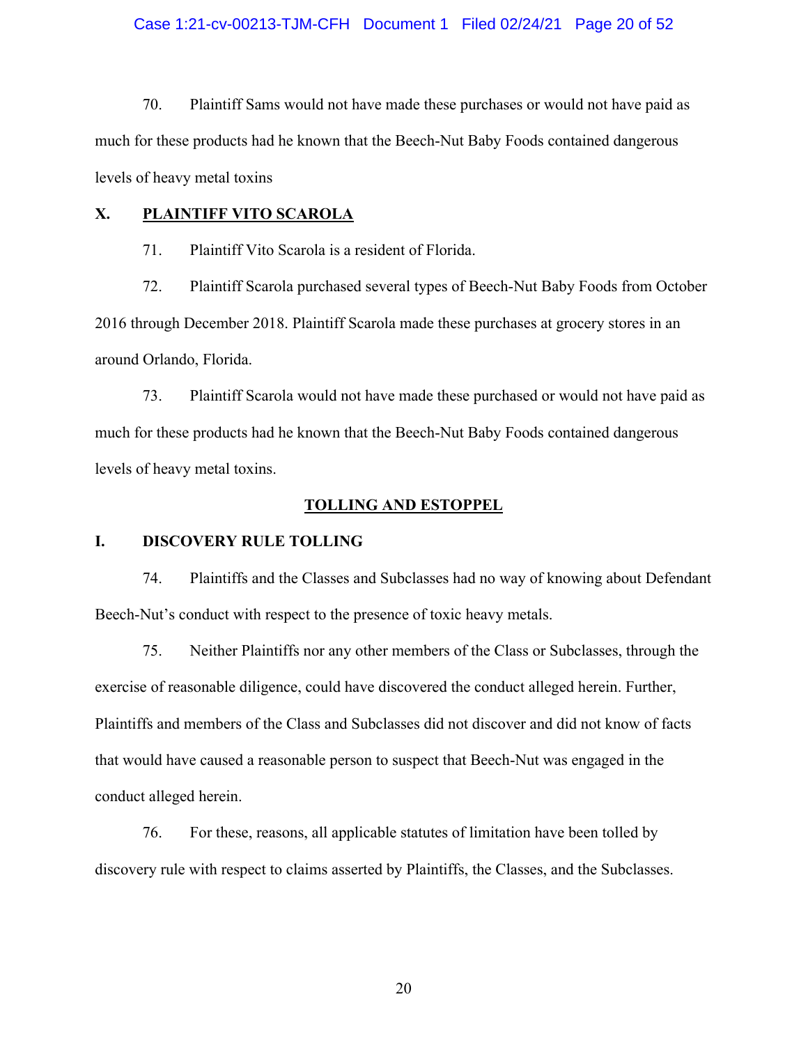70. Plaintiff Sams would not have made these purchases or would not have paid as much for these products had he known that the Beech-Nut Baby Foods contained dangerous levels of heavy metal toxins

### X. PLAINTIFF VITO SCAROLA

71. Plaintiff Vito Scarola is a resident of Florida.

72. Plaintiff Scarola purchased several types of Beech-Nut Baby Foods from October 2016 through December 2018. Plaintiff Scarola made these purchases at grocery stores in an around Orlando, Florida.

73. Plaintiff Scarola would not have made these purchased or would not have paid as much for these products had he known that the Beech-Nut Baby Foods contained dangerous levels of heavy metal toxins.

## TOLLING AND ESTOPPEL

### I. DISCOVERY RULE TOLLING

74. Plaintiffs and the Classes and Subclasses had no way of knowing about Defendant Beech-Nut's conduct with respect to the presence of toxic heavy metals.

75. Neither Plaintiffs nor any other members of the Class or Subclasses, through the exercise of reasonable diligence, could have discovered the conduct alleged herein. Further, Plaintiffs and members of the Class and Subclasses did not discover and did not know of facts that would have caused a reasonable person to suspect that Beech-Nut was engaged in the conduct alleged herein.

76. For these, reasons, all applicable statutes of limitation have been tolled by discovery rule with respect to claims asserted by Plaintiffs, the Classes, and the Subclasses.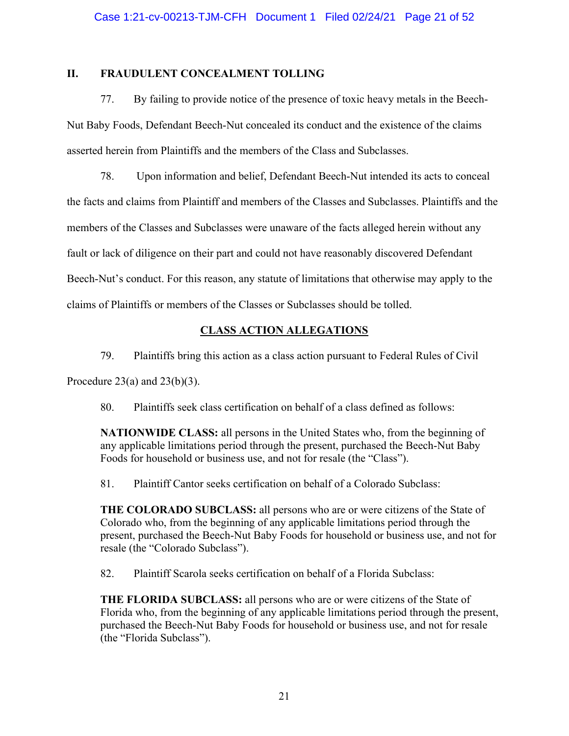## II. FRAUDULENT CONCEALMENT TOLLING

77. By failing to provide notice of the presence of toxic heavy metals in the Beech-Nut Baby Foods, Defendant Beech-Nut concealed its conduct and the existence of the claims asserted herein from Plaintiffs and the members of the Class and Subclasses.

78. Upon information and belief, Defendant Beech-Nut intended its acts to conceal the facts and claims from Plaintiff and members of the Classes and Subclasses. Plaintiffs and the members of the Classes and Subclasses were unaware of the facts alleged herein without any fault or lack of diligence on their part and could not have reasonably discovered Defendant Beech-Nut's conduct. For this reason, any statute of limitations that otherwise may apply to the claims of Plaintiffs or members of the Classes or Subclasses should be tolled.

## CLASS ACTION ALLEGATIONS

79. Plaintiffs bring this action as a class action pursuant to Federal Rules of Civil Procedure 23(a) and 23(b)(3).

80. Plaintiffs seek class certification on behalf of a class defined as follows:

> **NATIONWIDE CLASS:** all persons in the United States who, from the beginning of any applicable limitations period through the present, purchased the Beech-Nut Baby Foods for household or business use, and not for resale (the "Class").

81. Plaintiff Cantor seeks certification on behalf of a Colorado Subclass:

> **THE COLORADO SUBCLASS:** all persons who are or were citizens of the State of Colorado who, from the beginning of any applicable limitations period through the present, purchased the Beech-Nut Baby Foods for household or business use, and not for resale (the "Colorado Subclass").

82. Plaintiff Scarola seeks certification on behalf of a Florida Subclass:

> **THE FLORIDA SUBCLASS:** all persons who are or were citizens of the State of Florida who, from the beginning of any applicable limitations period through the present, purchased the Beech-Nut Baby Foods for household or business use, and not for resale (the "Florida Subclass").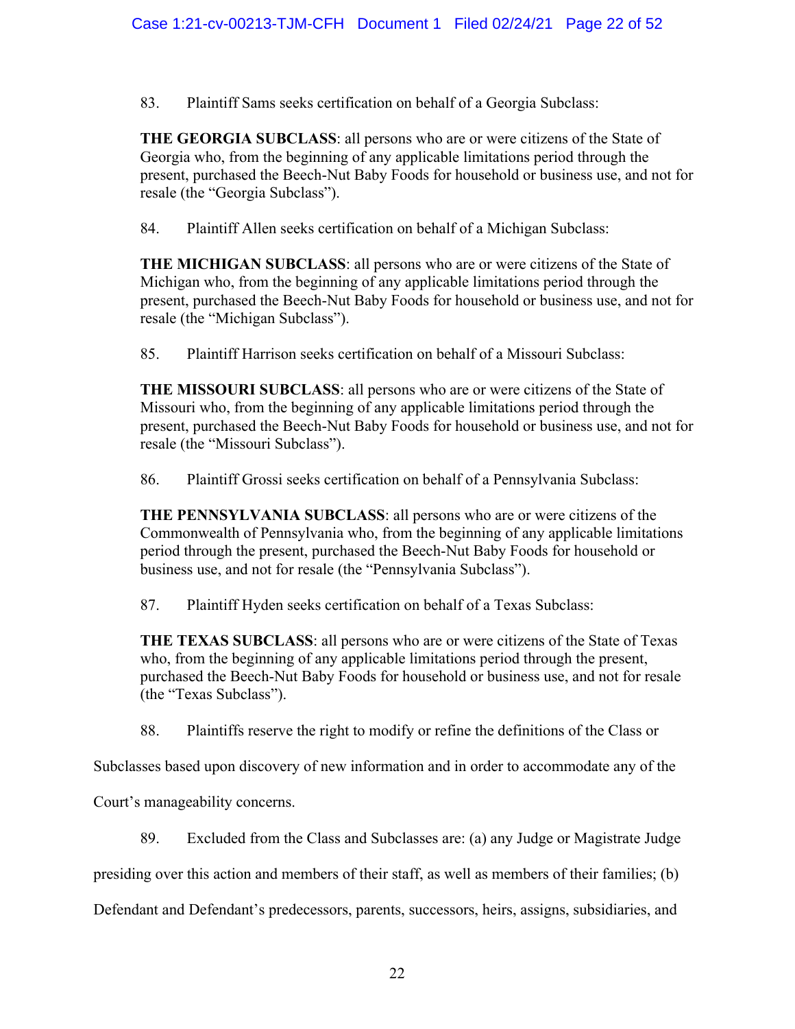83. Plaintiff Sams seeks certification on behalf of a Georgia Subclass:

> **THE GEORGIA SUBCLASS**: all persons who are or were citizens of the State of Georgia who, from the beginning of any applicable limitations period through the present, purchased the Beech-Nut Baby Foods for household or business use, and not for resale (the "Georgia Subclass").

84. Plaintiff Allen seeks certification on behalf of a Michigan Subclass:

> **THE MICHIGAN SUBCLASS**: all persons who are or were citizens of the State of Michigan who, from the beginning of any applicable limitations period through the present, purchased the Beech-Nut Baby Foods for household or business use, and not for resale (the "Michigan Subclass").

85. Plaintiff Harrison seeks certification on behalf of a Missouri Subclass:

> **THE MISSOURI SUBCLASS**: all persons who are or were citizens of the State of Missouri who, from the beginning of any applicable limitations period through the present, purchased the Beech-Nut Baby Foods for household or business use, and not for resale (the "Missouri Subclass").

86. Plaintiff Grossi seeks certification on behalf of a Pennsylvania Subclass:

> **THE PENNSYLVANIA SUBCLASS**: all persons who are or were citizens of the Commonwealth of Pennsylvania who, from the beginning of any applicable limitations period through the present, purchased the Beech-Nut Baby Foods for household or business use, and not for resale (the "Pennsylvania Subclass").

87. Plaintiff Hyden seeks certification on behalf of a Texas Subclass:

> **THE TEXAS SUBCLASS**: all persons who are or were citizens of the State of Texas who, from the beginning of any applicable limitations period through the present, purchased the Beech-Nut Baby Foods for household or business use, and not for resale (the "Texas Subclass").

88. Plaintiffs reserve the right to modify or refine the definitions of the Class or Subclasses based upon discovery of new information and in order to accommodate any of the Court's manageability concerns.

89. Excluded from the Class and Subclasses are: (a) any Judge or Magistrate Judge presiding over this action and members of their staff, as well as members of their families; (b) Defendant and Defendant's predecessors, parents, successors, heirs, assigns, subsidiaries, and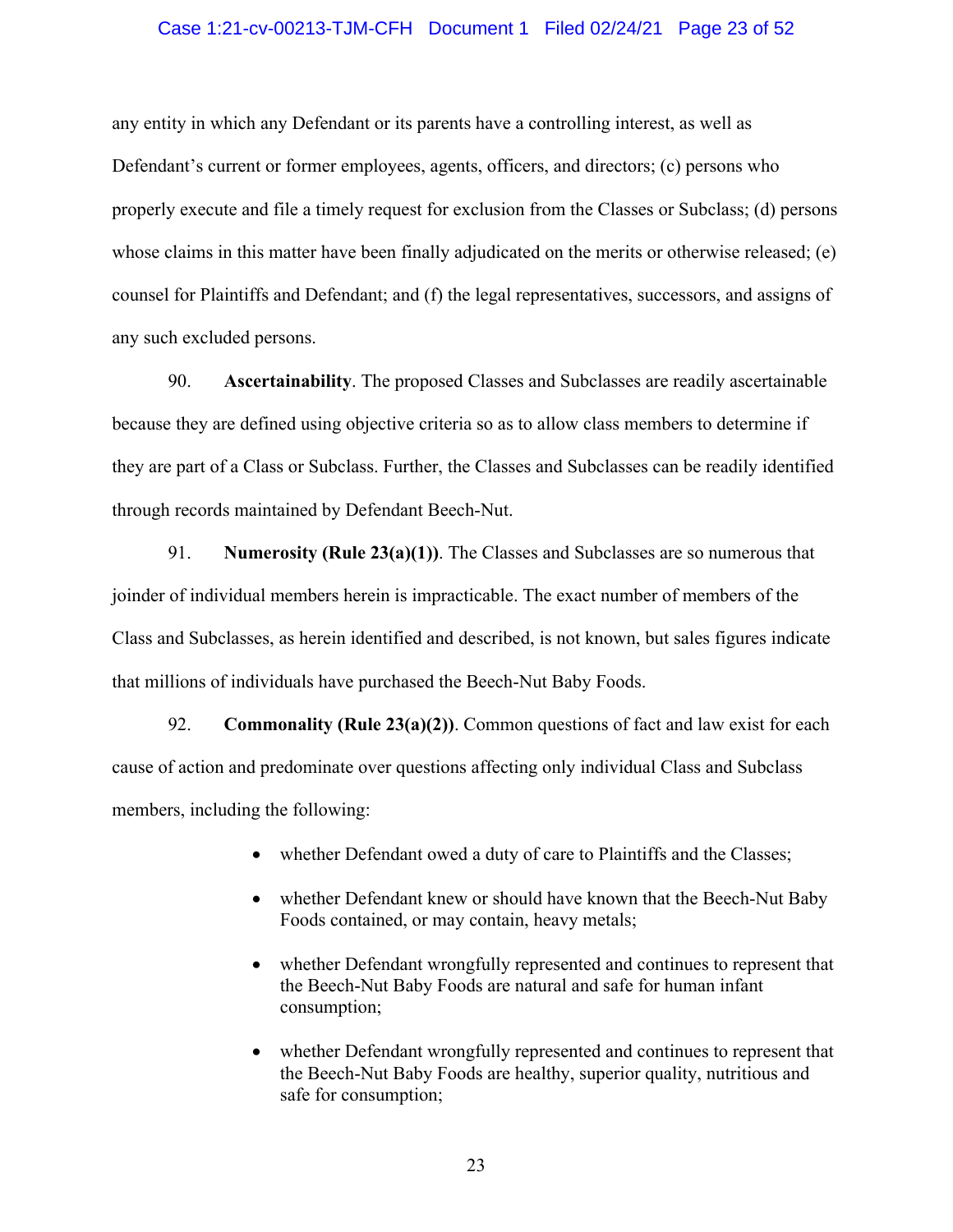any entity in which any Defendant or its parents have a controlling interest, as well as Defendant's current or former employees, agents, officers, and directors; (c) persons who properly execute and file a timely request for exclusion from the Classes or Subclass; (d) persons whose claims in this matter have been finally adjudicated on the merits or otherwise released; (e) counsel for Plaintiffs and Defendant; and (f) the legal representatives, successors, and assigns of any such excluded persons.

90. **Ascertainability**. The proposed Classes and Subclasses are readily ascertainable because they are defined using objective criteria so as to allow class members to determine if they are part of a Class or Subclass. Further, the Classes and Subclasses can be readily identified through records maintained by Defendant Beech-Nut.

91. **Numerosity (Rule 23(a)(1))**. The Classes and Subclasses are so numerous that joinder of individual members herein is impracticable. The exact number of members of the Class and Subclasses, as herein identified and described, is not known, but sales figures indicate that millions of individuals have purchased the Beech-Nut Baby Foods.

92. **Commonality (Rule 23(a)(2))**. Common questions of fact and law exist for each cause of action and predominate over questions affecting only individual Class and Subclass members, including the following:

- whether Defendant owed a duty of care to Plaintiffs and the Classes;
- whether Defendant knew or should have known that the Beech-Nut Baby Foods contained, or may contain, heavy metals;
- whether Defendant wrongfully represented and continues to represent that the Beech-Nut Baby Foods are natural and safe for human infant consumption;
- whether Defendant wrongfully represented and continues to represent that the Beech-Nut Baby Foods are healthy, superior quality, nutritious and safe for consumption;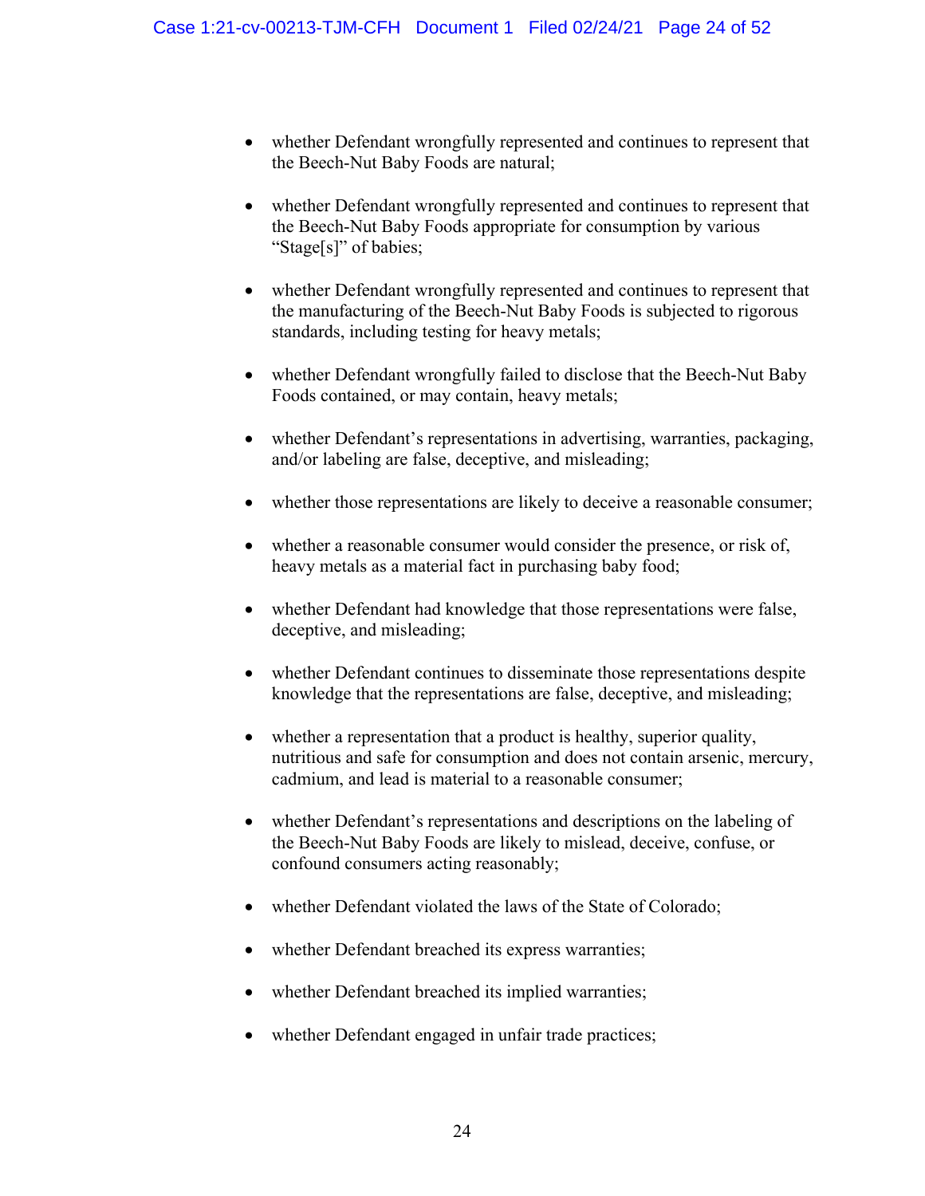- whether Defendant wrongfully represented and continues to represent that the Beech-Nut Baby Foods are natural;

- whether Defendant wrongfully represented and continues to represent that the Beech-Nut Baby Foods appropriate for consumption by various "Stage[s]" of babies;

- whether Defendant wrongfully represented and continues to represent that the manufacturing of the Beech-Nut Baby Foods is subjected to rigorous standards, including testing for heavy metals;

- whether Defendant wrongfully failed to disclose that the Beech-Nut Baby Foods contained, or may contain, heavy metals;

- whether Defendant's representations in advertising, warranties, packaging, and/or labeling are false, deceptive, and misleading;

- whether those representations are likely to deceive a reasonable consumer;

- whether a reasonable consumer would consider the presence, or risk of, heavy metals as a material fact in purchasing baby food;

- whether Defendant had knowledge that those representations were false, deceptive, and misleading;

- whether Defendant continues to disseminate those representations despite knowledge that the representations are false, deceptive, and misleading;

- whether a representation that a product is healthy, superior quality, nutritious and safe for consumption and does not contain arsenic, mercury, cadmium, and lead is material to a reasonable consumer;

- whether Defendant's representations and descriptions on the labeling of the Beech-Nut Baby Foods are likely to mislead, deceive, confuse, or confound consumers acting reasonably;

- whether Defendant violated the laws of the State of Colorado;

- whether Defendant breached its express warranties;

- whether Defendant breached its implied warranties;

- whether Defendant engaged in unfair trade practices;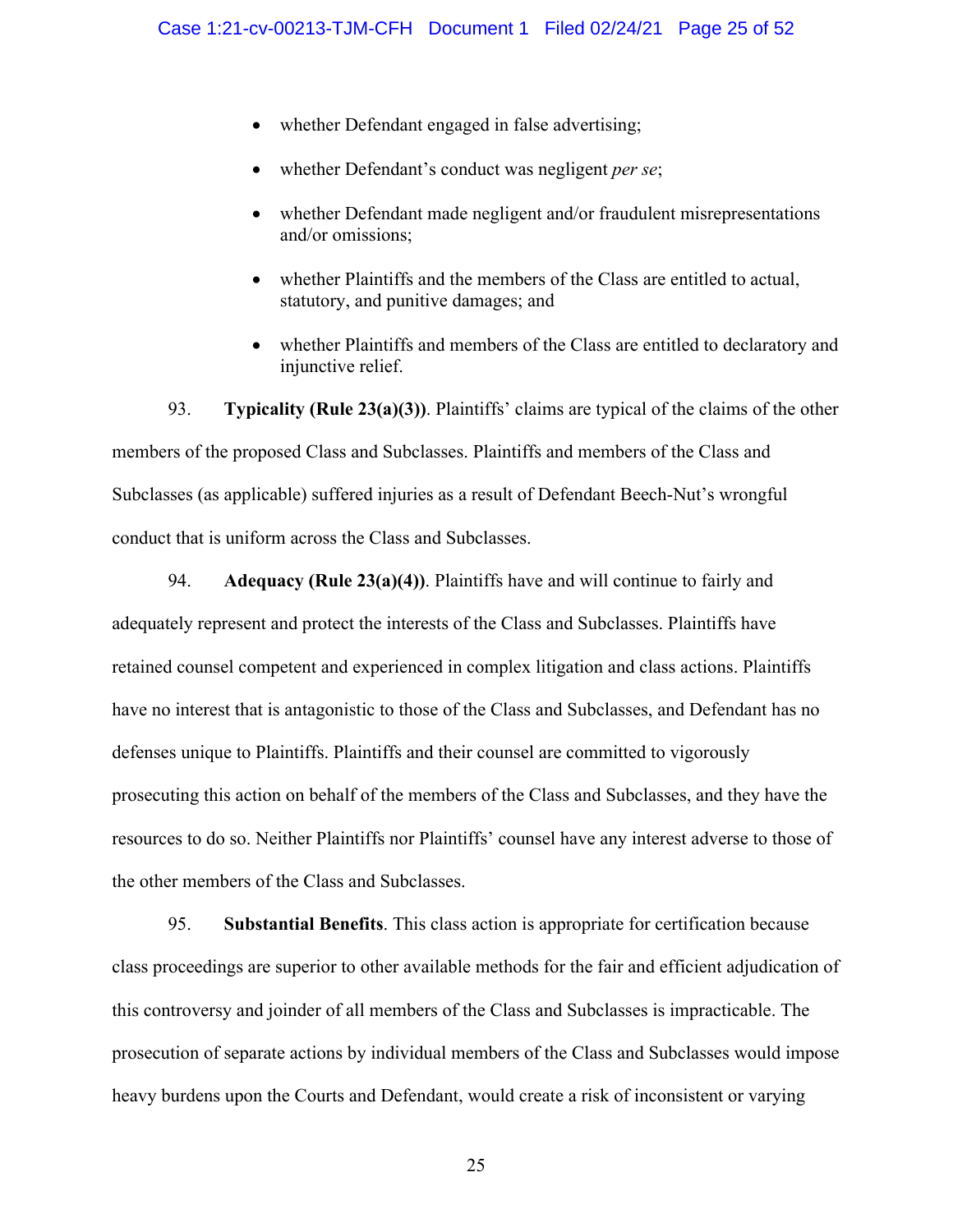- whether Defendant engaged in false advertising;
- whether Defendant's conduct was negligent *per se*;
- whether Defendant made negligent and/or fraudulent misrepresentations and/or omissions;
- whether Plaintiffs and the members of the Class are entitled to actual, statutory, and punitive damages; and
- whether Plaintiffs and members of the Class are entitled to declaratory and injunctive relief.

93. **Typicality (Rule 23(a)(3))**. Plaintiffs' claims are typical of the claims of the other members of the proposed Class and Subclasses. Plaintiffs and members of the Class and Subclasses (as applicable) suffered injuries as a result of Defendant Beech-Nut's wrongful conduct that is uniform across the Class and Subclasses.

94. **Adequacy (Rule 23(a)(4))**. Plaintiffs have and will continue to fairly and adequately represent and protect the interests of the Class and Subclasses. Plaintiffs have retained counsel competent and experienced in complex litigation and class actions. Plaintiffs have no interest that is antagonistic to those of the Class and Subclasses, and Defendant has no defenses unique to Plaintiffs. Plaintiffs and their counsel are committed to vigorously prosecuting this action on behalf of the members of the Class and Subclasses, and they have the resources to do so. Neither Plaintiffs nor Plaintiffs' counsel have any interest adverse to those of the other members of the Class and Subclasses.

95. **Substantial Benefits**. This class action is appropriate for certification because class proceedings are superior to other available methods for the fair and efficient adjudication of this controversy and joinder of all members of the Class and Subclasses is impracticable. The prosecution of separate actions by individual members of the Class and Subclasses would impose heavy burdens upon the Courts and Defendant, would create a risk of inconsistent or varying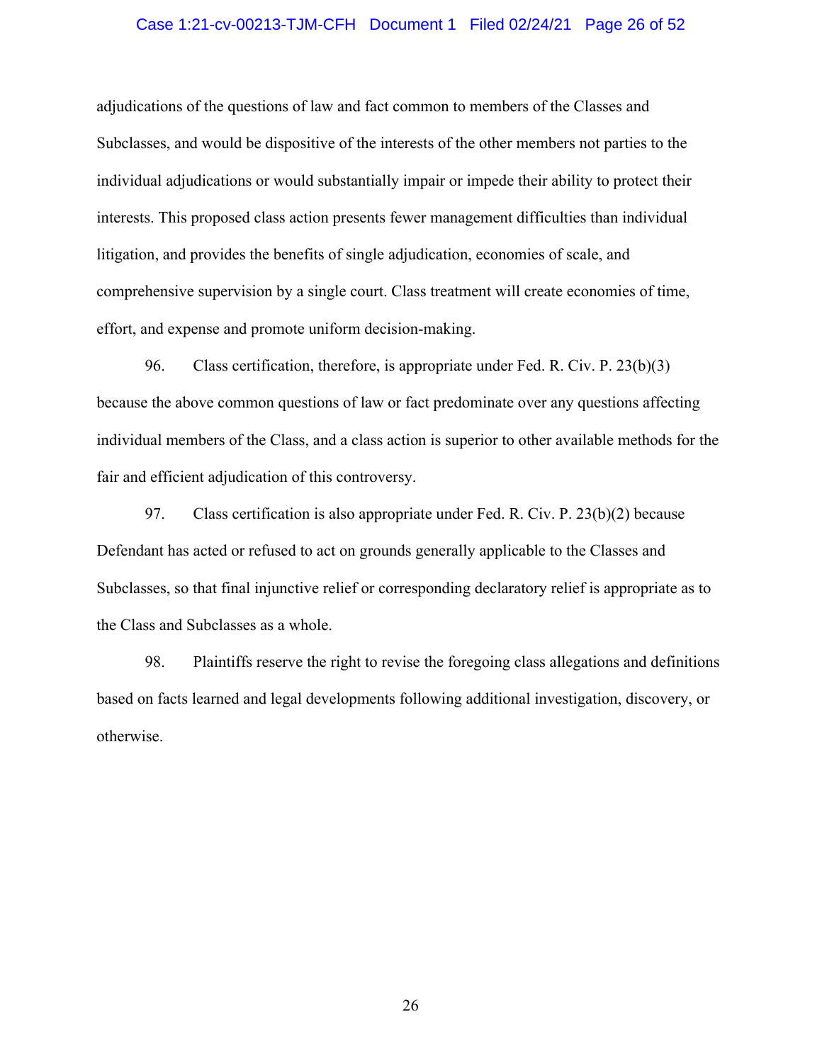adjudications of the questions of law and fact common to members of the Classes and Subclasses, and would be dispositive of the interests of the other members not parties to the individual adjudications or would substantially impair or impede their ability to protect their interests. This proposed class action presents fewer management difficulties than individual litigation, and provides the benefits of single adjudication, economies of scale, and comprehensive supervision by a single court. Class treatment will create economies of time, effort, and expense and promote uniform decision-making.

96. Class certification, therefore, is appropriate under Fed. R. Civ. P. 23(b)(3) because the above common questions of law or fact predominate over any questions affecting individual members of the Class, and a class action is superior to other available methods for the fair and efficient adjudication of this controversy.

97. Class certification is also appropriate under Fed. R. Civ. P. 23(b)(2) because Defendant has acted or refused to act on grounds generally applicable to the Classes and Subclasses, so that final injunctive relief or corresponding declaratory relief is appropriate as to the Class and Subclasses as a whole.

98. Plaintiffs reserve the right to revise the foregoing class allegations and definitions based on facts learned and legal developments following additional investigation, discovery, or otherwise.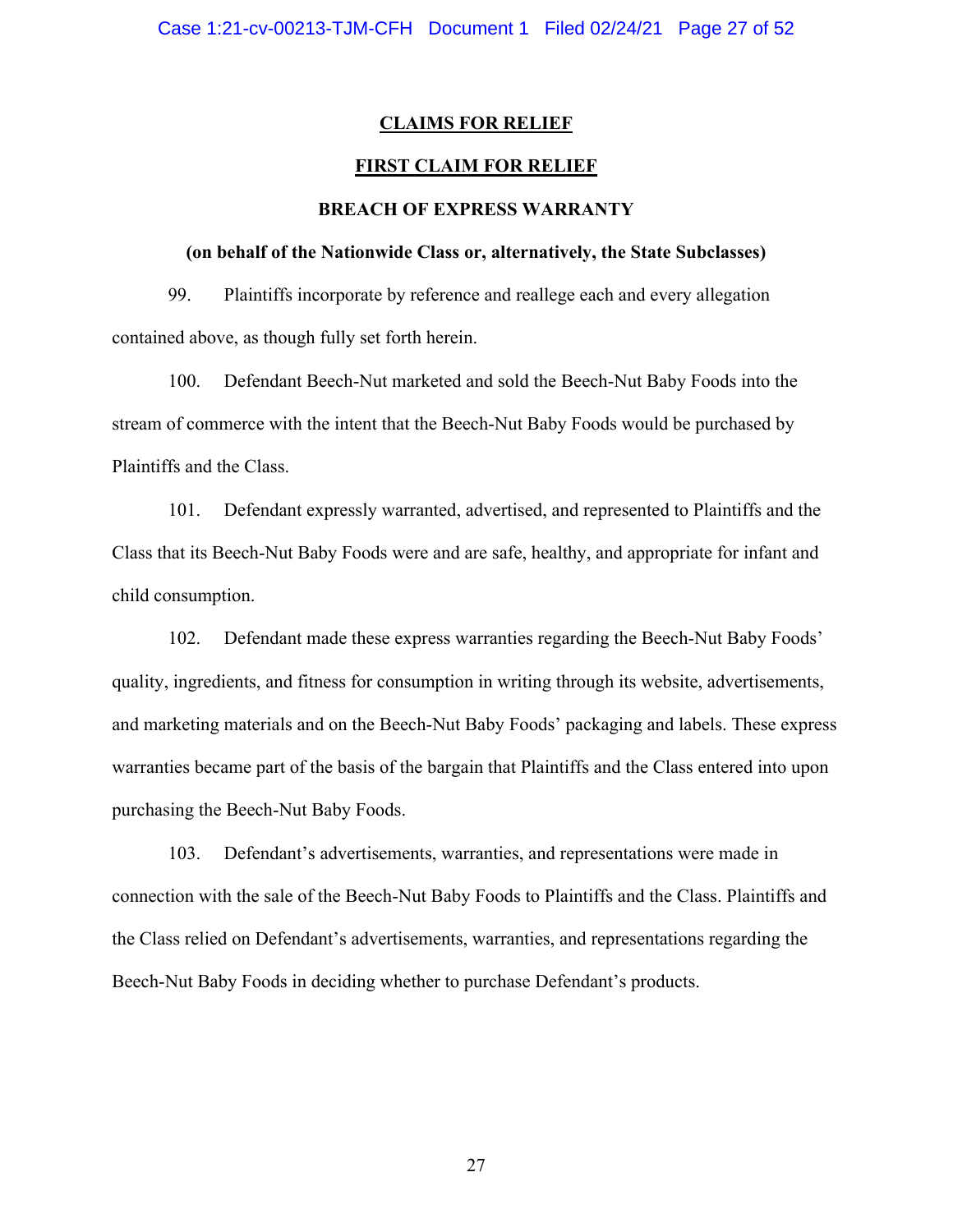## CLAIMS FOR RELIEF

## FIRST CLAIM FOR RELIEF

### BREACH OF EXPRESS WARRANTY

**(on behalf of the Nationwide Class or, alternatively, the State Subclasses)**

99. Plaintiffs incorporate by reference and reallege each and every allegation contained above, as though fully set forth herein.

100. Defendant Beech-Nut marketed and sold the Beech-Nut Baby Foods into the stream of commerce with the intent that the Beech-Nut Baby Foods would be purchased by Plaintiffs and the Class.

101. Defendant expressly warranted, advertised, and represented to Plaintiffs and the Class that its Beech-Nut Baby Foods were and are safe, healthy, and appropriate for infant and child consumption.

102. Defendant made these express warranties regarding the Beech-Nut Baby Foods' quality, ingredients, and fitness for consumption in writing through its website, advertisements, and marketing materials and on the Beech-Nut Baby Foods' packaging and labels. These express warranties became part of the basis of the bargain that Plaintiffs and the Class entered into upon purchasing the Beech-Nut Baby Foods.

103. Defendant's advertisements, warranties, and representations were made in connection with the sale of the Beech-Nut Baby Foods to Plaintiffs and the Class. Plaintiffs and the Class relied on Defendant's advertisements, warranties, and representations regarding the Beech-Nut Baby Foods in deciding whether to purchase Defendant's products.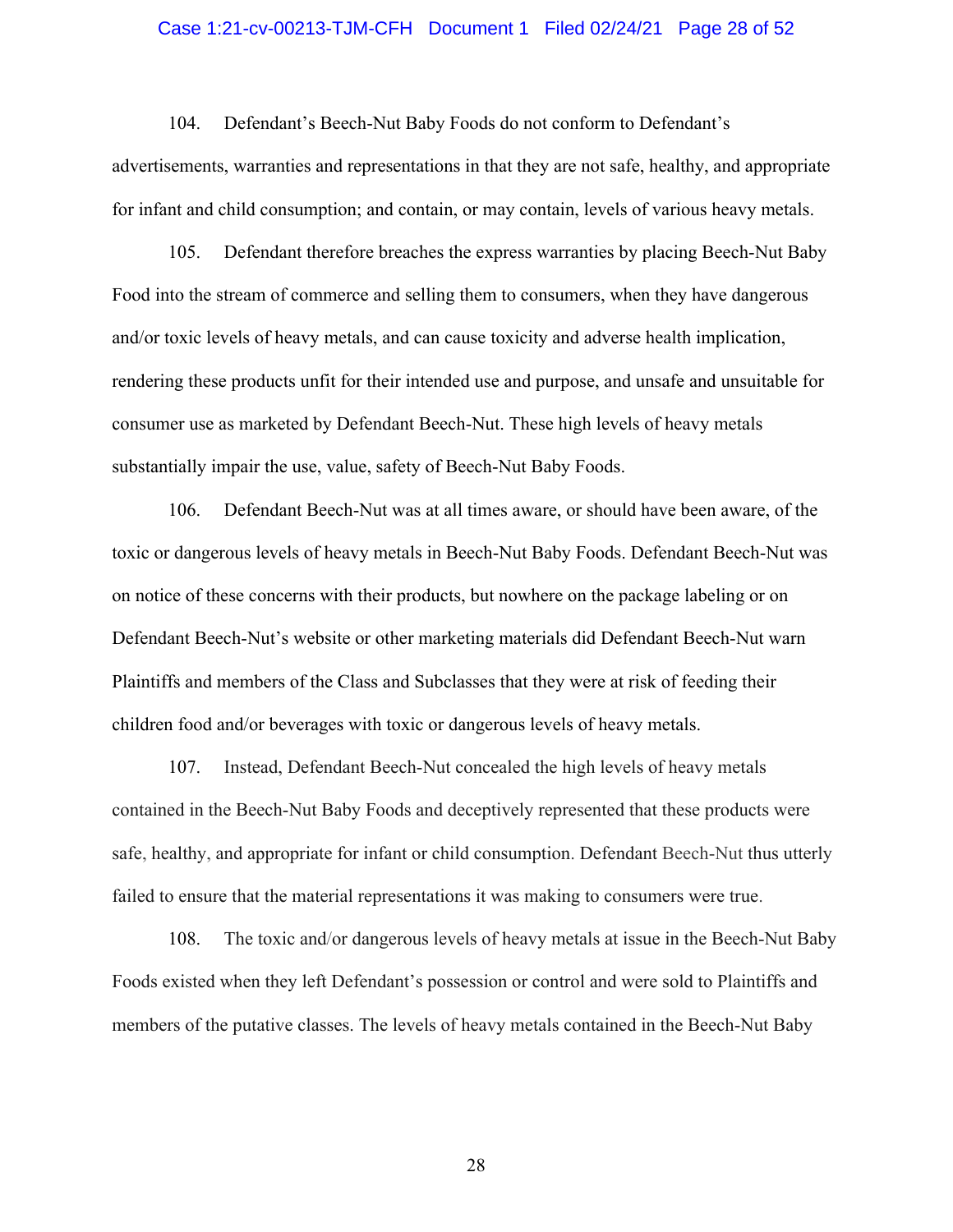104. Defendant's Beech-Nut Baby Foods do not conform to Defendant's advertisements, warranties and representations in that they are not safe, healthy, and appropriate for infant and child consumption; and contain, or may contain, levels of various heavy metals.

105. Defendant therefore breaches the express warranties by placing Beech-Nut Baby Food into the stream of commerce and selling them to consumers, when they have dangerous and/or toxic levels of heavy metals, and can cause toxicity and adverse health implication, rendering these products unfit for their intended use and purpose, and unsafe and unsuitable for consumer use as marketed by Defendant Beech-Nut. These high levels of heavy metals substantially impair the use, value, safety of Beech-Nut Baby Foods.

106. Defendant Beech-Nut was at all times aware, or should have been aware, of the toxic or dangerous levels of heavy metals in Beech-Nut Baby Foods. Defendant Beech-Nut was on notice of these concerns with their products, but nowhere on the package labeling or on Defendant Beech-Nut's website or other marketing materials did Defendant Beech-Nut warn Plaintiffs and members of the Class and Subclasses that they were at risk of feeding their children food and/or beverages with toxic or dangerous levels of heavy metals.

107. Instead, Defendant Beech-Nut concealed the high levels of heavy metals contained in the Beech-Nut Baby Foods and deceptively represented that these products were safe, healthy, and appropriate for infant or child consumption. Defendant Beech-Nut thus utterly failed to ensure that the material representations it was making to consumers were true.

108. The toxic and/or dangerous levels of heavy metals at issue in the Beech-Nut Baby Foods existed when they left Defendant's possession or control and were sold to Plaintiffs and members of the putative classes. The levels of heavy metals contained in the Beech-Nut Baby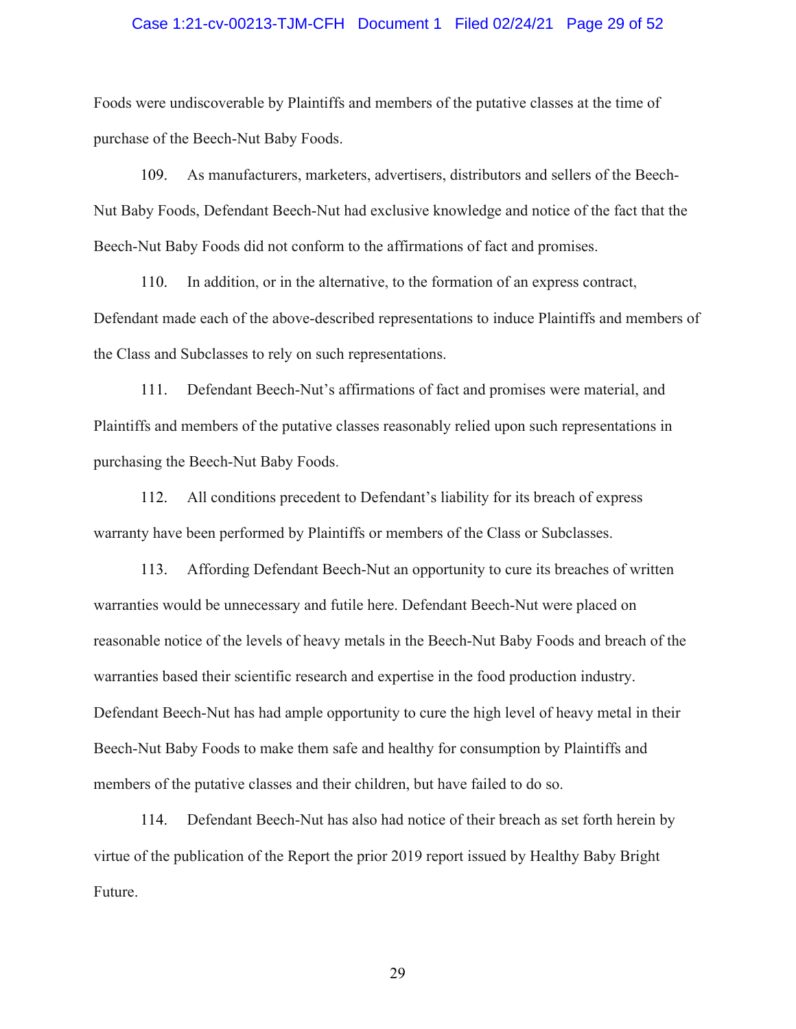Foods were undiscoverable by Plaintiffs and members of the putative classes at the time of purchase of the Beech-Nut Baby Foods.

109. As manufacturers, marketers, advertisers, distributors and sellers of the Beech-Nut Baby Foods, Defendant Beech-Nut had exclusive knowledge and notice of the fact that the Beech-Nut Baby Foods did not conform to the affirmations of fact and promises.

110. In addition, or in the alternative, to the formation of an express contract, Defendant made each of the above-described representations to induce Plaintiffs and members of the Class and Subclasses to rely on such representations.

111. Defendant Beech-Nut's affirmations of fact and promises were material, and Plaintiffs and members of the putative classes reasonably relied upon such representations in purchasing the Beech-Nut Baby Foods.

112. All conditions precedent to Defendant's liability for its breach of express warranty have been performed by Plaintiffs or members of the Class or Subclasses.

113. Affording Defendant Beech-Nut an opportunity to cure its breaches of written warranties would be unnecessary and futile here. Defendant Beech-Nut were placed on reasonable notice of the levels of heavy metals in the Beech-Nut Baby Foods and breach of the warranties based their scientific research and expertise in the food production industry. Defendant Beech-Nut has had ample opportunity to cure the high level of heavy metal in their Beech-Nut Baby Foods to make them safe and healthy for consumption by Plaintiffs and members of the putative classes and their children, but have failed to do so.

114. Defendant Beech-Nut has also had notice of their breach as set forth herein by virtue of the publication of the Report the prior 2019 report issued by Healthy Baby Bright Future.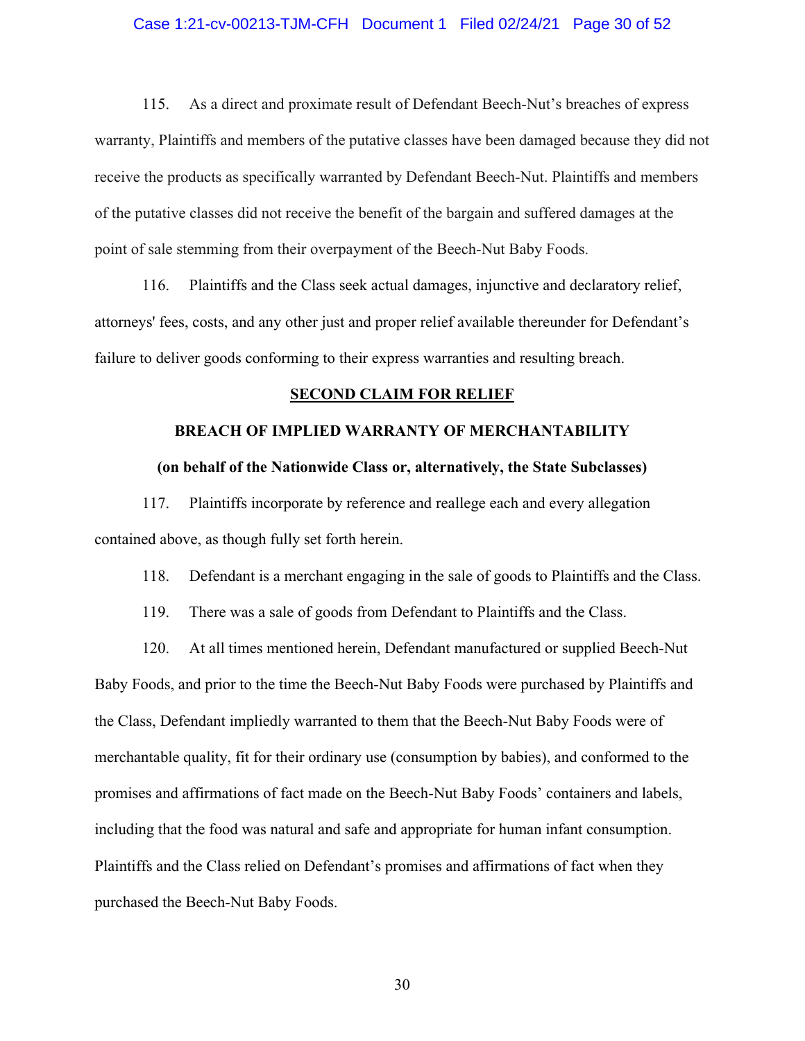115. As a direct and proximate result of Defendant Beech-Nut's breaches of express warranty, Plaintiffs and members of the putative classes have been damaged because they did not receive the products as specifically warranted by Defendant Beech-Nut. Plaintiffs and members of the putative classes did not receive the benefit of the bargain and suffered damages at the point of sale stemming from their overpayment of the Beech-Nut Baby Foods.

116. Plaintiffs and the Class seek actual damages, injunctive and declaratory relief, attorneys' fees, costs, and any other just and proper relief available thereunder for Defendant's failure to deliver goods conforming to their express warranties and resulting breach.

## SECOND CLAIM FOR RELIEF

### BREACH OF IMPLIED WARRANTY OF MERCHANTABILITY

**(on behalf of the Nationwide Class or, alternatively, the State Subclasses)**

117. Plaintiffs incorporate by reference and reallege each and every allegation contained above, as though fully set forth herein.

118. Defendant is a merchant engaging in the sale of goods to Plaintiffs and the Class.

119. There was a sale of goods from Defendant to Plaintiffs and the Class.

120. At all times mentioned herein, Defendant manufactured or supplied Beech-Nut Baby Foods, and prior to the time the Beech-Nut Baby Foods were purchased by Plaintiffs and the Class, Defendant impliedly warranted to them that the Beech-Nut Baby Foods were of merchantable quality, fit for their ordinary use (consumption by babies), and conformed to the promises and affirmations of fact made on the Beech-Nut Baby Foods' containers and labels, including that the food was natural and safe and appropriate for human infant consumption. Plaintiffs and the Class relied on Defendant's promises and affirmations of fact when they purchased the Beech-Nut Baby Foods.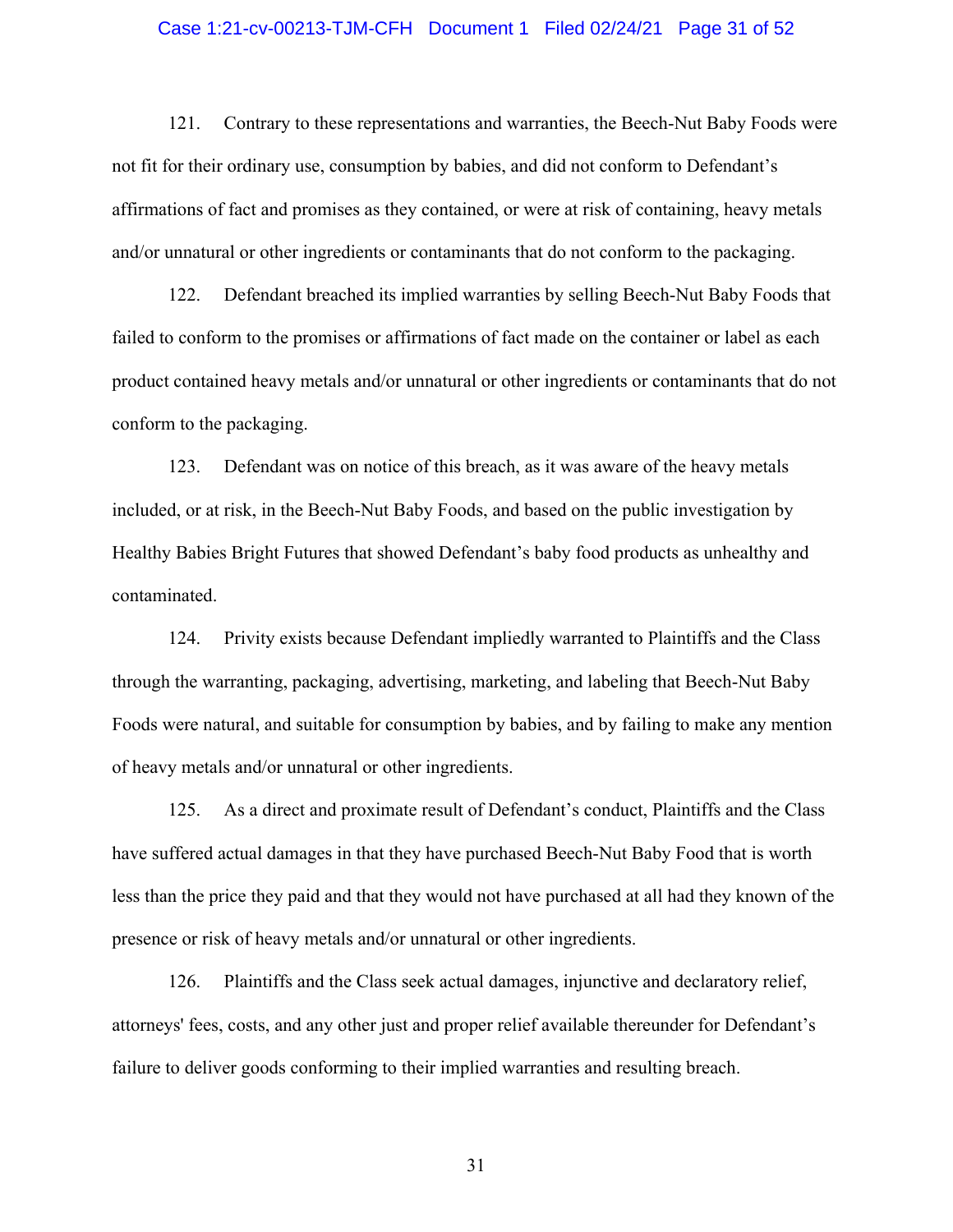121. Contrary to these representations and warranties, the Beech-Nut Baby Foods were not fit for their ordinary use, consumption by babies, and did not conform to Defendant's affirmations of fact and promises as they contained, or were at risk of containing, heavy metals and/or unnatural or other ingredients or contaminants that do not conform to the packaging.

122. Defendant breached its implied warranties by selling Beech-Nut Baby Foods that failed to conform to the promises or affirmations of fact made on the container or label as each product contained heavy metals and/or unnatural or other ingredients or contaminants that do not conform to the packaging.

123. Defendant was on notice of this breach, as it was aware of the heavy metals included, or at risk, in the Beech-Nut Baby Foods, and based on the public investigation by Healthy Babies Bright Futures that showed Defendant's baby food products as unhealthy and contaminated.

124. Privity exists because Defendant impliedly warranted to Plaintiffs and the Class through the warranting, packaging, advertising, marketing, and labeling that Beech-Nut Baby Foods were natural, and suitable for consumption by babies, and by failing to make any mention of heavy metals and/or unnatural or other ingredients.

125. As a direct and proximate result of Defendant's conduct, Plaintiffs and the Class have suffered actual damages in that they have purchased Beech-Nut Baby Food that is worth less than the price they paid and that they would not have purchased at all had they known of the presence or risk of heavy metals and/or unnatural or other ingredients.

126. Plaintiffs and the Class seek actual damages, injunctive and declaratory relief, attorneys' fees, costs, and any other just and proper relief available thereunder for Defendant's failure to deliver goods conforming to their implied warranties and resulting breach.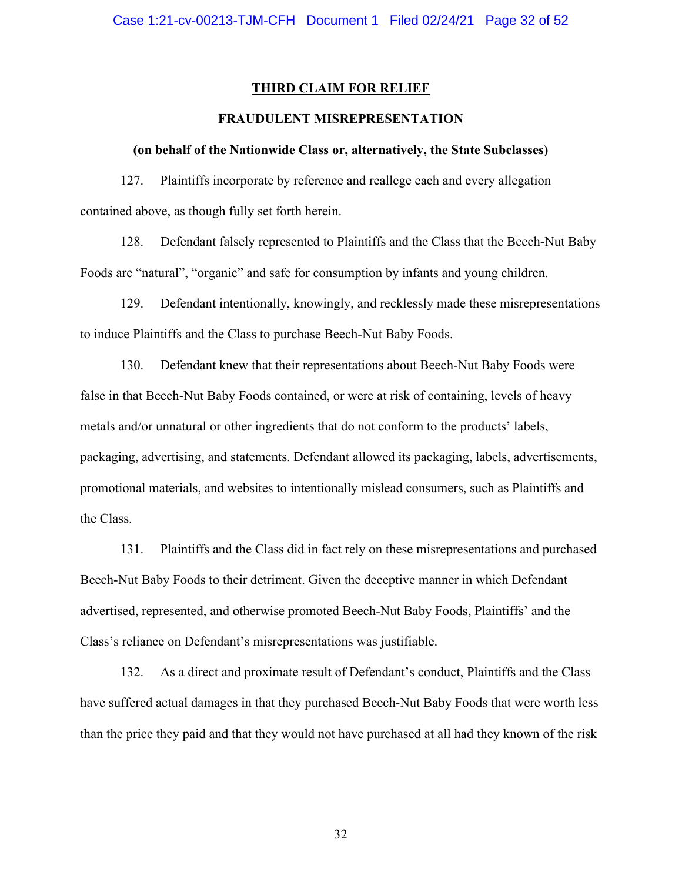## THIRD CLAIM FOR RELIEF

### FRAUDULENT MISREPRESENTATION

**(on behalf of the Nationwide Class or, alternatively, the State Subclasses)**

127. Plaintiffs incorporate by reference and reallege each and every allegation contained above, as though fully set forth herein.

128. Defendant falsely represented to Plaintiffs and the Class that the Beech-Nut Baby Foods are "natural", "organic" and safe for consumption by infants and young children.

129. Defendant intentionally, knowingly, and recklessly made these misrepresentations to induce Plaintiffs and the Class to purchase Beech-Nut Baby Foods.

130. Defendant knew that their representations about Beech-Nut Baby Foods were false in that Beech-Nut Baby Foods contained, or were at risk of containing, levels of heavy metals and/or unnatural or other ingredients that do not conform to the products' labels, packaging, advertising, and statements. Defendant allowed its packaging, labels, advertisements, promotional materials, and websites to intentionally mislead consumers, such as Plaintiffs and the Class.

131. Plaintiffs and the Class did in fact rely on these misrepresentations and purchased Beech-Nut Baby Foods to their detriment. Given the deceptive manner in which Defendant advertised, represented, and otherwise promoted Beech-Nut Baby Foods, Plaintiffs' and the Class's reliance on Defendant's misrepresentations was justifiable.

132. As a direct and proximate result of Defendant's conduct, Plaintiffs and the Class have suffered actual damages in that they purchased Beech-Nut Baby Foods that were worth less than the price they paid and that they would not have purchased at all had they known of the risk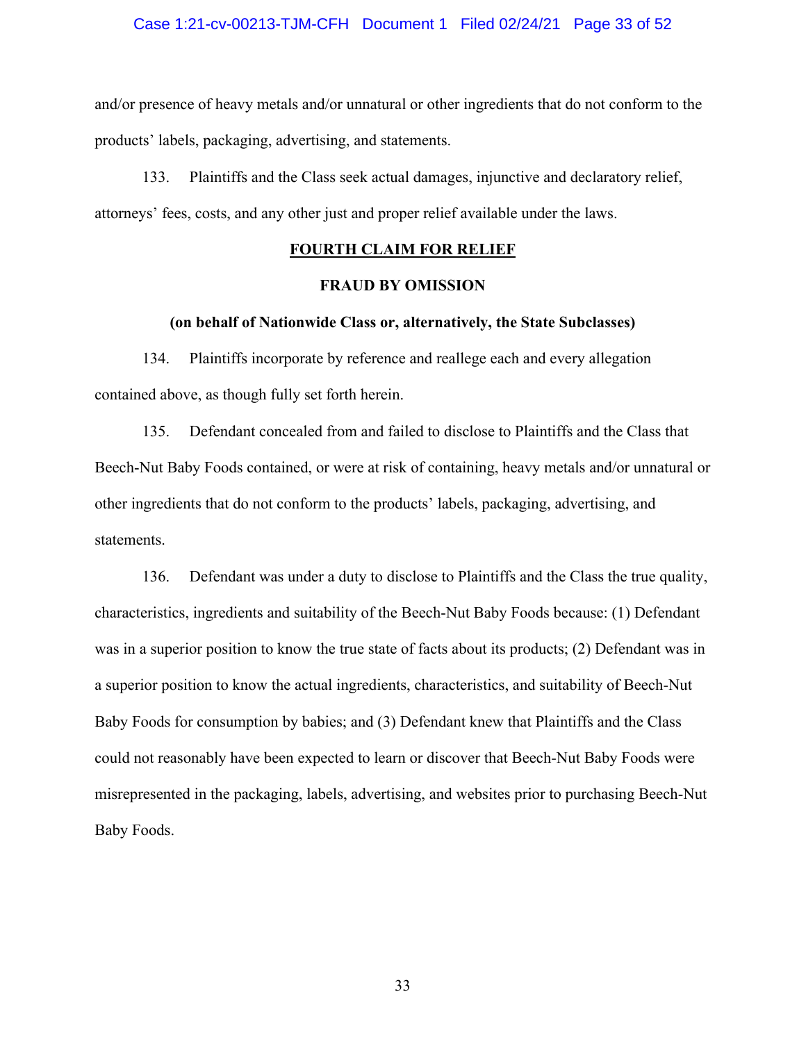and/or presence of heavy metals and/or unnatural or other ingredients that do not conform to the products' labels, packaging, advertising, and statements.

133. Plaintiffs and the Class seek actual damages, injunctive and declaratory relief, attorneys' fees, costs, and any other just and proper relief available under the laws.

## FOURTH CLAIM FOR RELIEF

### FRAUD BY OMISSION

**(on behalf of Nationwide Class or, alternatively, the State Subclasses)**

134. Plaintiffs incorporate by reference and reallege each and every allegation contained above, as though fully set forth herein.

135. Defendant concealed from and failed to disclose to Plaintiffs and the Class that Beech-Nut Baby Foods contained, or were at risk of containing, heavy metals and/or unnatural or other ingredients that do not conform to the products' labels, packaging, advertising, and statements.

136. Defendant was under a duty to disclose to Plaintiffs and the Class the true quality, characteristics, ingredients and suitability of the Beech-Nut Baby Foods because: (1) Defendant was in a superior position to know the true state of facts about its products; (2) Defendant was in a superior position to know the actual ingredients, characteristics, and suitability of Beech-Nut Baby Foods for consumption by babies; and (3) Defendant knew that Plaintiffs and the Class could not reasonably have been expected to learn or discover that Beech-Nut Baby Foods were misrepresented in the packaging, labels, advertising, and websites prior to purchasing Beech-Nut Baby Foods.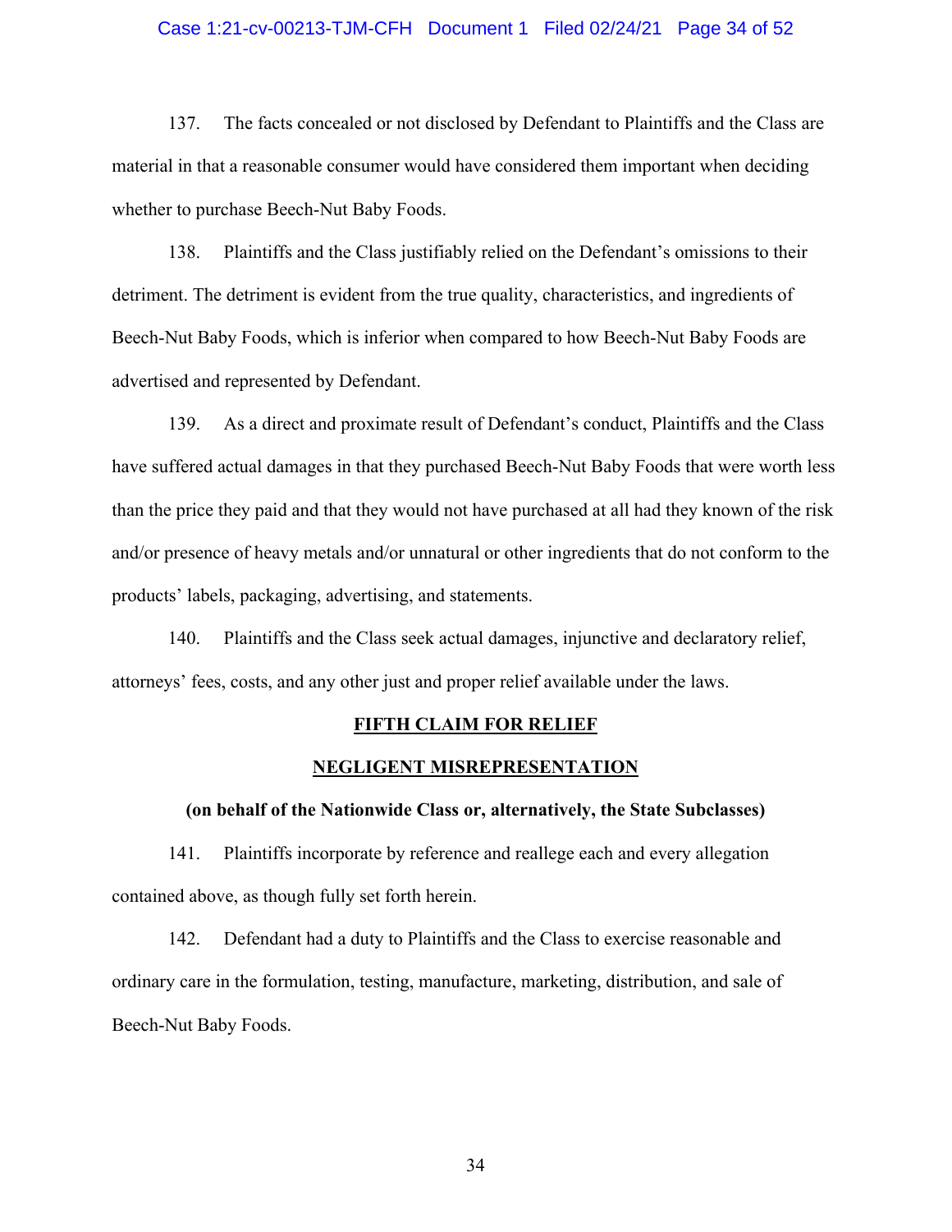137. The facts concealed or not disclosed by Defendant to Plaintiffs and the Class are material in that a reasonable consumer would have considered them important when deciding whether to purchase Beech-Nut Baby Foods.

138. Plaintiffs and the Class justifiably relied on the Defendant's omissions to their detriment. The detriment is evident from the true quality, characteristics, and ingredients of Beech-Nut Baby Foods, which is inferior when compared to how Beech-Nut Baby Foods are advertised and represented by Defendant.

139. As a direct and proximate result of Defendant's conduct, Plaintiffs and the Class have suffered actual damages in that they purchased Beech-Nut Baby Foods that were worth less than the price they paid and that they would not have purchased at all had they known of the risk and/or presence of heavy metals and/or unnatural or other ingredients that do not conform to the products' labels, packaging, advertising, and statements.

140. Plaintiffs and the Class seek actual damages, injunctive and declaratory relief, attorneys' fees, costs, and any other just and proper relief available under the laws.

## FIFTH CLAIM FOR RELIEF

## NEGLIGENT MISREPRESENTATION

**(on behalf of the Nationwide Class or, alternatively, the State Subclasses)**

141. Plaintiffs incorporate by reference and reallege each and every allegation contained above, as though fully set forth herein.

142. Defendant had a duty to Plaintiffs and the Class to exercise reasonable and ordinary care in the formulation, testing, manufacture, marketing, distribution, and sale of Beech-Nut Baby Foods.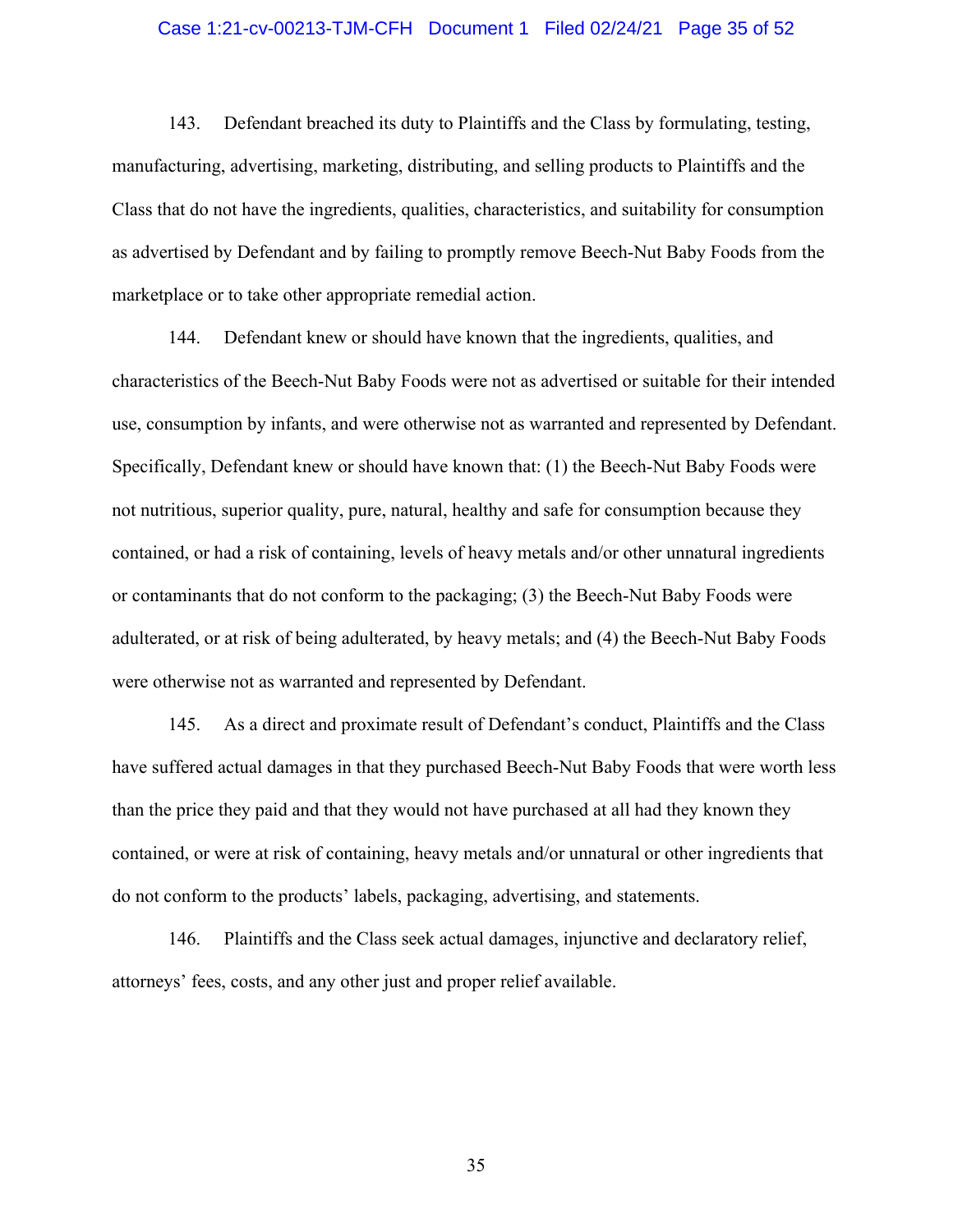143. Defendant breached its duty to Plaintiffs and the Class by formulating, testing, manufacturing, advertising, marketing, distributing, and selling products to Plaintiffs and the Class that do not have the ingredients, qualities, characteristics, and suitability for consumption as advertised by Defendant and by failing to promptly remove Beech-Nut Baby Foods from the marketplace or to take other appropriate remedial action.

144. Defendant knew or should have known that the ingredients, qualities, and characteristics of the Beech-Nut Baby Foods were not as advertised or suitable for their intended use, consumption by infants, and were otherwise not as warranted and represented by Defendant. Specifically, Defendant knew or should have known that: (1) the Beech-Nut Baby Foods were not nutritious, superior quality, pure, natural, healthy and safe for consumption because they contained, or had a risk of containing, levels of heavy metals and/or other unnatural ingredients or contaminants that do not conform to the packaging; (3) the Beech-Nut Baby Foods were adulterated, or at risk of being adulterated, by heavy metals; and (4) the Beech-Nut Baby Foods were otherwise not as warranted and represented by Defendant.

145. As a direct and proximate result of Defendant's conduct, Plaintiffs and the Class have suffered actual damages in that they purchased Beech-Nut Baby Foods that were worth less than the price they paid and that they would not have purchased at all had they known they contained, or were at risk of containing, heavy metals and/or unnatural or other ingredients that do not conform to the products' labels, packaging, advertising, and statements.

146. Plaintiffs and the Class seek actual damages, injunctive and declaratory relief, attorneys' fees, costs, and any other just and proper relief available.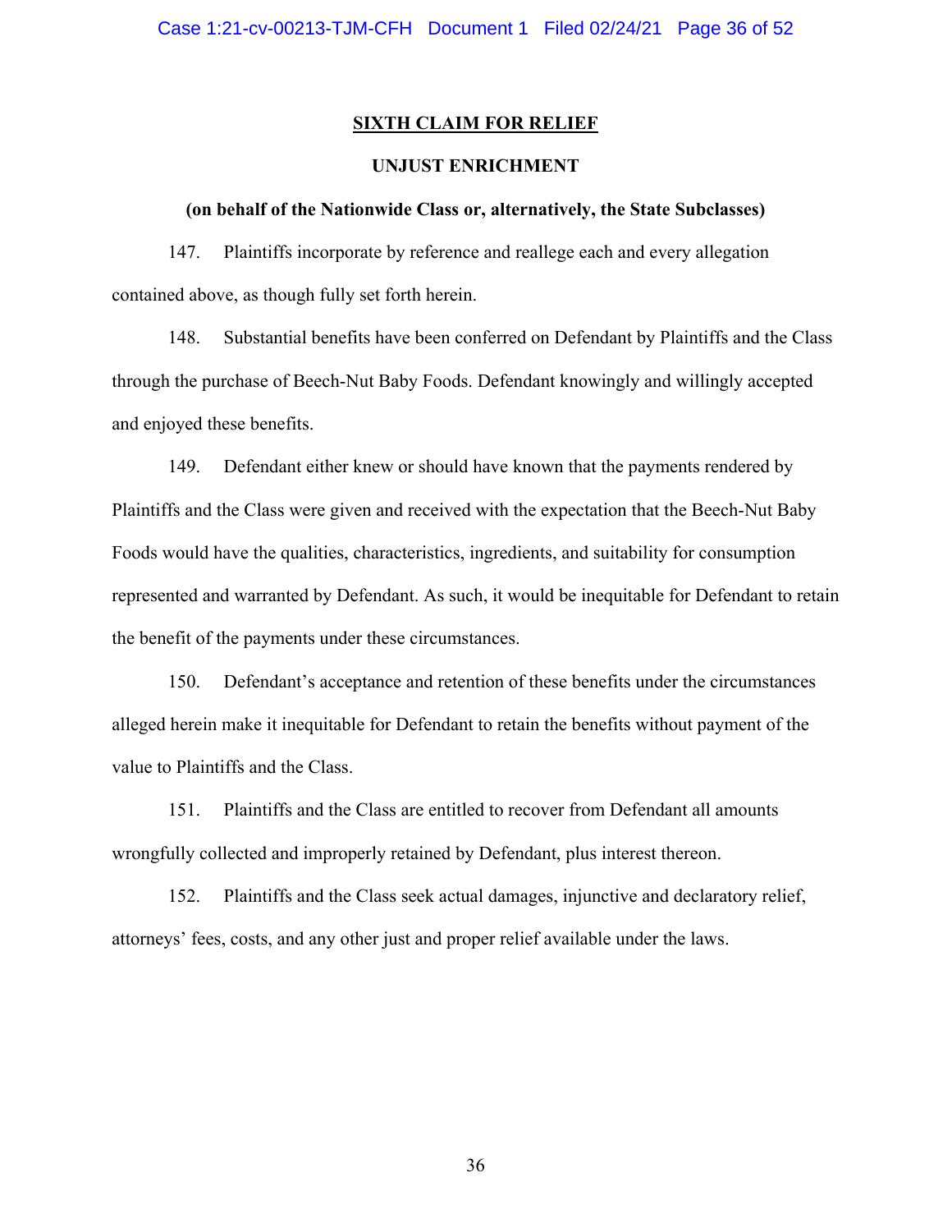## SIXTH CLAIM FOR RELIEF

### UNJUST ENRICHMENT

**(on behalf of the Nationwide Class or, alternatively, the State Subclasses)**

147. Plaintiffs incorporate by reference and reallege each and every allegation contained above, as though fully set forth herein.

148. Substantial benefits have been conferred on Defendant by Plaintiffs and the Class through the purchase of Beech-Nut Baby Foods. Defendant knowingly and willingly accepted and enjoyed these benefits.

149. Defendant either knew or should have known that the payments rendered by Plaintiffs and the Class were given and received with the expectation that the Beech-Nut Baby Foods would have the qualities, characteristics, ingredients, and suitability for consumption represented and warranted by Defendant. As such, it would be inequitable for Defendant to retain the benefit of the payments under these circumstances.

150. Defendant's acceptance and retention of these benefits under the circumstances alleged herein make it inequitable for Defendant to retain the benefits without payment of the value to Plaintiffs and the Class.

151. Plaintiffs and the Class are entitled to recover from Defendant all amounts wrongfully collected and improperly retained by Defendant, plus interest thereon.

152. Plaintiffs and the Class seek actual damages, injunctive and declaratory relief, attorneys' fees, costs, and any other just and proper relief available under the laws.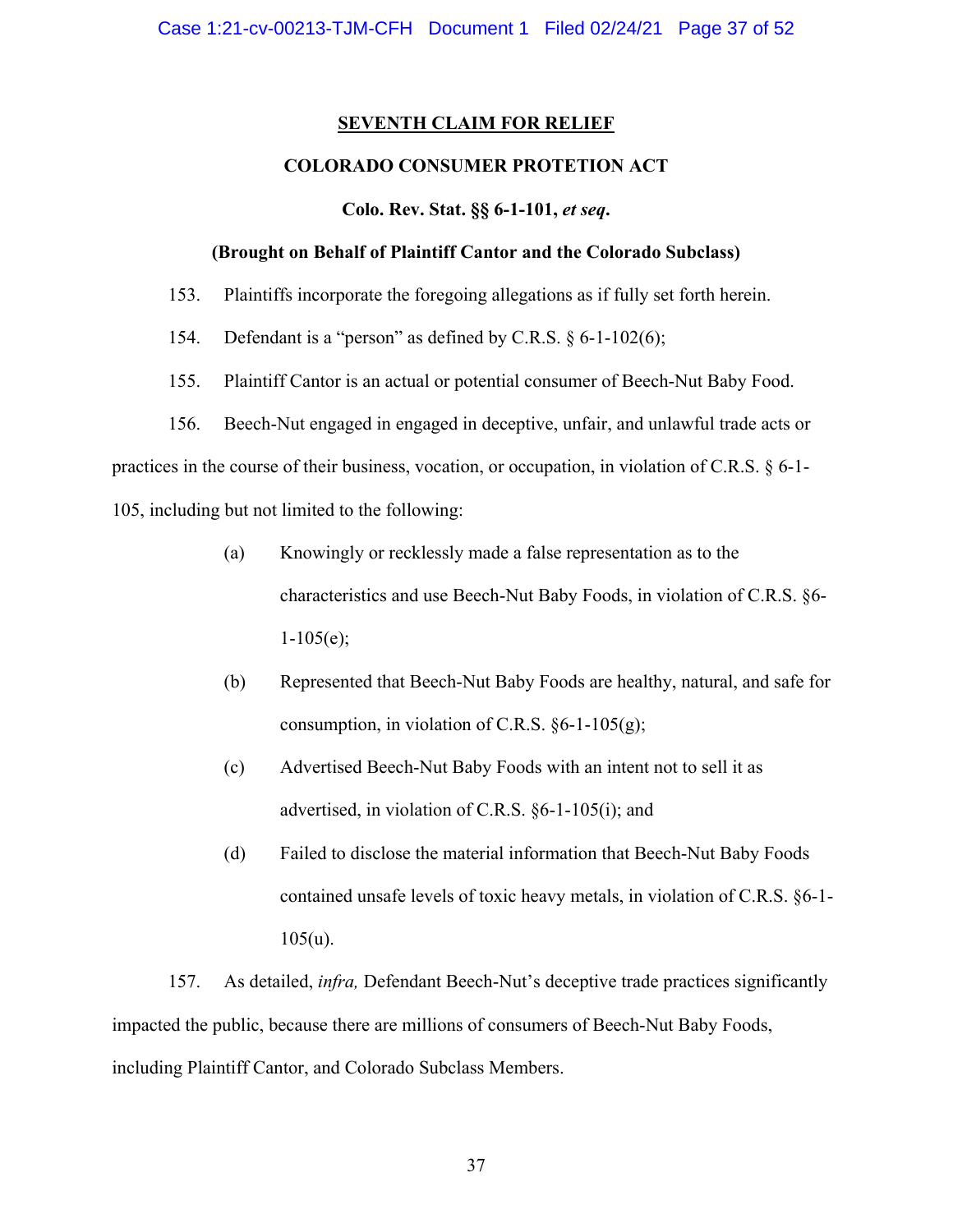## SEVENTH CLAIM FOR RELIEF

### COLORADO CONSUMER PROTECTION ACT

**Colo. Rev. Stat. §§ 6-1-101, *et seq*.**

**(Brought on Behalf of Plaintiff Cantor and the Colorado Subclass)**

153. Plaintiffs incorporate the foregoing allegations as if fully set forth herein.

154. Defendant is a "person" as defined by C.R.S. § 6-1-102(6);

155. Plaintiff Cantor is an actual or potential consumer of Beech-Nut Baby Food.

156. Beech-Nut engaged in engaged in deceptive, unfair, and unlawful trade acts or practices in the course of their business, vocation, or occupation, in violation of C.R.S. § 6-1-105, including but not limited to the following:

   (a) Knowingly or recklessly made a false representation as to the characteristics and use Beech-Nut Baby Foods, in violation of C.R.S. §6-1-105(e);

   (b) Represented that Beech-Nut Baby Foods are healthy, natural, and safe for consumption, in violation of C.R.S. §6-1-105(g);

   (c) Advertised Beech-Nut Baby Foods with an intent not to sell it as advertised, in violation of C.R.S. §6-1-105(i); and

   (d) Failed to disclose the material information that Beech-Nut Baby Foods contained unsafe levels of toxic heavy metals, in violation of C.R.S. §6-1-105(u).

157. As detailed, *infra,* Defendant Beech-Nut's deceptive trade practices significantly impacted the public, because there are millions of consumers of Beech-Nut Baby Foods, including Plaintiff Cantor, and Colorado Subclass Members.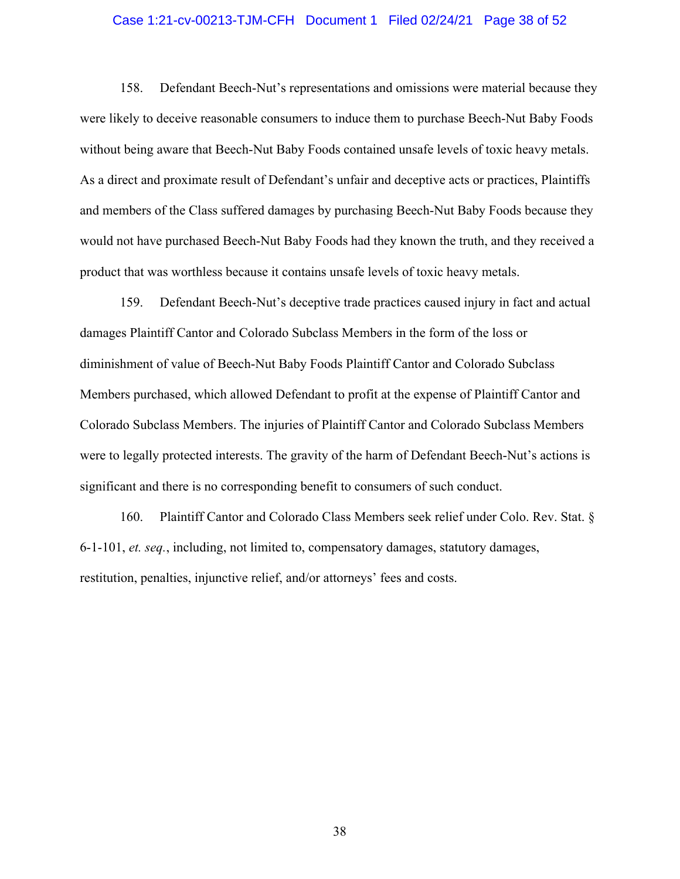158. Defendant Beech-Nut's representations and omissions were material because they were likely to deceive reasonable consumers to induce them to purchase Beech-Nut Baby Foods without being aware that Beech-Nut Baby Foods contained unsafe levels of toxic heavy metals. As a direct and proximate result of Defendant's unfair and deceptive acts or practices, Plaintiffs and members of the Class suffered damages by purchasing Beech-Nut Baby Foods because they would not have purchased Beech-Nut Baby Foods had they known the truth, and they received a product that was worthless because it contains unsafe levels of toxic heavy metals.

159. Defendant Beech-Nut's deceptive trade practices caused injury in fact and actual damages Plaintiff Cantor and Colorado Subclass Members in the form of the loss or diminishment of value of Beech-Nut Baby Foods Plaintiff Cantor and Colorado Subclass Members purchased, which allowed Defendant to profit at the expense of Plaintiff Cantor and Colorado Subclass Members. The injuries of Plaintiff Cantor and Colorado Subclass Members were to legally protected interests. The gravity of the harm of Defendant Beech-Nut's actions is significant and there is no corresponding benefit to consumers of such conduct.

160. Plaintiff Cantor and Colorado Class Members seek relief under Colo. Rev. Stat. § 6-1-101, *et. seq.*, including, not limited to, compensatory damages, statutory damages, restitution, penalties, injunctive relief, and/or attorneys' fees and costs.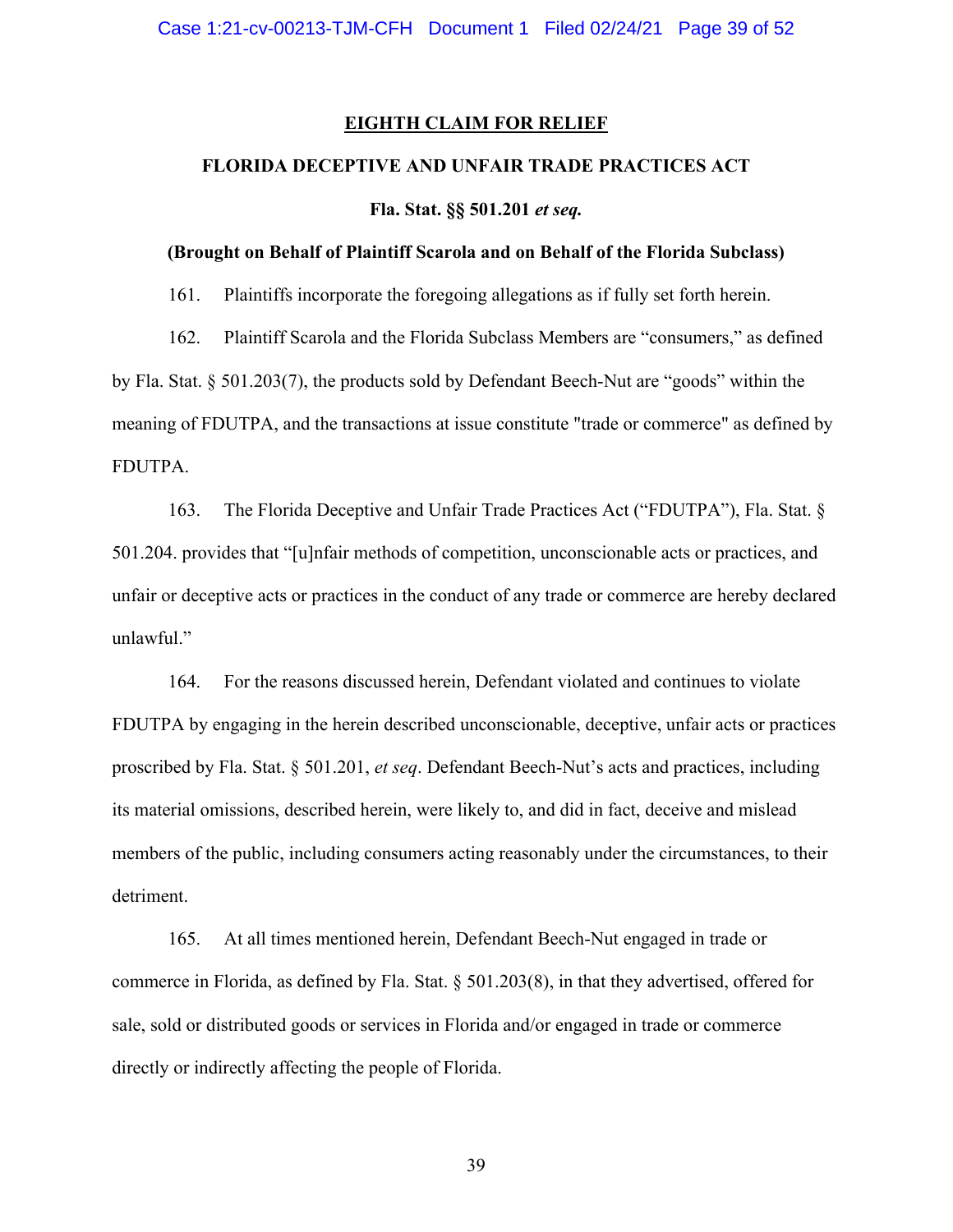## EIGHTH CLAIM FOR RELIEF

### FLORIDA DECEPTIVE AND UNFAIR TRADE PRACTICES ACT

### Fla. Stat. §§ 501.201 *et seq.*

**(Brought on Behalf of Plaintiff Scarola and on Behalf of the Florida Subclass)**

161. Plaintiffs incorporate the foregoing allegations as if fully set forth herein.

162. Plaintiff Scarola and the Florida Subclass Members are "consumers," as defined by Fla. Stat. § 501.203(7), the products sold by Defendant Beech-Nut are "goods" within the meaning of FDUTPA, and the transactions at issue constitute "trade or commerce" as defined by FDUTPA.

163. The Florida Deceptive and Unfair Trade Practices Act ("FDUTPA"), Fla. Stat. § 501.204. provides that "[u]nfair methods of competition, unconscionable acts or practices, and unfair or deceptive acts or practices in the conduct of any trade or commerce are hereby declared unlawful."

164. For the reasons discussed herein, Defendant violated and continues to violate FDUTPA by engaging in the herein described unconscionable, deceptive, unfair acts or practices proscribed by Fla. Stat. § 501.201, *et seq*. Defendant Beech-Nut's acts and practices, including its material omissions, described herein, were likely to, and did in fact, deceive and mislead members of the public, including consumers acting reasonably under the circumstances, to their detriment.

165. At all times mentioned herein, Defendant Beech-Nut engaged in trade or commerce in Florida, as defined by Fla. Stat. § 501.203(8), in that they advertised, offered for sale, sold or distributed goods or services in Florida and/or engaged in trade or commerce directly or indirectly affecting the people of Florida.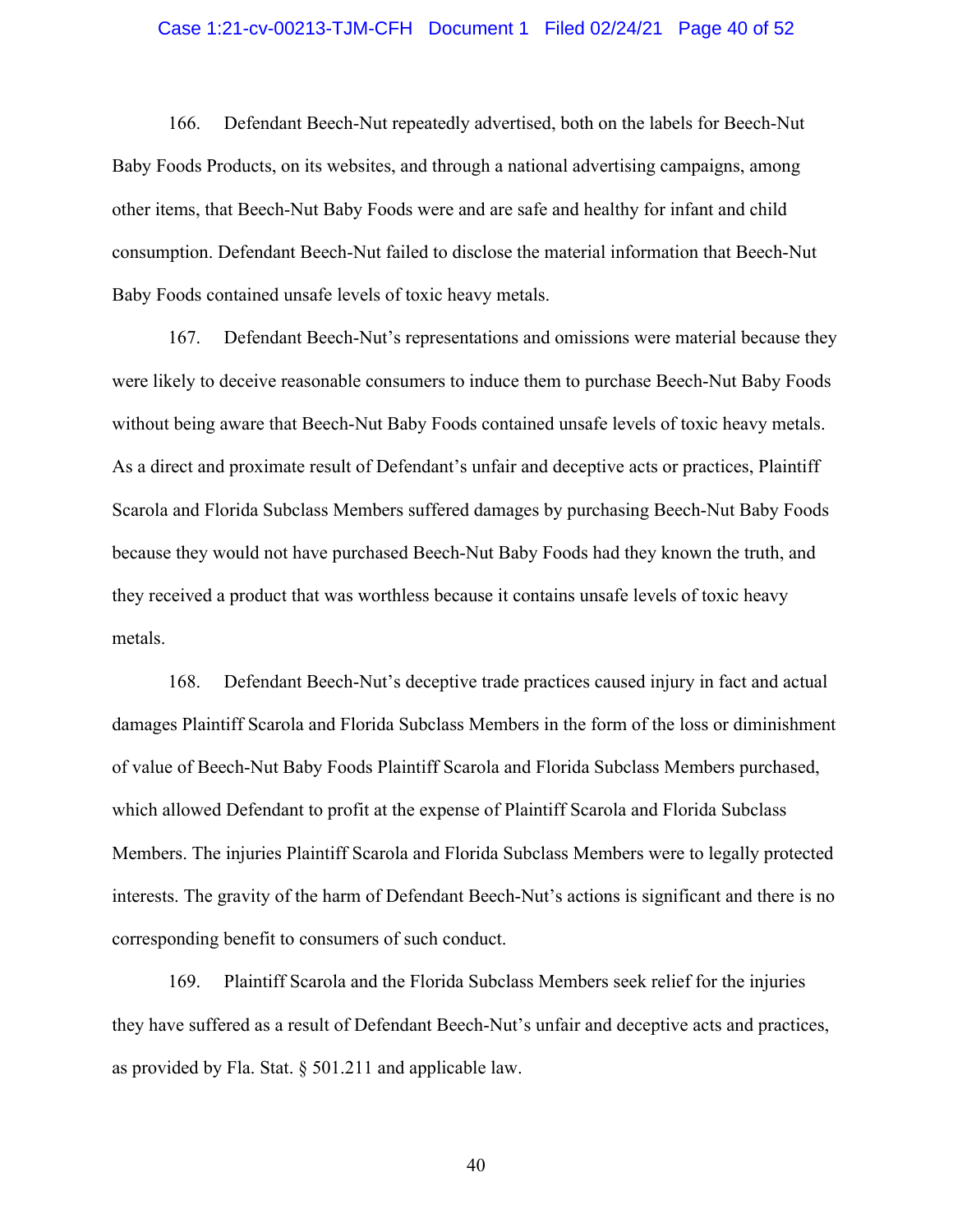166. Defendant Beech-Nut repeatedly advertised, both on the labels for Beech-Nut Baby Foods Products, on its websites, and through a national advertising campaigns, among other items, that Beech-Nut Baby Foods were and are safe and healthy for infant and child consumption. Defendant Beech-Nut failed to disclose the material information that Beech-Nut Baby Foods contained unsafe levels of toxic heavy metals.

167. Defendant Beech-Nut's representations and omissions were material because they were likely to deceive reasonable consumers to induce them to purchase Beech-Nut Baby Foods without being aware that Beech-Nut Baby Foods contained unsafe levels of toxic heavy metals. As a direct and proximate result of Defendant's unfair and deceptive acts or practices, Plaintiff Scarola and Florida Subclass Members suffered damages by purchasing Beech-Nut Baby Foods because they would not have purchased Beech-Nut Baby Foods had they known the truth, and they received a product that was worthless because it contains unsafe levels of toxic heavy metals.

168. Defendant Beech-Nut's deceptive trade practices caused injury in fact and actual damages Plaintiff Scarola and Florida Subclass Members in the form of the loss or diminishment of value of Beech-Nut Baby Foods Plaintiff Scarola and Florida Subclass Members purchased, which allowed Defendant to profit at the expense of Plaintiff Scarola and Florida Subclass Members. The injuries Plaintiff Scarola and Florida Subclass Members were to legally protected interests. The gravity of the harm of Defendant Beech-Nut's actions is significant and there is no corresponding benefit to consumers of such conduct.

169. Plaintiff Scarola and the Florida Subclass Members seek relief for the injuries they have suffered as a result of Defendant Beech-Nut's unfair and deceptive acts and practices, as provided by Fla. Stat. § 501.211 and applicable law.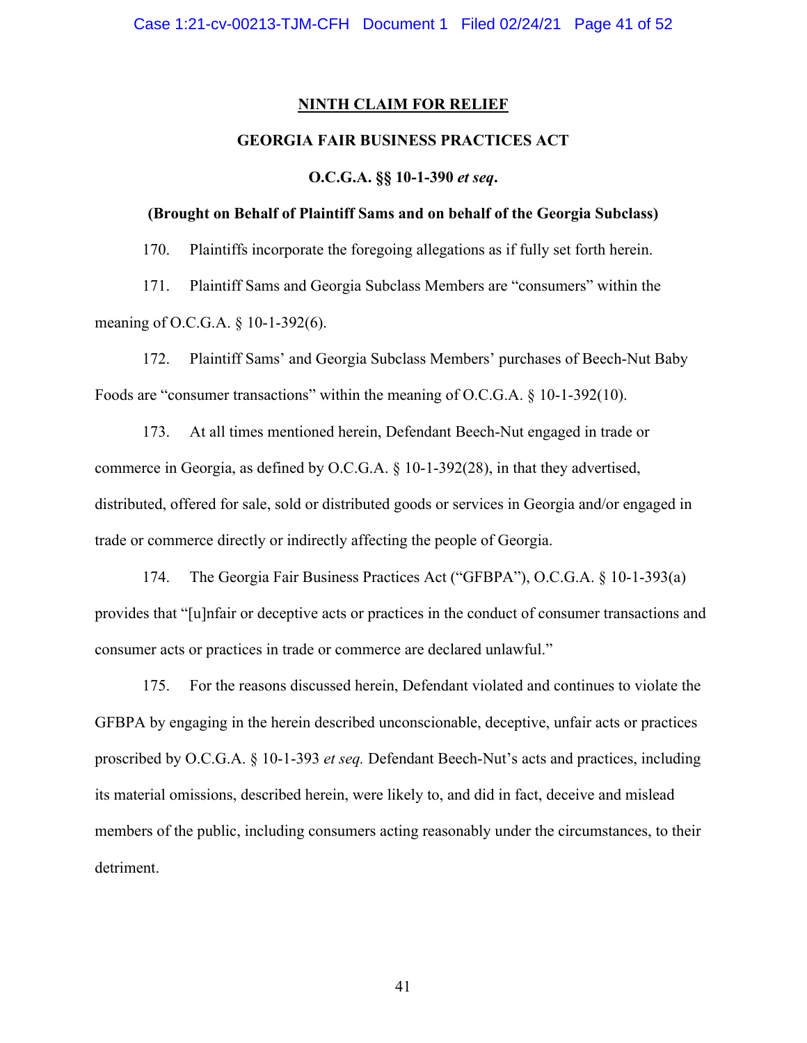## NINTH CLAIM FOR RELIEF

### GEORGIA FAIR BUSINESS PRACTICES ACT

### O.C.G.A. §§ 10-1-390 *et seq*.

### (Brought on Behalf of Plaintiff Sams and on behalf of the Georgia Subclass)

170. Plaintiffs incorporate the foregoing allegations as if fully set forth herein.

171. Plaintiff Sams and Georgia Subclass Members are "consumers" within the meaning of O.C.G.A. § 10-1-392(6).

172. Plaintiff Sams' and Georgia Subclass Members' purchases of Beech-Nut Baby Foods are "consumer transactions" within the meaning of O.C.G.A. § 10-1-392(10).

173. At all times mentioned herein, Defendant Beech-Nut engaged in trade or commerce in Georgia, as defined by O.C.G.A. § 10-1-392(28), in that they advertised, distributed, offered for sale, sold or distributed goods or services in Georgia and/or engaged in trade or commerce directly or indirectly affecting the people of Georgia.

174. The Georgia Fair Business Practices Act ("GFBPA"), O.C.G.A. § 10-1-393(a) provides that "[u]nfair or deceptive acts or practices in the conduct of consumer transactions and consumer acts or practices in trade or commerce are declared unlawful."

175. For the reasons discussed herein, Defendant violated and continues to violate the GFBPA by engaging in the herein described unconscionable, deceptive, unfair acts or practices proscribed by O.C.G.A. § 10-1-393 *et seq.* Defendant Beech-Nut's acts and practices, including its material omissions, described herein, were likely to, and did in fact, deceive and mislead members of the public, including consumers acting reasonably under the circumstances, to their detriment.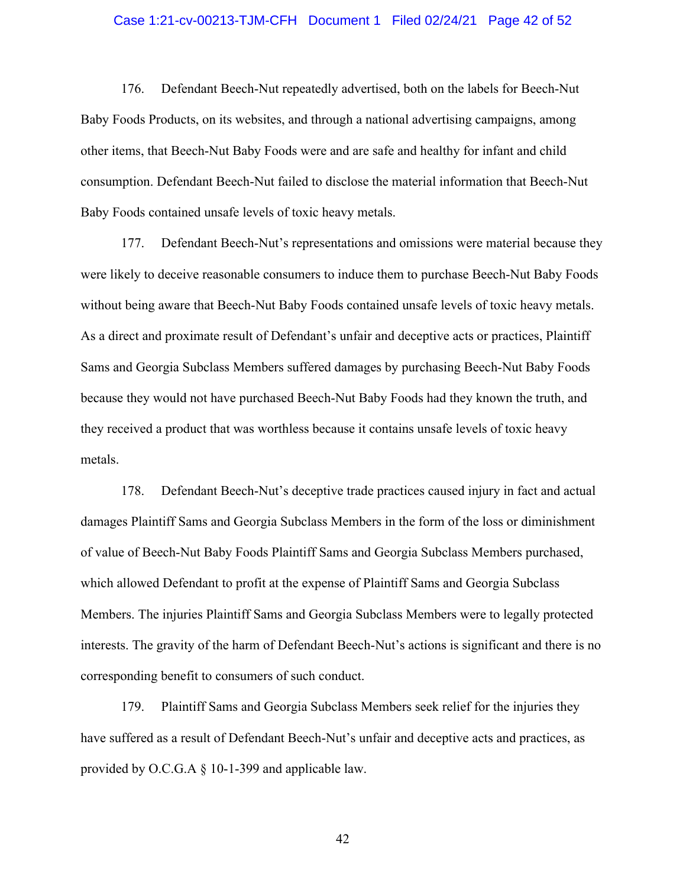176. Defendant Beech-Nut repeatedly advertised, both on the labels for Beech-Nut Baby Foods Products, on its websites, and through a national advertising campaigns, among other items, that Beech-Nut Baby Foods were and are safe and healthy for infant and child consumption. Defendant Beech-Nut failed to disclose the material information that Beech-Nut Baby Foods contained unsafe levels of toxic heavy metals.

177. Defendant Beech-Nut's representations and omissions were material because they were likely to deceive reasonable consumers to induce them to purchase Beech-Nut Baby Foods without being aware that Beech-Nut Baby Foods contained unsafe levels of toxic heavy metals. As a direct and proximate result of Defendant's unfair and deceptive acts or practices, Plaintiff Sams and Georgia Subclass Members suffered damages by purchasing Beech-Nut Baby Foods because they would not have purchased Beech-Nut Baby Foods had they known the truth, and they received a product that was worthless because it contains unsafe levels of toxic heavy metals.

178. Defendant Beech-Nut's deceptive trade practices caused injury in fact and actual damages Plaintiff Sams and Georgia Subclass Members in the form of the loss or diminishment of value of Beech-Nut Baby Foods Plaintiff Sams and Georgia Subclass Members purchased, which allowed Defendant to profit at the expense of Plaintiff Sams and Georgia Subclass Members. The injuries Plaintiff Sams and Georgia Subclass Members were to legally protected interests. The gravity of the harm of Defendant Beech-Nut's actions is significant and there is no corresponding benefit to consumers of such conduct.

179. Plaintiff Sams and Georgia Subclass Members seek relief for the injuries they have suffered as a result of Defendant Beech-Nut's unfair and deceptive acts and practices, as provided by O.C.G.A § 10-1-399 and applicable law.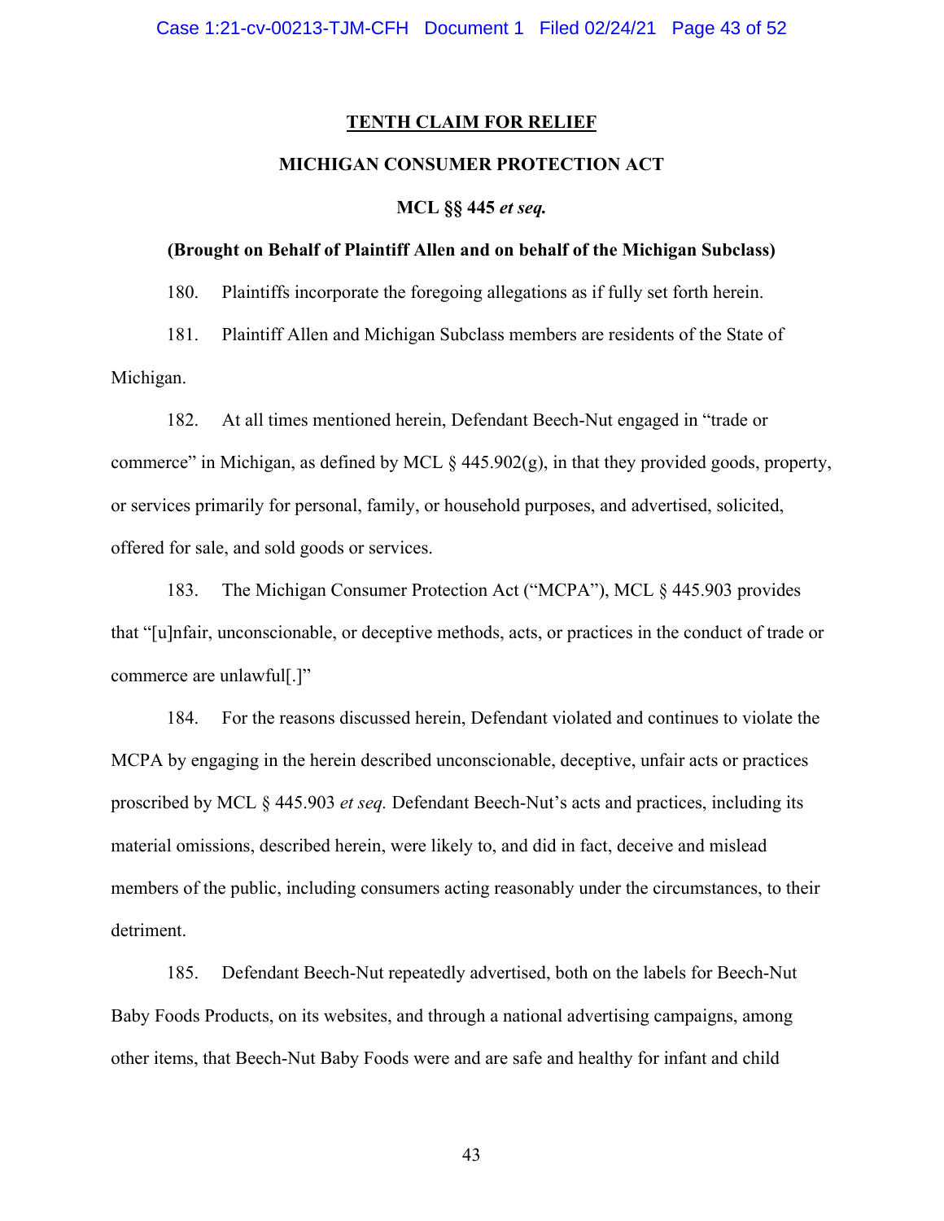## TENTH CLAIM FOR RELIEF

### MICHIGAN CONSUMER PROTECTION ACT

### MCL §§ 445 *et seq.*

**(Brought on Behalf of Plaintiff Allen and on behalf of the Michigan Subclass)**

180. Plaintiffs incorporate the foregoing allegations as if fully set forth herein.

181. Plaintiff Allen and Michigan Subclass members are residents of the State of Michigan.

182. At all times mentioned herein, Defendant Beech-Nut engaged in "trade or commerce" in Michigan, as defined by MCL § 445.902(g), in that they provided goods, property, or services primarily for personal, family, or household purposes, and advertised, solicited, offered for sale, and sold goods or services.

183. The Michigan Consumer Protection Act ("MCPA"), MCL § 445.903 provides that "[u]nfair, unconscionable, or deceptive methods, acts, or practices in the conduct of trade or commerce are unlawful[.]"

184. For the reasons discussed herein, Defendant violated and continues to violate the MCPA by engaging in the herein described unconscionable, deceptive, unfair acts or practices proscribed by MCL § 445.903 *et seq.* Defendant Beech-Nut's acts and practices, including its material omissions, described herein, were likely to, and did in fact, deceive and mislead members of the public, including consumers acting reasonably under the circumstances, to their detriment.

185. Defendant Beech-Nut repeatedly advertised, both on the labels for Beech-Nut Baby Foods Products, on its websites, and through a national advertising campaigns, among other items, that Beech-Nut Baby Foods were and are safe and healthy for infant and child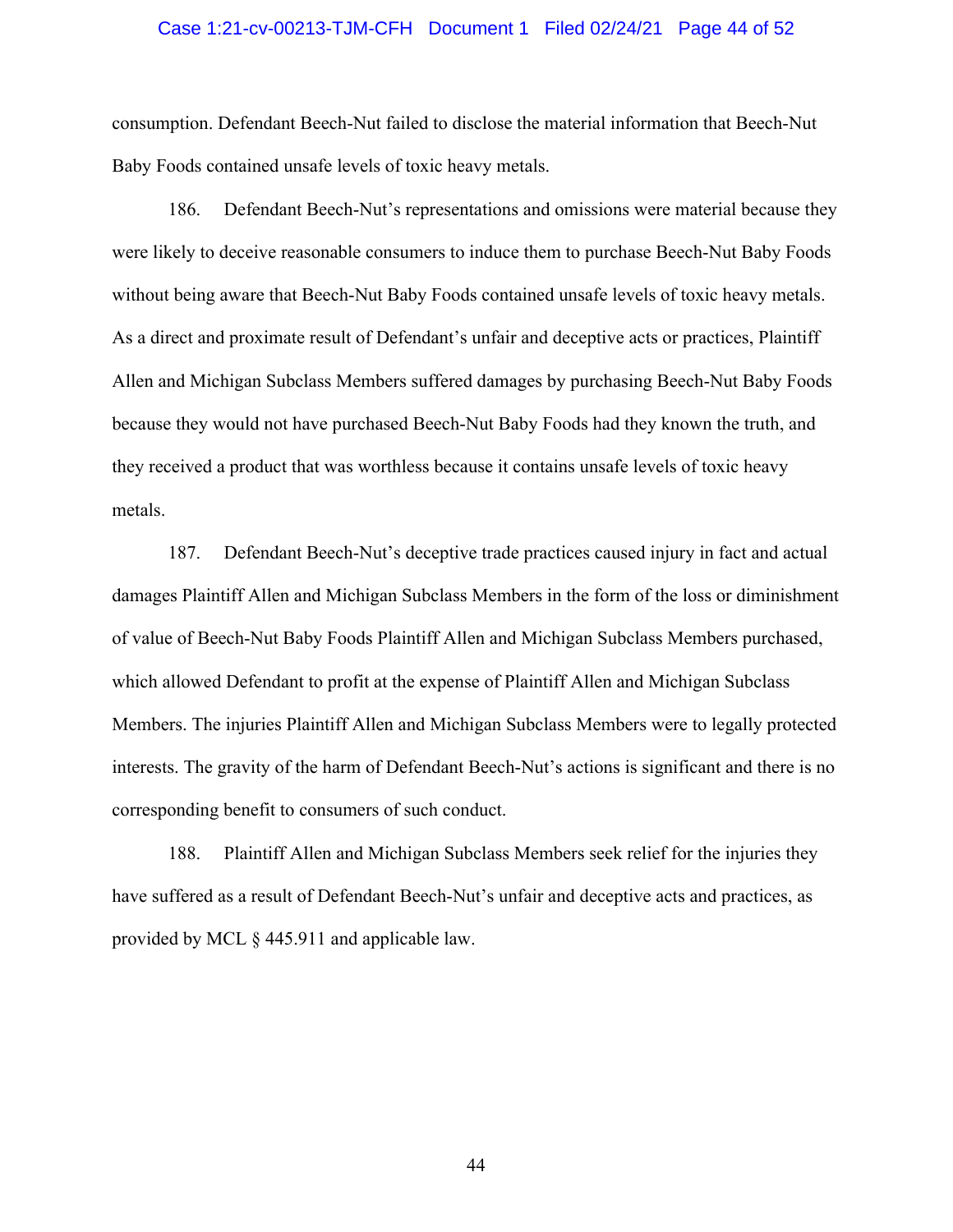consumption. Defendant Beech-Nut failed to disclose the material information that Beech-Nut Baby Foods contained unsafe levels of toxic heavy metals.

186. Defendant Beech-Nut's representations and omissions were material because they were likely to deceive reasonable consumers to induce them to purchase Beech-Nut Baby Foods without being aware that Beech-Nut Baby Foods contained unsafe levels of toxic heavy metals. As a direct and proximate result of Defendant's unfair and deceptive acts or practices, Plaintiff Allen and Michigan Subclass Members suffered damages by purchasing Beech-Nut Baby Foods because they would not have purchased Beech-Nut Baby Foods had they known the truth, and they received a product that was worthless because it contains unsafe levels of toxic heavy metals.

187. Defendant Beech-Nut's deceptive trade practices caused injury in fact and actual damages Plaintiff Allen and Michigan Subclass Members in the form of the loss or diminishment of value of Beech-Nut Baby Foods Plaintiff Allen and Michigan Subclass Members purchased, which allowed Defendant to profit at the expense of Plaintiff Allen and Michigan Subclass Members. The injuries Plaintiff Allen and Michigan Subclass Members were to legally protected interests. The gravity of the harm of Defendant Beech-Nut's actions is significant and there is no corresponding benefit to consumers of such conduct.

188. Plaintiff Allen and Michigan Subclass Members seek relief for the injuries they have suffered as a result of Defendant Beech-Nut's unfair and deceptive acts and practices, as provided by MCL § 445.911 and applicable law.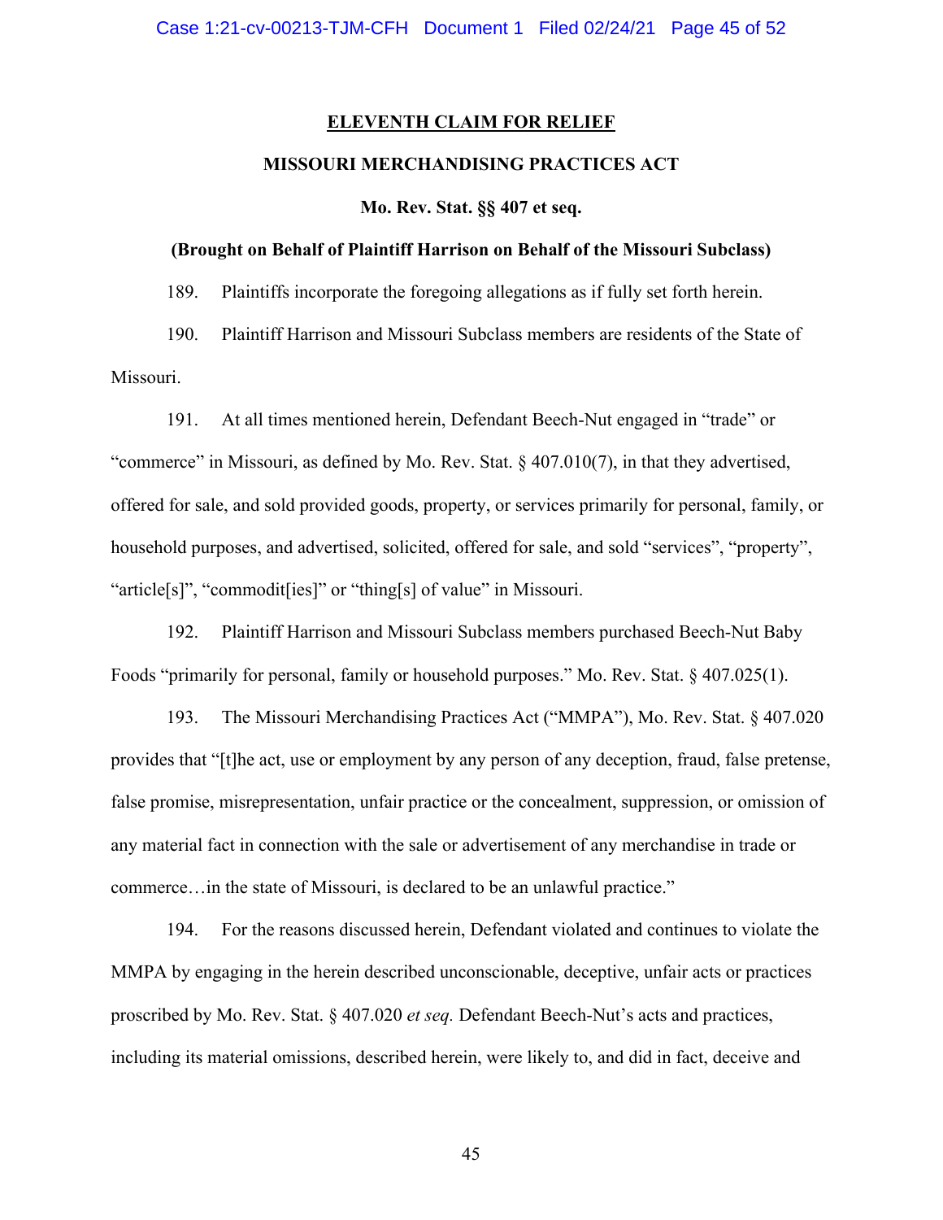## ELEVENTH CLAIM FOR RELIEF

**MISSOURI MERCHANDISING PRACTICES ACT**

**Mo. Rev. Stat. §§ 407 et seq.**

**(Brought on Behalf of Plaintiff Harrison on Behalf of the Missouri Subclass)**

189. Plaintiffs incorporate the foregoing allegations as if fully set forth herein.

190. Plaintiff Harrison and Missouri Subclass members are residents of the State of Missouri.

191. At all times mentioned herein, Defendant Beech-Nut engaged in "trade" or "commerce" in Missouri, as defined by Mo. Rev. Stat. § 407.010(7), in that they advertised, offered for sale, and sold provided goods, property, or services primarily for personal, family, or household purposes, and advertised, solicited, offered for sale, and sold "services", "property", "article[s]", "commodit[ies]" or "thing[s] of value" in Missouri.

192. Plaintiff Harrison and Missouri Subclass members purchased Beech-Nut Baby Foods "primarily for personal, family or household purposes." Mo. Rev. Stat. § 407.025(1).

193. The Missouri Merchandising Practices Act ("MMPA"), Mo. Rev. Stat. § 407.020 provides that "[t]he act, use or employment by any person of any deception, fraud, false pretense, false promise, misrepresentation, unfair practice or the concealment, suppression, or omission of any material fact in connection with the sale or advertisement of any merchandise in trade or commerce…in the state of Missouri, is declared to be an unlawful practice."

194. For the reasons discussed herein, Defendant violated and continues to violate the MMPA by engaging in the herein described unconscionable, deceptive, unfair acts or practices proscribed by Mo. Rev. Stat. § 407.020 *et seq.* Defendant Beech-Nut's acts and practices, including its material omissions, described herein, were likely to, and did in fact, deceive and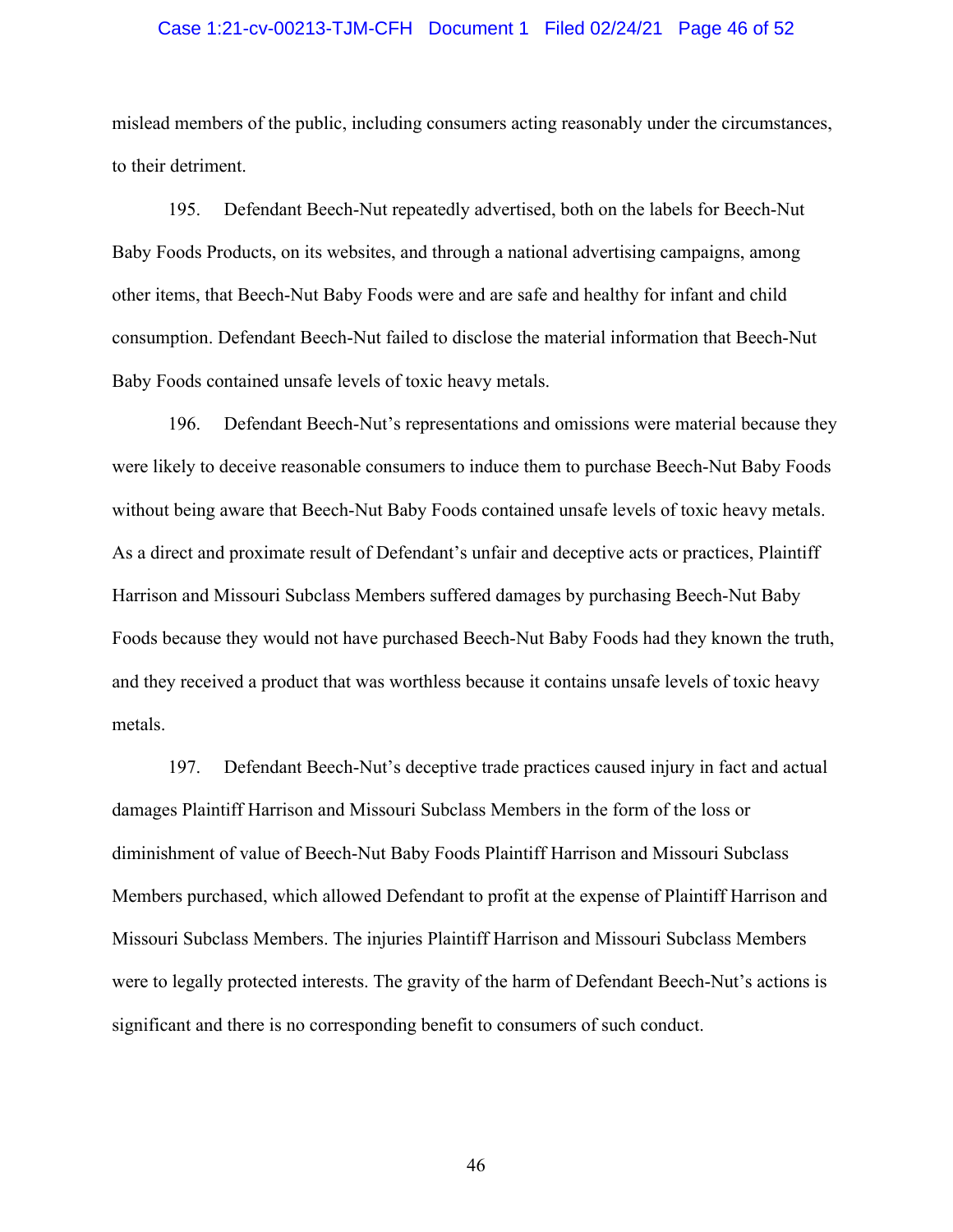mislead members of the public, including consumers acting reasonably under the circumstances, to their detriment.

195. Defendant Beech-Nut repeatedly advertised, both on the labels for Beech-Nut Baby Foods Products, on its websites, and through a national advertising campaigns, among other items, that Beech-Nut Baby Foods were and are safe and healthy for infant and child consumption. Defendant Beech-Nut failed to disclose the material information that Beech-Nut Baby Foods contained unsafe levels of toxic heavy metals.

196. Defendant Beech-Nut's representations and omissions were material because they were likely to deceive reasonable consumers to induce them to purchase Beech-Nut Baby Foods without being aware that Beech-Nut Baby Foods contained unsafe levels of toxic heavy metals. As a direct and proximate result of Defendant's unfair and deceptive acts or practices, Plaintiff Harrison and Missouri Subclass Members suffered damages by purchasing Beech-Nut Baby Foods because they would not have purchased Beech-Nut Baby Foods had they known the truth, and they received a product that was worthless because it contains unsafe levels of toxic heavy metals.

197. Defendant Beech-Nut's deceptive trade practices caused injury in fact and actual damages Plaintiff Harrison and Missouri Subclass Members in the form of the loss or diminishment of value of Beech-Nut Baby Foods Plaintiff Harrison and Missouri Subclass Members purchased, which allowed Defendant to profit at the expense of Plaintiff Harrison and Missouri Subclass Members. The injuries Plaintiff Harrison and Missouri Subclass Members were to legally protected interests. The gravity of the harm of Defendant Beech-Nut's actions is significant and there is no corresponding benefit to consumers of such conduct.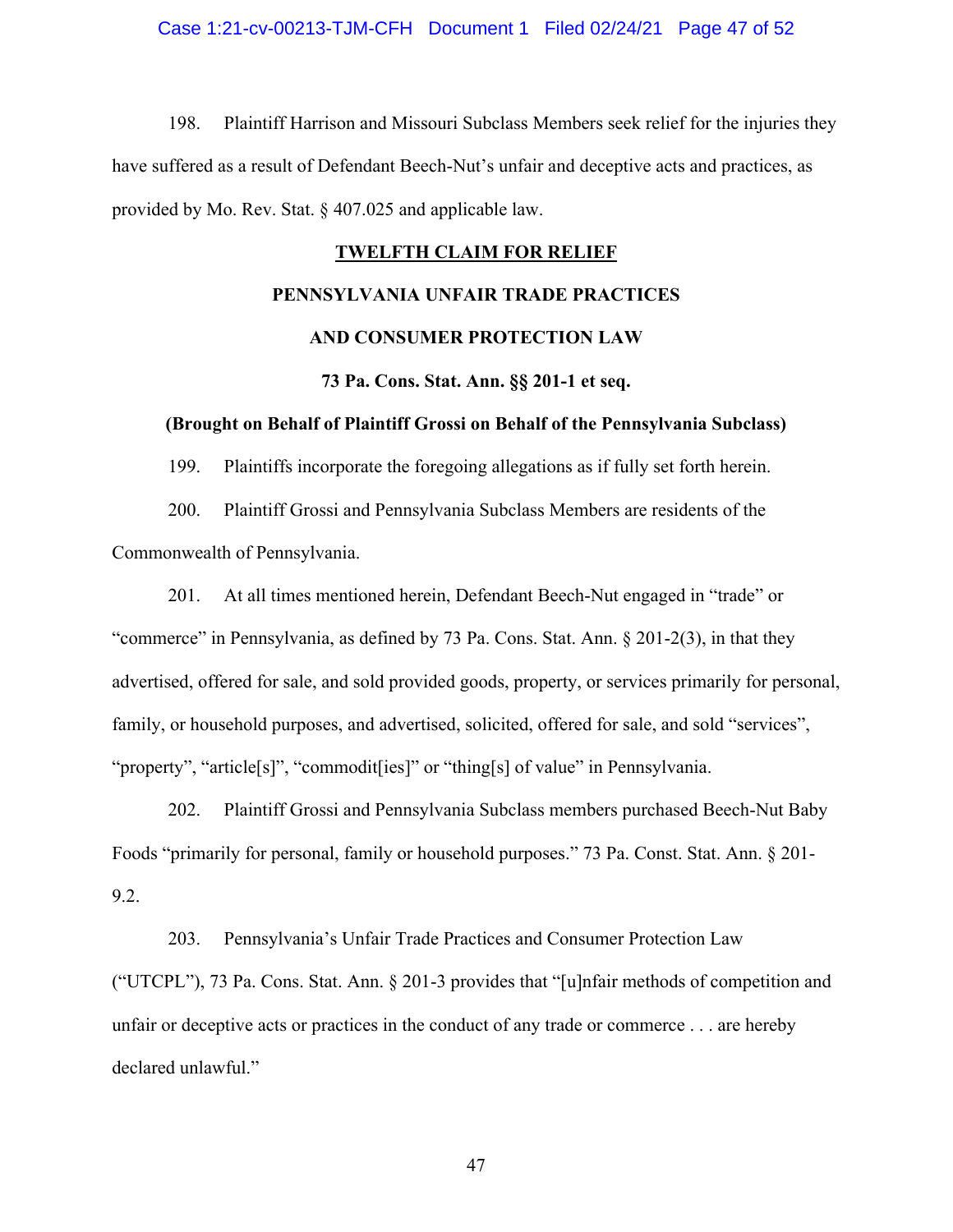198. Plaintiff Harrison and Missouri Subclass Members seek relief for the injuries they have suffered as a result of Defendant Beech-Nut's unfair and deceptive acts and practices, as provided by Mo. Rev. Stat. § 407.025 and applicable law.

**TWELFTH CLAIM FOR RELIEF**

**PENNSYLVANIA UNFAIR TRADE PRACTICES**

**AND CONSUMER PROTECTION LAW**

**73 Pa. Cons. Stat. Ann. §§ 201-1 et seq.**

**(Brought on Behalf of Plaintiff Grossi on Behalf of the Pennsylvania Subclass)**

199. Plaintiffs incorporate the foregoing allegations as if fully set forth herein.

200. Plaintiff Grossi and Pennsylvania Subclass Members are residents of the Commonwealth of Pennsylvania.

201. At all times mentioned herein, Defendant Beech-Nut engaged in "trade" or "commerce" in Pennsylvania, as defined by 73 Pa. Cons. Stat. Ann. § 201-2(3), in that they advertised, offered for sale, and sold provided goods, property, or services primarily for personal, family, or household purposes, and advertised, solicited, offered for sale, and sold "services", "property", "article[s]", "commodit[ies]" or "thing[s] of value" in Pennsylvania.

202. Plaintiff Grossi and Pennsylvania Subclass members purchased Beech-Nut Baby Foods "primarily for personal, family or household purposes." 73 Pa. Const. Stat. Ann. § 201-9.2.

203. Pennsylvania's Unfair Trade Practices and Consumer Protection Law ("UTCPL"), 73 Pa. Cons. Stat. Ann. § 201-3 provides that "[u]nfair methods of competition and unfair or deceptive acts or practices in the conduct of any trade or commerce . . . are hereby declared unlawful."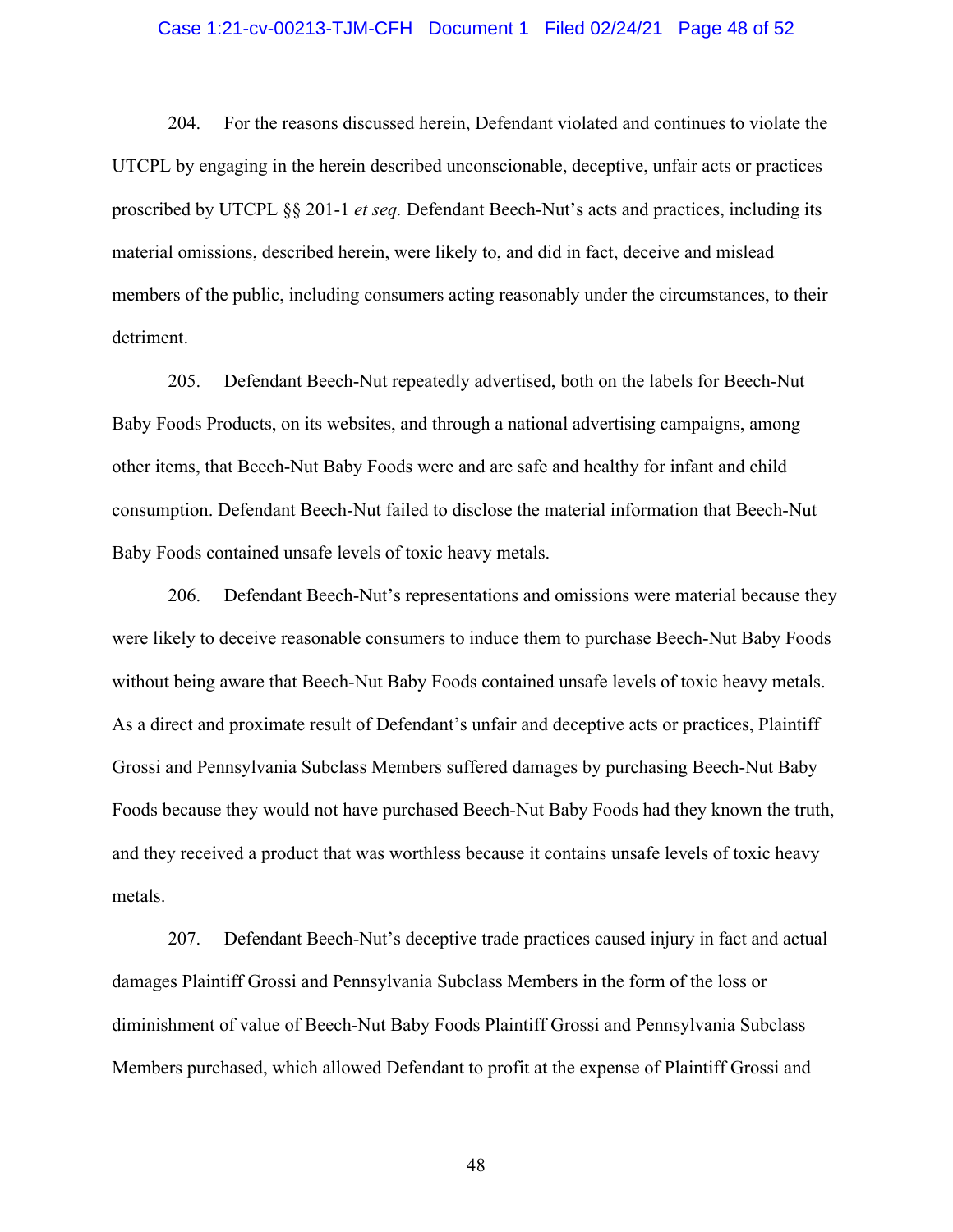204. For the reasons discussed herein, Defendant violated and continues to violate the UTCPL by engaging in the herein described unconscionable, deceptive, unfair acts or practices proscribed by UTCPL §§ 201-1 *et seq.* Defendant Beech-Nut's acts and practices, including its material omissions, described herein, were likely to, and did in fact, deceive and mislead members of the public, including consumers acting reasonably under the circumstances, to their detriment.

205. Defendant Beech-Nut repeatedly advertised, both on the labels for Beech-Nut Baby Foods Products, on its websites, and through a national advertising campaigns, among other items, that Beech-Nut Baby Foods were and are safe and healthy for infant and child consumption. Defendant Beech-Nut failed to disclose the material information that Beech-Nut Baby Foods contained unsafe levels of toxic heavy metals.

206. Defendant Beech-Nut's representations and omissions were material because they were likely to deceive reasonable consumers to induce them to purchase Beech-Nut Baby Foods without being aware that Beech-Nut Baby Foods contained unsafe levels of toxic heavy metals. As a direct and proximate result of Defendant's unfair and deceptive acts or practices, Plaintiff Grossi and Pennsylvania Subclass Members suffered damages by purchasing Beech-Nut Baby Foods because they would not have purchased Beech-Nut Baby Foods had they known the truth, and they received a product that was worthless because it contains unsafe levels of toxic heavy metals.

207. Defendant Beech-Nut's deceptive trade practices caused injury in fact and actual damages Plaintiff Grossi and Pennsylvania Subclass Members in the form of the loss or diminishment of value of Beech-Nut Baby Foods Plaintiff Grossi and Pennsylvania Subclass Members purchased, which allowed Defendant to profit at the expense of Plaintiff Grossi and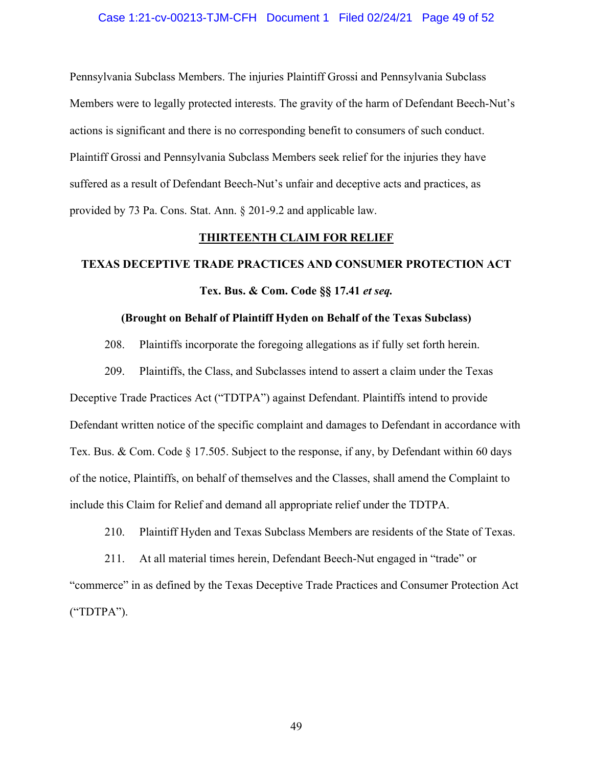Pennsylvania Subclass Members. The injuries Plaintiff Grossi and Pennsylvania Subclass Members were to legally protected interests. The gravity of the harm of Defendant Beech-Nut's actions is significant and there is no corresponding benefit to consumers of such conduct. Plaintiff Grossi and Pennsylvania Subclass Members seek relief for the injuries they have suffered as a result of Defendant Beech-Nut's unfair and deceptive acts and practices, as provided by 73 Pa. Cons. Stat. Ann. § 201-9.2 and applicable law.

**<u>THIRTEENTH CLAIM FOR RELIEF</u>**

**TEXAS DECEPTIVE TRADE PRACTICES AND CONSUMER PROTECTION ACT**

**Tex. Bus. & Com. Code §§ 17.41 *et seq.***

**(Brought on Behalf of Plaintiff Hyden on Behalf of the Texas Subclass)**

208. Plaintiffs incorporate the foregoing allegations as if fully set forth herein.

209. Plaintiffs, the Class, and Subclasses intend to assert a claim under the Texas Deceptive Trade Practices Act ("TDTPA") against Defendant. Plaintiffs intend to provide Defendant written notice of the specific complaint and damages to Defendant in accordance with Tex. Bus. & Com. Code § 17.505. Subject to the response, if any, by Defendant within 60 days of the notice, Plaintiffs, on behalf of themselves and the Classes, shall amend the Complaint to include this Claim for Relief and demand all appropriate relief under the TDTPA.

210. Plaintiff Hyden and Texas Subclass Members are residents of the State of Texas.

211. At all material times herein, Defendant Beech-Nut engaged in "trade" or "commerce" in as defined by the Texas Deceptive Trade Practices and Consumer Protection Act ("TDTPA").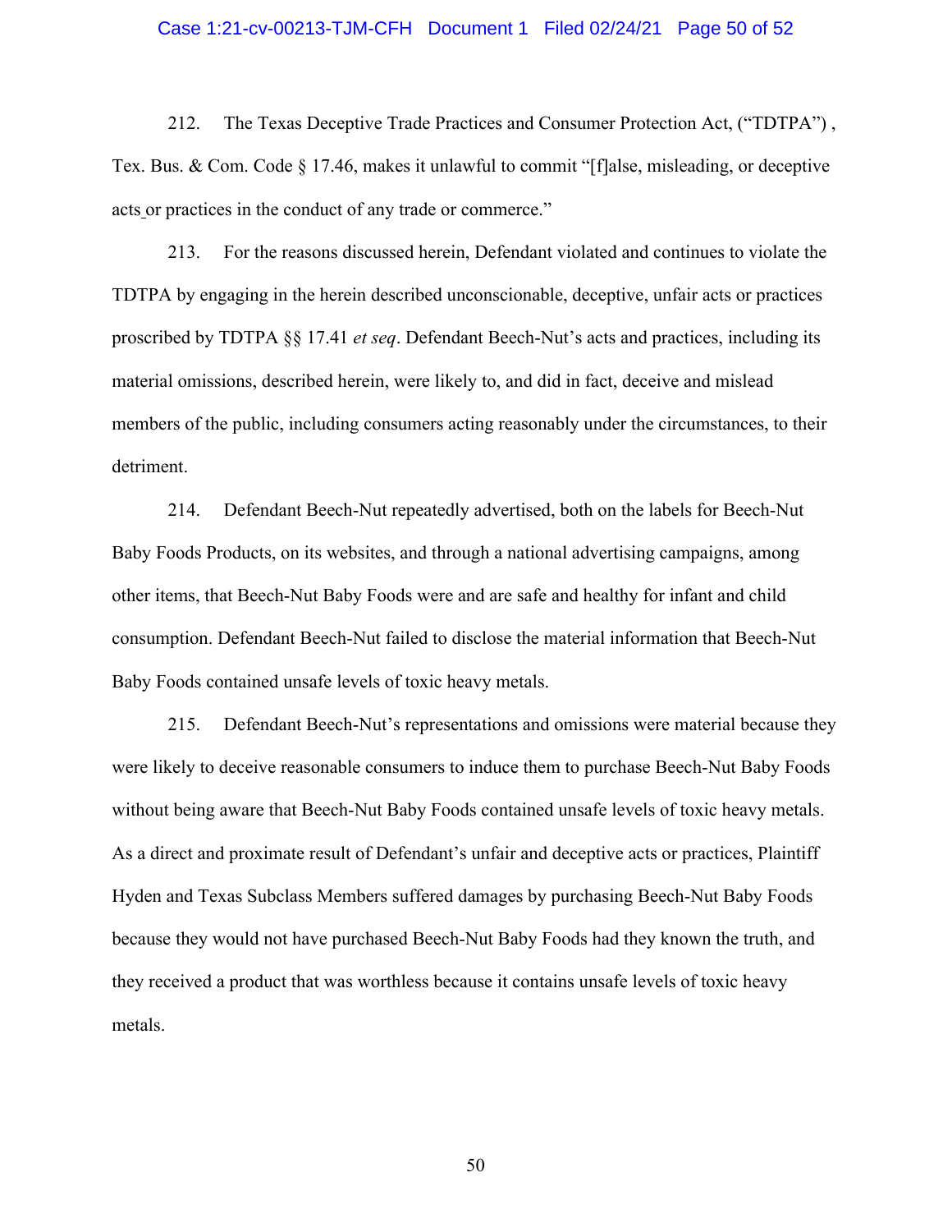212. The Texas Deceptive Trade Practices and Consumer Protection Act, ("TDTPA") , Tex. Bus. & Com. Code § 17.46, makes it unlawful to commit "[f]alse, misleading, or deceptive acts or practices in the conduct of any trade or commerce."

213. For the reasons discussed herein, Defendant violated and continues to violate the TDTPA by engaging in the herein described unconscionable, deceptive, unfair acts or practices proscribed by TDTPA §§ 17.41 *et seq*. Defendant Beech-Nut's acts and practices, including its material omissions, described herein, were likely to, and did in fact, deceive and mislead members of the public, including consumers acting reasonably under the circumstances, to their detriment.

214. Defendant Beech-Nut repeatedly advertised, both on the labels for Beech-Nut Baby Foods Products, on its websites, and through a national advertising campaigns, among other items, that Beech-Nut Baby Foods were and are safe and healthy for infant and child consumption. Defendant Beech-Nut failed to disclose the material information that Beech-Nut Baby Foods contained unsafe levels of toxic heavy metals.

215. Defendant Beech-Nut's representations and omissions were material because they were likely to deceive reasonable consumers to induce them to purchase Beech-Nut Baby Foods without being aware that Beech-Nut Baby Foods contained unsafe levels of toxic heavy metals. As a direct and proximate result of Defendant's unfair and deceptive acts or practices, Plaintiff Hyden and Texas Subclass Members suffered damages by purchasing Beech-Nut Baby Foods because they would not have purchased Beech-Nut Baby Foods had they known the truth, and they received a product that was worthless because it contains unsafe levels of toxic heavy metals.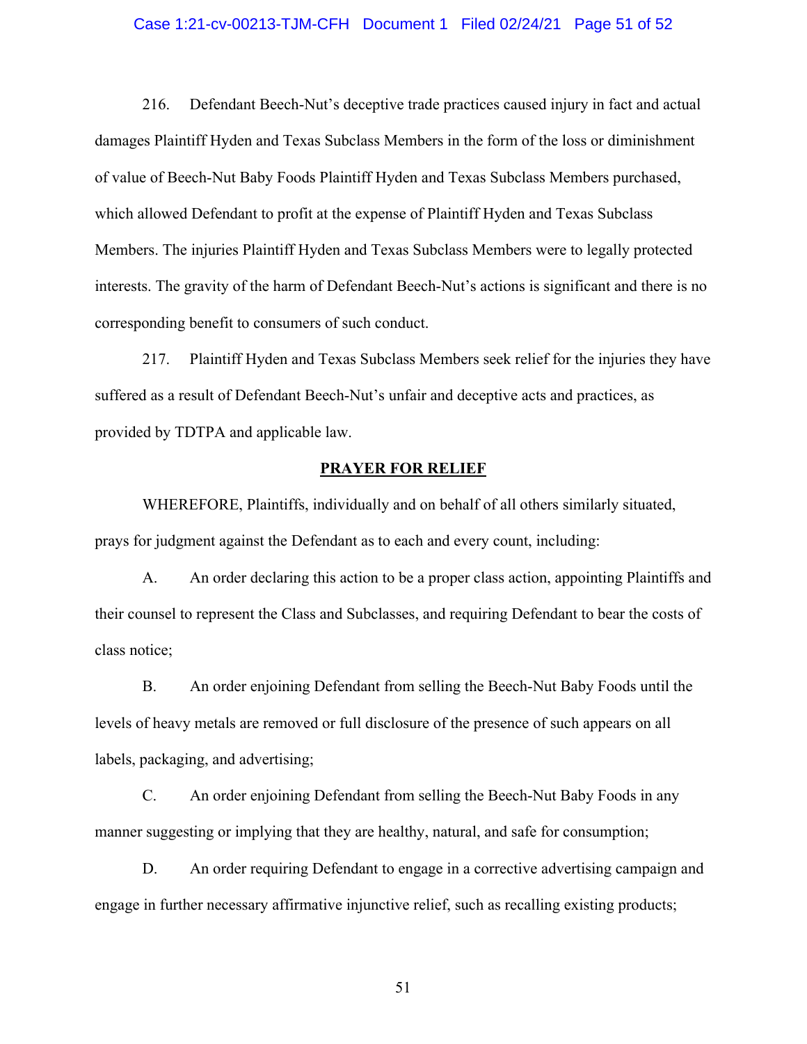216. Defendant Beech-Nut's deceptive trade practices caused injury in fact and actual damages Plaintiff Hyden and Texas Subclass Members in the form of the loss or diminishment of value of Beech-Nut Baby Foods Plaintiff Hyden and Texas Subclass Members purchased, which allowed Defendant to profit at the expense of Plaintiff Hyden and Texas Subclass Members. The injuries Plaintiff Hyden and Texas Subclass Members were to legally protected interests. The gravity of the harm of Defendant Beech-Nut's actions is significant and there is no corresponding benefit to consumers of such conduct.

217. Plaintiff Hyden and Texas Subclass Members seek relief for the injuries they have suffered as a result of Defendant Beech-Nut's unfair and deceptive acts and practices, as provided by TDTPA and applicable law.

## PRAYER FOR RELIEF

WHEREFORE, Plaintiffs, individually and on behalf of all others similarly situated, prays for judgment against the Defendant as to each and every count, including:

A. An order declaring this action to be a proper class action, appointing Plaintiffs and their counsel to represent the Class and Subclasses, and requiring Defendant to bear the costs of class notice;

B. An order enjoining Defendant from selling the Beech-Nut Baby Foods until the levels of heavy metals are removed or full disclosure of the presence of such appears on all labels, packaging, and advertising;

C. An order enjoining Defendant from selling the Beech-Nut Baby Foods in any manner suggesting or implying that they are healthy, natural, and safe for consumption;

D. An order requiring Defendant to engage in a corrective advertising campaign and engage in further necessary affirmative injunctive relief, such as recalling existing products;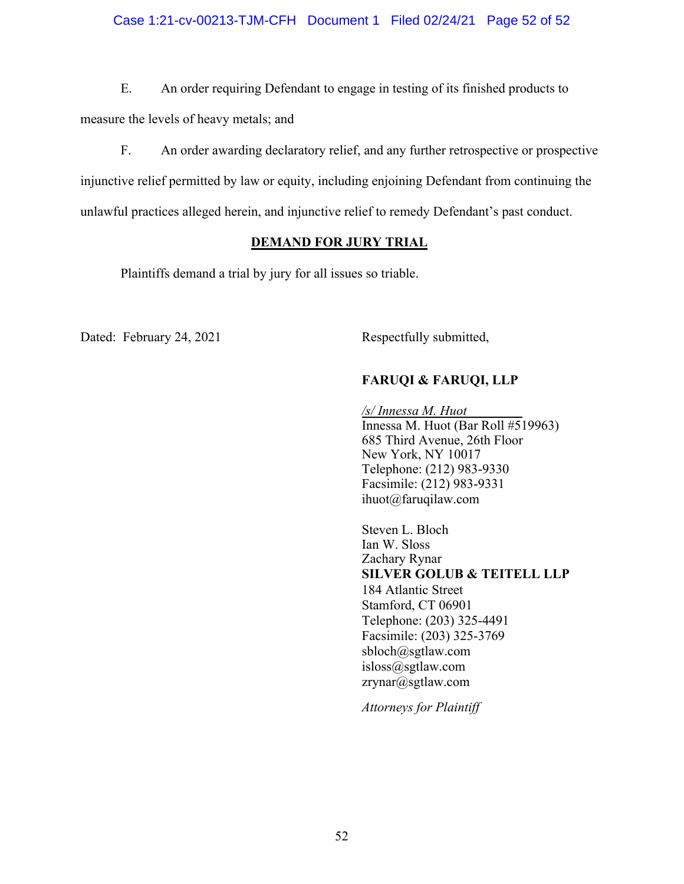E. An order requiring Defendant to engage in testing of its finished products to measure the levels of heavy metals; and

F. An order awarding declaratory relief, and any further retrospective or prospective injunctive relief permitted by law or equity, including enjoining Defendant from continuing the unlawful practices alleged herein, and injunctive relief to remedy Defendant's past conduct.

## DEMAND FOR JURY TRIAL

Plaintiffs demand a trial by jury for all issues so triable.

Dated: February 24, 2021

Respectfully submitted,

**FARUQI & FARUQI, LLP**

*/s/ Innessa M. Huot*
Innessa M. Huot (Bar Roll #519963)
685 Third Avenue, 26th Floor
New York, NY 10017
Telephone: (212) 983-9330
Facsimile: (212) 983-9331
ihuot@faruqilaw.com

Steven L. Bloch
Ian W. Sloss
Zachary Rynar
**SILVER GOLUB & TEITELL LLP**
184 Atlantic Street
Stamford, CT 06901
Telephone: (203) 325-4491
Facsimile: (203) 325-3769
sbloch@sgtlaw.com
isloss@sgtlaw.com
zrynar@sgtlaw.com

*Attorneys for Plaintiff*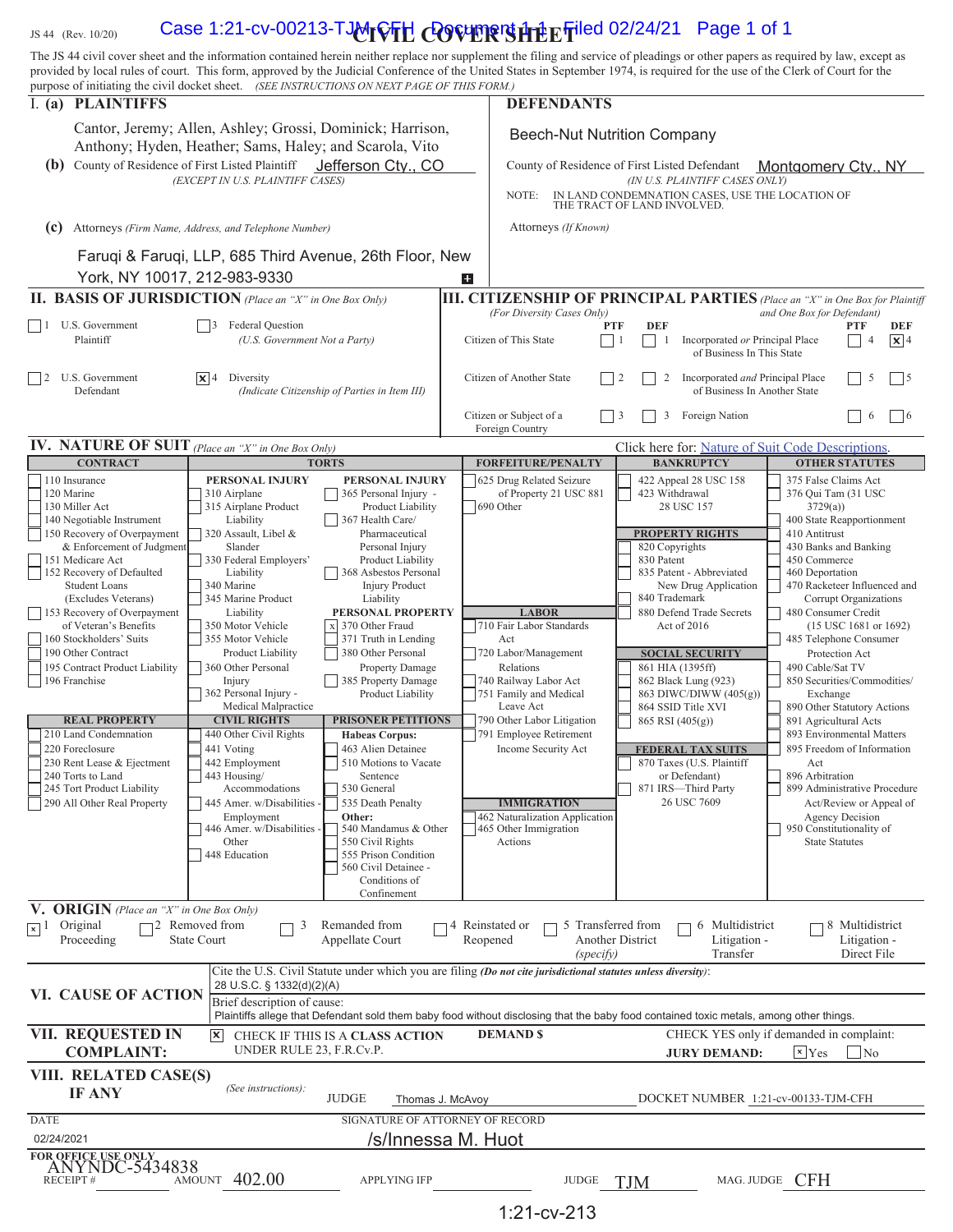JS 44 (Rev. 10/20)

# CIVIL COVER SHEET

The JS 44 civil cover sheet and the information contained herein neither replace nor supplement the filing and service of pleadings or other papers as required by law, except as provided by local rules of court. This form, approved by the Judicial Conference of the United States in September 1974, is required for the use of the Clerk of Court for the purpose of initiating the civil docket sheet. *(SEE INSTRUCTIONS ON NEXT PAGE OF THIS FORM.)*

## I. (a) PLAINTIFFS

Cantor, Jeremy; Allen, Ashley; Grossi, Dominick; Harrison, Anthony; Hyden, Heather; Sams, Haley; and Scarola, Vito

**(b)** County of Residence of First Listed Plaintiff: Jefferson Cty., CO
*(EXCEPT IN U.S. PLAINTIFF CASES)*

**(c)** Attorneys *(Firm Name, Address, and Telephone Number)*

Faruqi & Faruqi, LLP, 685 Third Avenue, 26th Floor, New York, NY 10017, 212-983-9330

## DEFENDANTS

Beech-Nut Nutrition Company

County of Residence of First Listed Defendant: Montgomery Cty., NY
*(IN U.S. PLAINTIFF CASES ONLY)*

NOTE: IN LAND CONDEMNATION CASES, USE THE LOCATION OF THE TRACT OF LAND INVOLVED.

Attorneys *(If Known)*

## II. BASIS OF JURISDICTION *(Place an "X" in One Box Only)*

- [ ] 1 U.S. Government Plaintiff
- [ ] 3 Federal Question (U.S. Government Not a Party)
- [ ] 2 U.S. Government Defendant
- [x] 4 Diversity (Indicate Citizenship of Parties in Item III)

## III. CITIZENSHIP OF PRINCIPAL PARTIES *(Place an "X" in One Box for Plaintiff and One Box for Defendant)* *(For Diversity Cases Only)*

| | PTF | DEF | | PTF | DEF |
|---|---|---|---|---|---|
| Citizen of This State | [ ] 1 | [ ] 1 | Incorporated *or* Principal Place of Business In This State | [ ] 4 | [x] 4 |
| Citizen of Another State | [ ] 2 | [ ] 2 | Incorporated *and* Principal Place of Business In Another State | [ ] 5 | [ ] 5 |
| Citizen or Subject of a Foreign Country | [ ] 3 | [ ] 3 | Foreign Nation | [ ] 6 | [ ] 6 |

## IV. NATURE OF SUIT *(Place an "X" in One Box Only)*

Click here for: Nature of Suit Code Descriptions.

Selected: [x] 370 Other Fraud (Torts – Personal Property)

## V. ORIGIN *(Place an "X" in One Box Only)*

- [x] 1 Original Proceeding
- [ ] 2 Removed from State Court
- [ ] 3 Remanded from Appellate Court
- [ ] 4 Reinstated or Reopened
- [ ] 5 Transferred from Another District *(specify)*
- [ ] 6 Multidistrict Litigation - Transfer
- [ ] 8 Multidistrict Litigation - Direct File

## VI. CAUSE OF ACTION

Cite the U.S. Civil Statute under which you are filing *(Do not cite jurisdictional statutes unless diversity)*: 28 U.S.C. § 1332(d)(2)(A)

Brief description of cause: Plaintiffs allege that Defendant sold them baby food without disclosing that the baby food contained toxic metals, among other things.

## VII. REQUESTED IN COMPLAINT:

[x] CHECK IF THIS IS A CLASS ACTION UNDER RULE 23, F.R.Cv.P.

DEMAND $

CHECK YES only if demanded in complaint: JURY DEMAND: [x] Yes [ ] No

## VIII. RELATED CASE(S) IF ANY *(See instructions)*:

JUDGE: Thomas J. McAvoy DOCKET NUMBER: 1:21-cv-00133-TJM-CFH

DATE: 02/24/2021

SIGNATURE OF ATTORNEY OF RECORD: /s/Innessa M. Huot

**FOR OFFICE USE ONLY**

RECEIPT #: ANYNDC-5434838 AMOUNT: 402.00 APPLYING IFP: JUDGE: TJM MAG. JUDGE: CFH

1:21-cv-213